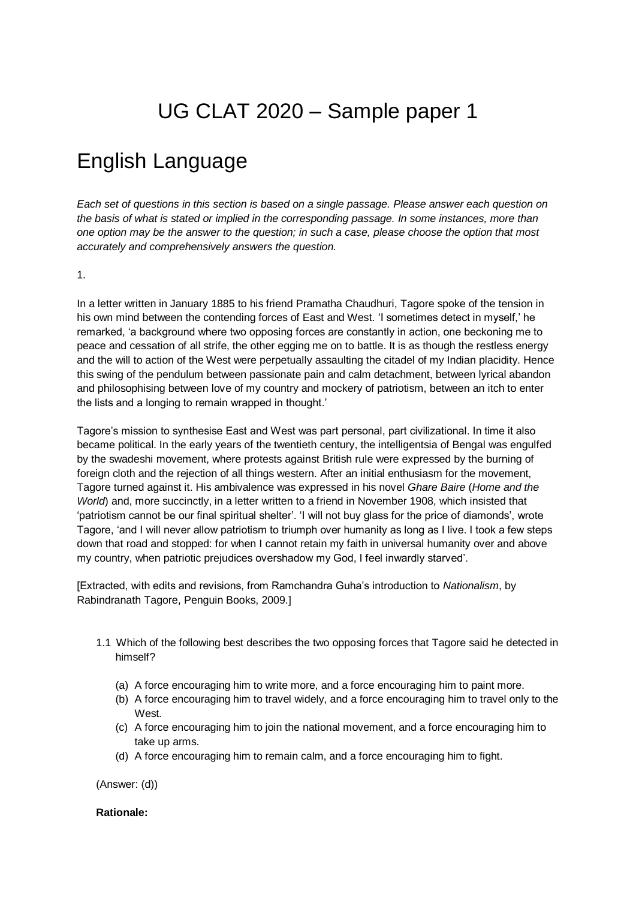# UG CLAT 2020 – Sample paper 1

# English Language

*Each set of questions in this section is based on a single passage. Please answer each question on the basis of what is stated or implied in the corresponding passage. In some instances, more than one option may be the answer to the question; in such a case, please choose the option that most accurately and comprehensively answers the question.*

1.

In a letter written in January 1885 to his friend Pramatha Chaudhuri, Tagore spoke of the tension in his own mind between the contending forces of East and West. 'I sometimes detect in myself,' he remarked, 'a background where two opposing forces are constantly in action, one beckoning me to peace and cessation of all strife, the other egging me on to battle. It is as though the restless energy and the will to action of the West were perpetually assaulting the citadel of my Indian placidity. Hence this swing of the pendulum between passionate pain and calm detachment, between lyrical abandon and philosophising between love of my country and mockery of patriotism, between an itch to enter the lists and a longing to remain wrapped in thought.'

Tagore's mission to synthesise East and West was part personal, part civilizational. In time it also became political. In the early years of the twentieth century, the intelligentsia of Bengal was engulfed by the swadeshi movement, where protests against British rule were expressed by the burning of foreign cloth and the rejection of all things western. After an initial enthusiasm for the movement, Tagore turned against it. His ambivalence was expressed in his novel *Ghare Baire* (*Home and the World*) and, more succinctly, in a letter written to a friend in November 1908, which insisted that 'patriotism cannot be our final spiritual shelter'. 'I will not buy glass for the price of diamonds', wrote Tagore, 'and I will never allow patriotism to triumph over humanity as long as I live. I took a few steps down that road and stopped: for when I cannot retain my faith in universal humanity over and above my country, when patriotic prejudices overshadow my God, I feel inwardly starved'.

[Extracted, with edits and revisions, from Ramchandra Guha's introduction to *Nationalism*, by Rabindranath Tagore, Penguin Books, 2009.]

1.1 Which of the following best describes the two opposing forces that Tagore said he detected in himself?

(a) A force encouraging him to write more, and a force encouraging him to paint more.
(b) A force encouraging him to travel widely, and a force encouraging him to travel only to the West.
(c) A force encouraging him to join the national movement, and a force encouraging him to take up arms.
(d) A force encouraging him to remain calm, and a force encouraging him to fight.

(Answer: (d))

**Rationale:**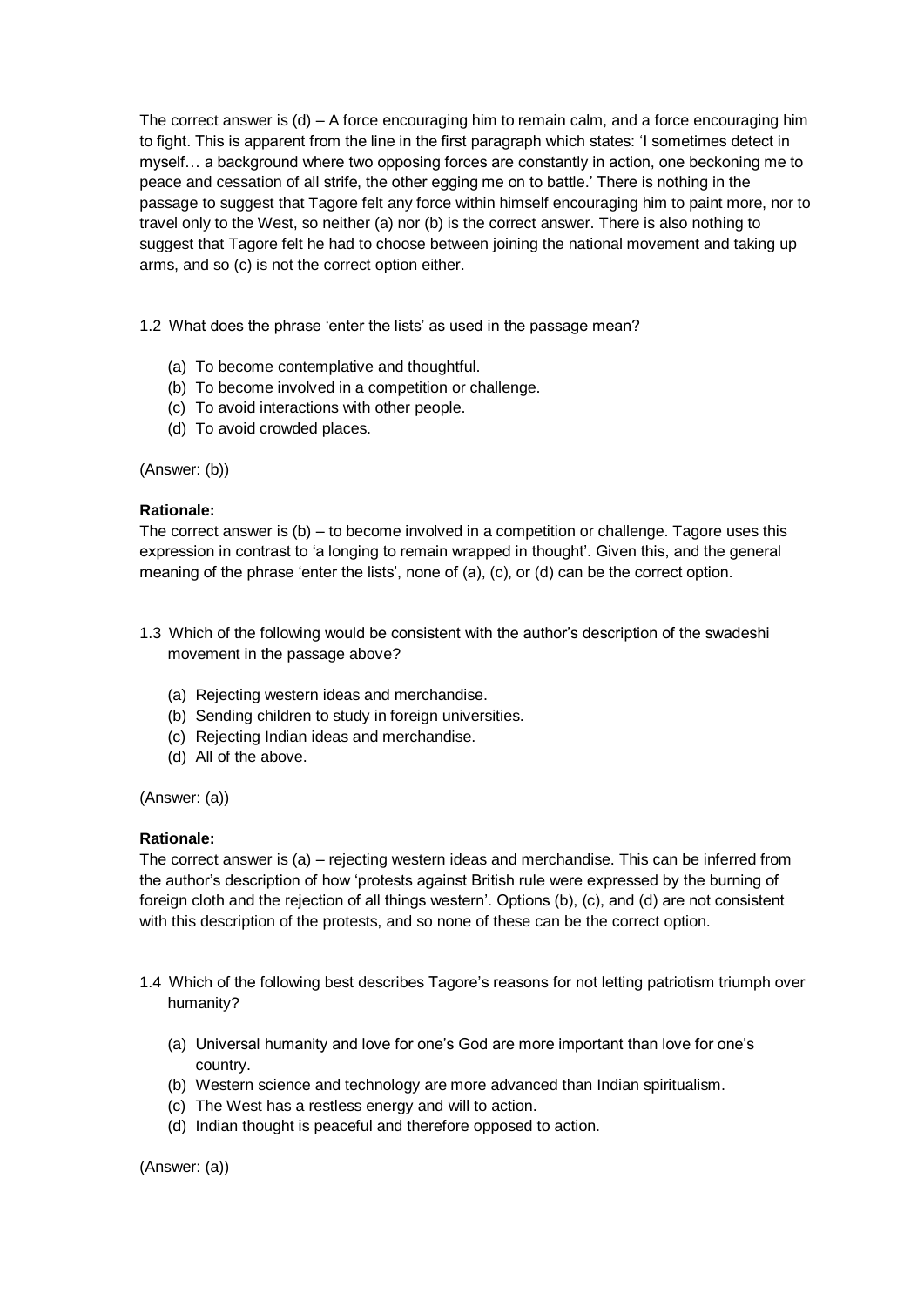The correct answer is (d) – A force encouraging him to remain calm, and a force encouraging him to fight. This is apparent from the line in the first paragraph which states: 'I sometimes detect in myself… a background where two opposing forces are constantly in action, one beckoning me to peace and cessation of all strife, the other egging me on to battle.' There is nothing in the passage to suggest that Tagore felt any force within himself encouraging him to paint more, nor to travel only to the West, so neither (a) nor (b) is the correct answer. There is also nothing to suggest that Tagore felt he had to choose between joining the national movement and taking up arms, and so (c) is not the correct option either.

1.2 What does the phrase 'enter the lists' as used in the passage mean?

(a) To become contemplative and thoughtful.
(b) To become involved in a competition or challenge.
(c) To avoid interactions with other people.
(d) To avoid crowded places.

(Answer: (b))

**Rationale:**
The correct answer is (b) – to become involved in a competition or challenge. Tagore uses this expression in contrast to 'a longing to remain wrapped in thought'. Given this, and the general meaning of the phrase 'enter the lists', none of (a), (c), or (d) can be the correct option.

1.3 Which of the following would be consistent with the author's description of the swadeshi movement in the passage above?

(a) Rejecting western ideas and merchandise.
(b) Sending children to study in foreign universities.
(c) Rejecting Indian ideas and merchandise.
(d) All of the above.

(Answer: (a))

**Rationale:**
The correct answer is (a) – rejecting western ideas and merchandise. This can be inferred from the author's description of how 'protests against British rule were expressed by the burning of foreign cloth and the rejection of all things western'. Options (b), (c), and (d) are not consistent with this description of the protests, and so none of these can be the correct option.

1.4 Which of the following best describes Tagore's reasons for not letting patriotism triumph over humanity?

(a) Universal humanity and love for one's God are more important than love for one's country.
(b) Western science and technology are more advanced than Indian spiritualism.
(c) The West has a restless energy and will to action.
(d) Indian thought is peaceful and therefore opposed to action.

(Answer: (a))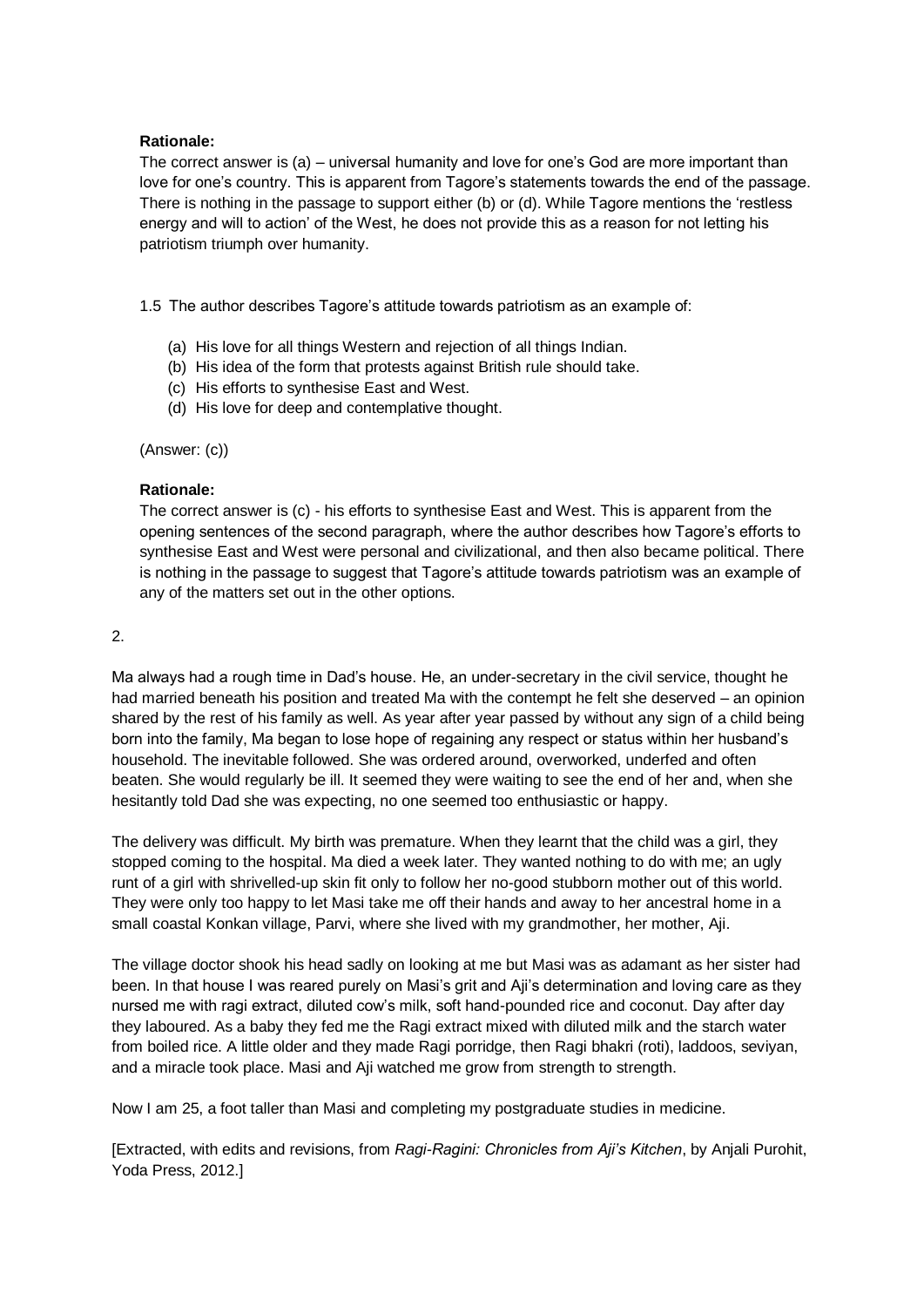**Rationale:**
The correct answer is (a) – universal humanity and love for one's God are more important than love for one's country. This is apparent from Tagore's statements towards the end of the passage. There is nothing in the passage to support either (b) or (d). While Tagore mentions the 'restless energy and will to action' of the West, he does not provide this as a reason for not letting his patriotism triumph over humanity.

1.5 The author describes Tagore's attitude towards patriotism as an example of:

(a) His love for all things Western and rejection of all things Indian.
(b) His idea of the form that protests against British rule should take.
(c) His efforts to synthesise East and West.
(d) His love for deep and contemplative thought.

(Answer: (c))

**Rationale:**
The correct answer is (c) - his efforts to synthesise East and West. This is apparent from the opening sentences of the second paragraph, where the author describes how Tagore's efforts to synthesise East and West were personal and civilizational, and then also became political. There is nothing in the passage to suggest that Tagore's attitude towards patriotism was an example of any of the matters set out in the other options.

2.

Ma always had a rough time in Dad's house. He, an under-secretary in the civil service, thought he had married beneath his position and treated Ma with the contempt he felt she deserved – an opinion shared by the rest of his family as well. As year after year passed by without any sign of a child being born into the family, Ma began to lose hope of regaining any respect or status within her husband's household. The inevitable followed. She was ordered around, overworked, underfed and often beaten. She would regularly be ill. It seemed they were waiting to see the end of her and, when she hesitantly told Dad she was expecting, no one seemed too enthusiastic or happy.

The delivery was difficult. My birth was premature. When they learnt that the child was a girl, they stopped coming to the hospital. Ma died a week later. They wanted nothing to do with me; an ugly runt of a girl with shrivelled-up skin fit only to follow her no-good stubborn mother out of this world. They were only too happy to let Masi take me off their hands and away to her ancestral home in a small coastal Konkan village, Parvi, where she lived with my grandmother, her mother, Aji.

The village doctor shook his head sadly on looking at me but Masi was as adamant as her sister had been. In that house I was reared purely on Masi's grit and Aji's determination and loving care as they nursed me with ragi extract, diluted cow's milk, soft hand-pounded rice and coconut. Day after day they laboured. As a baby they fed me the Ragi extract mixed with diluted milk and the starch water from boiled rice. A little older and they made Ragi porridge, then Ragi bhakri (roti), laddoos, seviyan, and a miracle took place. Masi and Aji watched me grow from strength to strength.

Now I am 25, a foot taller than Masi and completing my postgraduate studies in medicine.

[Extracted, with edits and revisions, from *Ragi-Ragini: Chronicles from Aji's Kitchen*, by Anjali Purohit, Yoda Press, 2012.]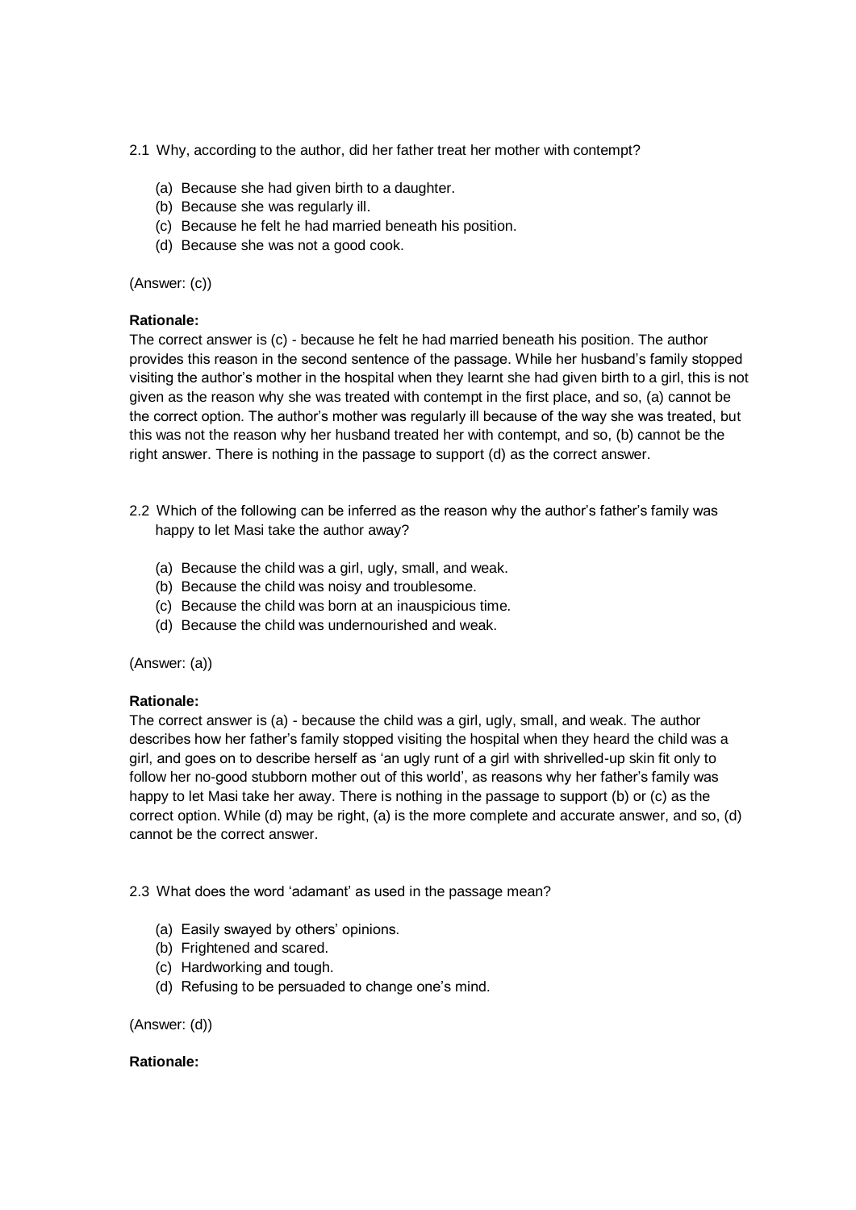2.1 Why, according to the author, did her father treat her mother with contempt?

(a) Because she had given birth to a daughter.
(b) Because she was regularly ill.
(c) Because he felt he had married beneath his position.
(d) Because she was not a good cook.

(Answer: (c))

**Rationale:**
The correct answer is (c) - because he felt he had married beneath his position. The author provides this reason in the second sentence of the passage. While her husband's family stopped visiting the author's mother in the hospital when they learnt she had given birth to a girl, this is not given as the reason why she was treated with contempt in the first place, and so, (a) cannot be the correct option. The author's mother was regularly ill because of the way she was treated, but this was not the reason why her husband treated her with contempt, and so, (b) cannot be the right answer. There is nothing in the passage to support (d) as the correct answer.

2.2 Which of the following can be inferred as the reason why the author's father's family was happy to let Masi take the author away?

(a) Because the child was a girl, ugly, small, and weak.
(b) Because the child was noisy and troublesome.
(c) Because the child was born at an inauspicious time.
(d) Because the child was undernourished and weak.

(Answer: (a))

**Rationale:**
The correct answer is (a) - because the child was a girl, ugly, small, and weak. The author describes how her father's family stopped visiting the hospital when they heard the child was a girl, and goes on to describe herself as 'an ugly runt of a girl with shrivelled-up skin fit only to follow her no-good stubborn mother out of this world', as reasons why her father's family was happy to let Masi take her away. There is nothing in the passage to support (b) or (c) as the correct option. While (d) may be right, (a) is the more complete and accurate answer, and so, (d) cannot be the correct answer.

2.3 What does the word 'adamant' as used in the passage mean?

(a) Easily swayed by others' opinions.
(b) Frightened and scared.
(c) Hardworking and tough.
(d) Refusing to be persuaded to change one's mind.

(Answer: (d))

**Rationale:**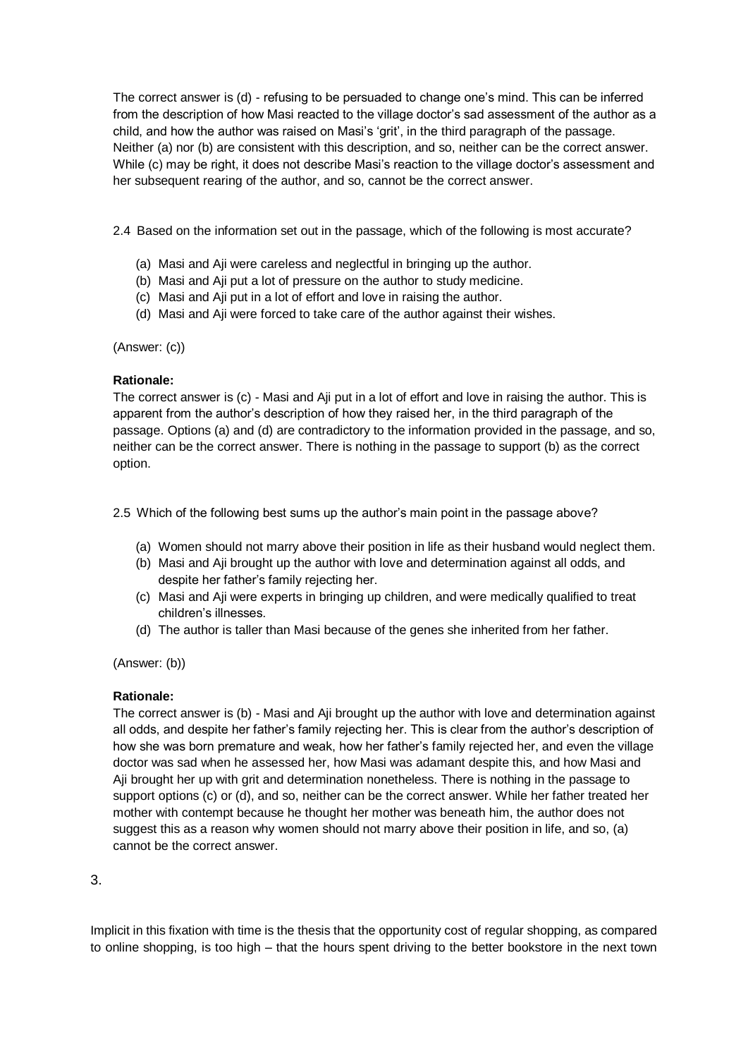The correct answer is (d) - refusing to be persuaded to change one's mind. This can be inferred from the description of how Masi reacted to the village doctor's sad assessment of the author as a child, and how the author was raised on Masi's 'grit', in the third paragraph of the passage. Neither (a) nor (b) are consistent with this description, and so, neither can be the correct answer. While (c) may be right, it does not describe Masi's reaction to the village doctor's assessment and her subsequent rearing of the author, and so, cannot be the correct answer.

2.4 Based on the information set out in the passage, which of the following is most accurate?

(a) Masi and Aji were careless and neglectful in bringing up the author.
(b) Masi and Aji put a lot of pressure on the author to study medicine.
(c) Masi and Aji put in a lot of effort and love in raising the author.
(d) Masi and Aji were forced to take care of the author against their wishes.

(Answer: (c))

**Rationale:**
The correct answer is (c) - Masi and Aji put in a lot of effort and love in raising the author. This is apparent from the author's description of how they raised her, in the third paragraph of the passage. Options (a) and (d) are contradictory to the information provided in the passage, and so, neither can be the correct answer. There is nothing in the passage to support (b) as the correct option.

2.5 Which of the following best sums up the author's main point in the passage above?

(a) Women should not marry above their position in life as their husband would neglect them.
(b) Masi and Aji brought up the author with love and determination against all odds, and despite her father's family rejecting her.
(c) Masi and Aji were experts in bringing up children, and were medically qualified to treat children's illnesses.
(d) The author is taller than Masi because of the genes she inherited from her father.

(Answer: (b))

**Rationale:**
The correct answer is (b) - Masi and Aji brought up the author with love and determination against all odds, and despite her father's family rejecting her. This is clear from the author's description of how she was born premature and weak, how her father's family rejected her, and even the village doctor was sad when he assessed her, how Masi was adamant despite this, and how Masi and Aji brought her up with grit and determination nonetheless. There is nothing in the passage to support options (c) or (d), and so, neither can be the correct answer. While her father treated her mother with contempt because he thought her mother was beneath him, the author does not suggest this as a reason why women should not marry above their position in life, and so, (a) cannot be the correct answer.

3.

Implicit in this fixation with time is the thesis that the opportunity cost of regular shopping, as compared to online shopping, is too high – that the hours spent driving to the better bookstore in the next town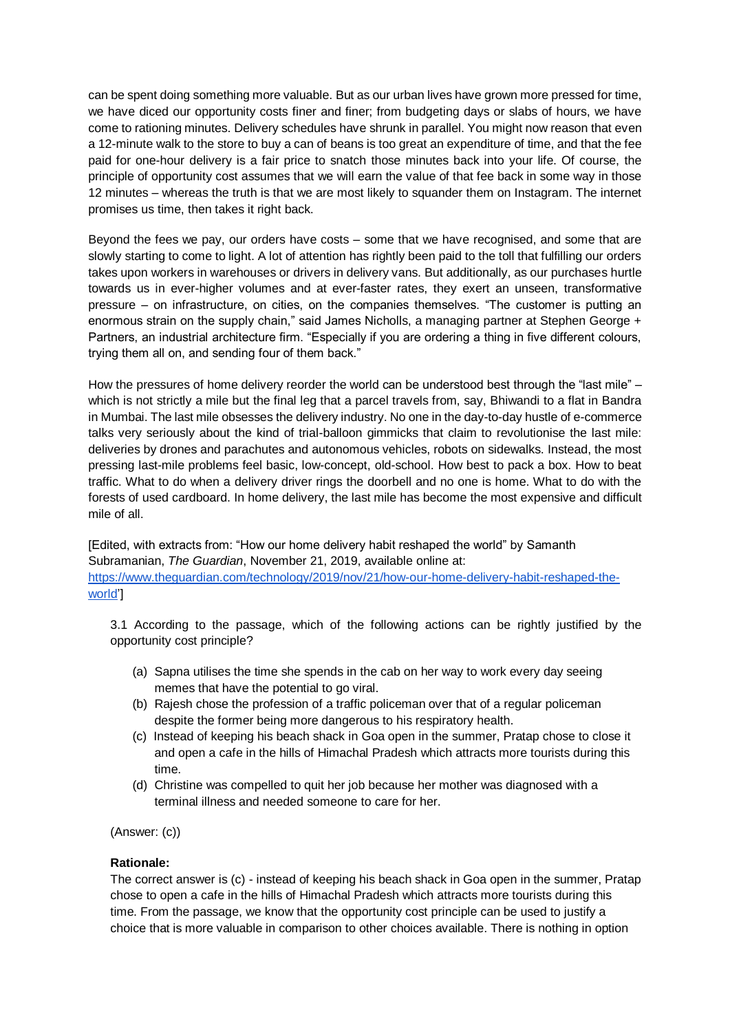can be spent doing something more valuable. But as our urban lives have grown more pressed for time, we have diced our opportunity costs finer and finer; from budgeting days or slabs of hours, we have come to rationing minutes. Delivery schedules have shrunk in parallel. You might now reason that even a 12-minute walk to the store to buy a can of beans is too great an expenditure of time, and that the fee paid for one-hour delivery is a fair price to snatch those minutes back into your life. Of course, the principle of opportunity cost assumes that we will earn the value of that fee back in some way in those 12 minutes – whereas the truth is that we are most likely to squander them on Instagram. The internet promises us time, then takes it right back.

Beyond the fees we pay, our orders have costs – some that we have recognised, and some that are slowly starting to come to light. A lot of attention has rightly been paid to the toll that fulfilling our orders takes upon workers in warehouses or drivers in delivery vans. But additionally, as our purchases hurtle towards us in ever-higher volumes and at ever-faster rates, they exert an unseen, transformative pressure – on infrastructure, on cities, on the companies themselves. "The customer is putting an enormous strain on the supply chain," said James Nicholls, a managing partner at Stephen George + Partners, an industrial architecture firm. "Especially if you are ordering a thing in five different colours, trying them all on, and sending four of them back."

How the pressures of home delivery reorder the world can be understood best through the "last mile" – which is not strictly a mile but the final leg that a parcel travels from, say, Bhiwandi to a flat in Bandra in Mumbai. The last mile obsesses the delivery industry. No one in the day-to-day hustle of e-commerce talks very seriously about the kind of trial-balloon gimmicks that claim to revolutionise the last mile: deliveries by drones and parachutes and autonomous vehicles, robots on sidewalks. Instead, the most pressing last-mile problems feel basic, low-concept, old-school. How best to pack a box. How to beat traffic. What to do when a delivery driver rings the doorbell and no one is home. What to do with the forests of used cardboard. In home delivery, the last mile has become the most expensive and difficult mile of all.

[Edited, with extracts from: "How our home delivery habit reshaped the world" by Samanth Subramanian, *The Guardian*, November 21, 2019, available online at: https://www.theguardian.com/technology/2019/nov/21/how-our-home-delivery-habit-reshaped-the-world']

3.1 According to the passage, which of the following actions can be rightly justified by the opportunity cost principle?

(a) Sapna utilises the time she spends in the cab on her way to work every day seeing memes that have the potential to go viral.

(b) Rajesh chose the profession of a traffic policeman over that of a regular policeman despite the former being more dangerous to his respiratory health.

(c) Instead of keeping his beach shack in Goa open in the summer, Pratap chose to close it and open a cafe in the hills of Himachal Pradesh which attracts more tourists during this time.

(d) Christine was compelled to quit her job because her mother was diagnosed with a terminal illness and needed someone to care for her.

(Answer: (c))

**Rationale:**

The correct answer is (c) - instead of keeping his beach shack in Goa open in the summer, Pratap chose to open a cafe in the hills of Himachal Pradesh which attracts more tourists during this time. From the passage, we know that the opportunity cost principle can be used to justify a choice that is more valuable in comparison to other choices available. There is nothing in option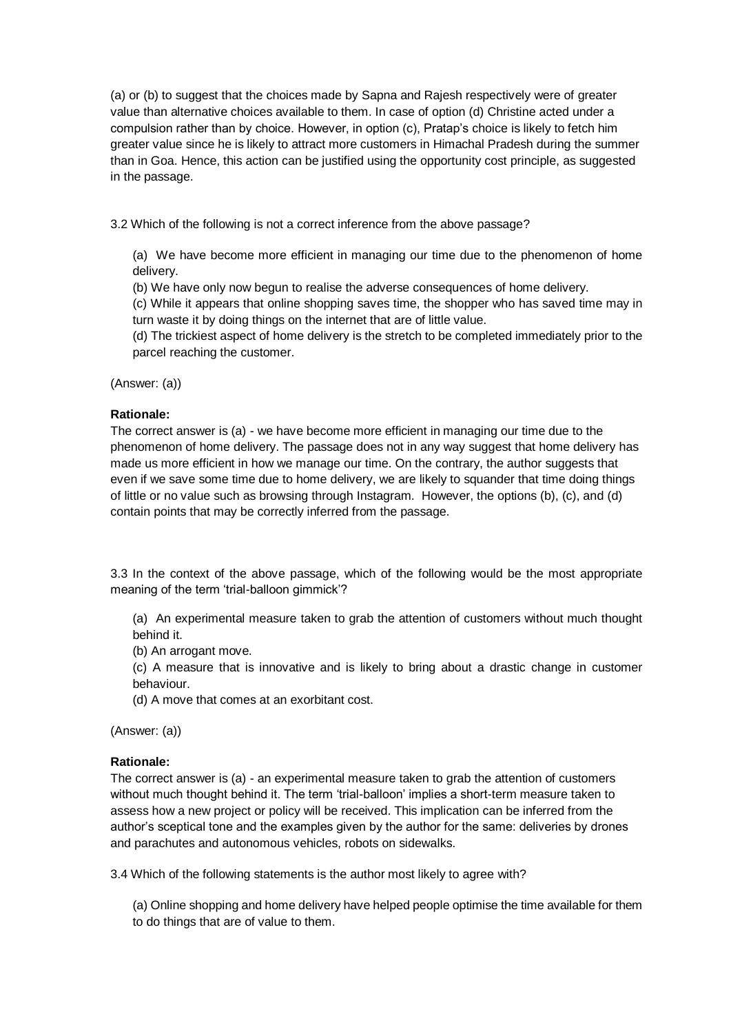(a) or (b) to suggest that the choices made by Sapna and Rajesh respectively were of greater value than alternative choices available to them. In case of option (d) Christine acted under a compulsion rather than by choice. However, in option (c), Pratap's choice is likely to fetch him greater value since he is likely to attract more customers in Himachal Pradesh during the summer than in Goa. Hence, this action can be justified using the opportunity cost principle, as suggested in the passage.

3.2 Which of the following is not a correct inference from the above passage?

(a) We have become more efficient in managing our time due to the phenomenon of home delivery.
(b) We have only now begun to realise the adverse consequences of home delivery.
(c) While it appears that online shopping saves time, the shopper who has saved time may in turn waste it by doing things on the internet that are of little value.
(d) The trickiest aspect of home delivery is the stretch to be completed immediately prior to the parcel reaching the customer.

(Answer: (a))

**Rationale:**
The correct answer is (a) - we have become more efficient in managing our time due to the phenomenon of home delivery. The passage does not in any way suggest that home delivery has made us more efficient in how we manage our time. On the contrary, the author suggests that even if we save some time due to home delivery, we are likely to squander that time doing things of little or no value such as browsing through Instagram. However, the options (b), (c), and (d) contain points that may be correctly inferred from the passage.

3.3 In the context of the above passage, which of the following would be the most appropriate meaning of the term 'trial-balloon gimmick'?

(a) An experimental measure taken to grab the attention of customers without much thought behind it.
(b) An arrogant move.
(c) A measure that is innovative and is likely to bring about a drastic change in customer behaviour.
(d) A move that comes at an exorbitant cost.

(Answer: (a))

**Rationale:**
The correct answer is (a) - an experimental measure taken to grab the attention of customers without much thought behind it. The term 'trial-balloon' implies a short-term measure taken to assess how a new project or policy will be received. This implication can be inferred from the author's sceptical tone and the examples given by the author for the same: deliveries by drones and parachutes and autonomous vehicles, robots on sidewalks.

3.4 Which of the following statements is the author most likely to agree with?

(a) Online shopping and home delivery have helped people optimise the time available for them to do things that are of value to them.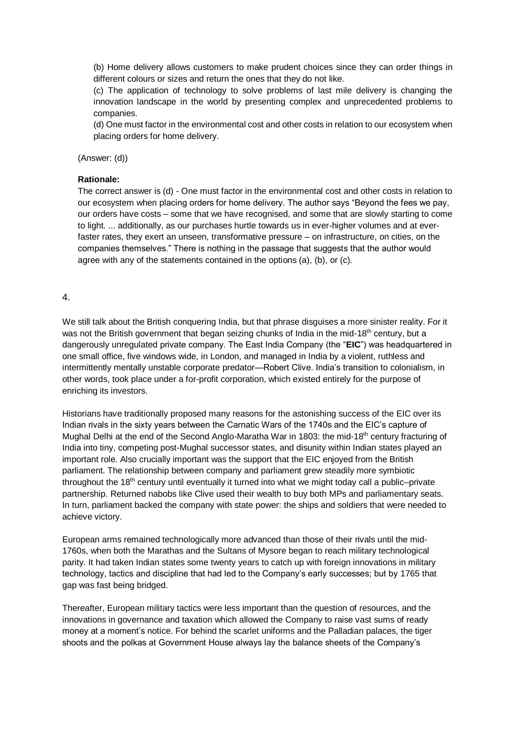(b) Home delivery allows customers to make prudent choices since they can order things in different colours or sizes and return the ones that they do not like.

(c) The application of technology to solve problems of last mile delivery is changing the innovation landscape in the world by presenting complex and unprecedented problems to companies.

(d) One must factor in the environmental cost and other costs in relation to our ecosystem when placing orders for home delivery.

(Answer: (d))

**Rationale:**

The correct answer is (d) - One must factor in the environmental cost and other costs in relation to our ecosystem when placing orders for home delivery. The author says "Beyond the fees we pay, our orders have costs – some that we have recognised, and some that are slowly starting to come to light. ... additionally, as our purchases hurtle towards us in ever-higher volumes and at ever-faster rates, they exert an unseen, transformative pressure – on infrastructure, on cities, on the companies themselves." There is nothing in the passage that suggests that the author would agree with any of the statements contained in the options (a), (b), or (c).

4.

We still talk about the British conquering India, but that phrase disguises a more sinister reality. For it was not the British government that began seizing chunks of India in the mid-18th century, but a dangerously unregulated private company. The East India Company (the "**EIC**") was headquartered in one small office, five windows wide, in London, and managed in India by a violent, ruthless and intermittently mentally unstable corporate predator—Robert Clive. India's transition to colonialism, in other words, took place under a for-profit corporation, which existed entirely for the purpose of enriching its investors.

Historians have traditionally proposed many reasons for the astonishing success of the EIC over its Indian rivals in the sixty years between the Carnatic Wars of the 1740s and the EIC's capture of Mughal Delhi at the end of the Second Anglo-Maratha War in 1803: the mid-18th century fracturing of India into tiny, competing post-Mughal successor states, and disunity within Indian states played an important role. Also crucially important was the support that the EIC enjoyed from the British parliament. The relationship between company and parliament grew steadily more symbiotic throughout the 18th century until eventually it turned into what we might today call a public–private partnership. Returned nabobs like Clive used their wealth to buy both MPs and parliamentary seats. In turn, parliament backed the company with state power: the ships and soldiers that were needed to achieve victory.

European arms remained technologically more advanced than those of their rivals until the mid-1760s, when both the Marathas and the Sultans of Mysore began to reach military technological parity. It had taken Indian states some twenty years to catch up with foreign innovations in military technology, tactics and discipline that had led to the Company's early successes; but by 1765 that gap was fast being bridged.

Thereafter, European military tactics were less important than the question of resources, and the innovations in governance and taxation which allowed the Company to raise vast sums of ready money at a moment's notice. For behind the scarlet uniforms and the Palladian palaces, the tiger shoots and the polkas at Government House always lay the balance sheets of the Company's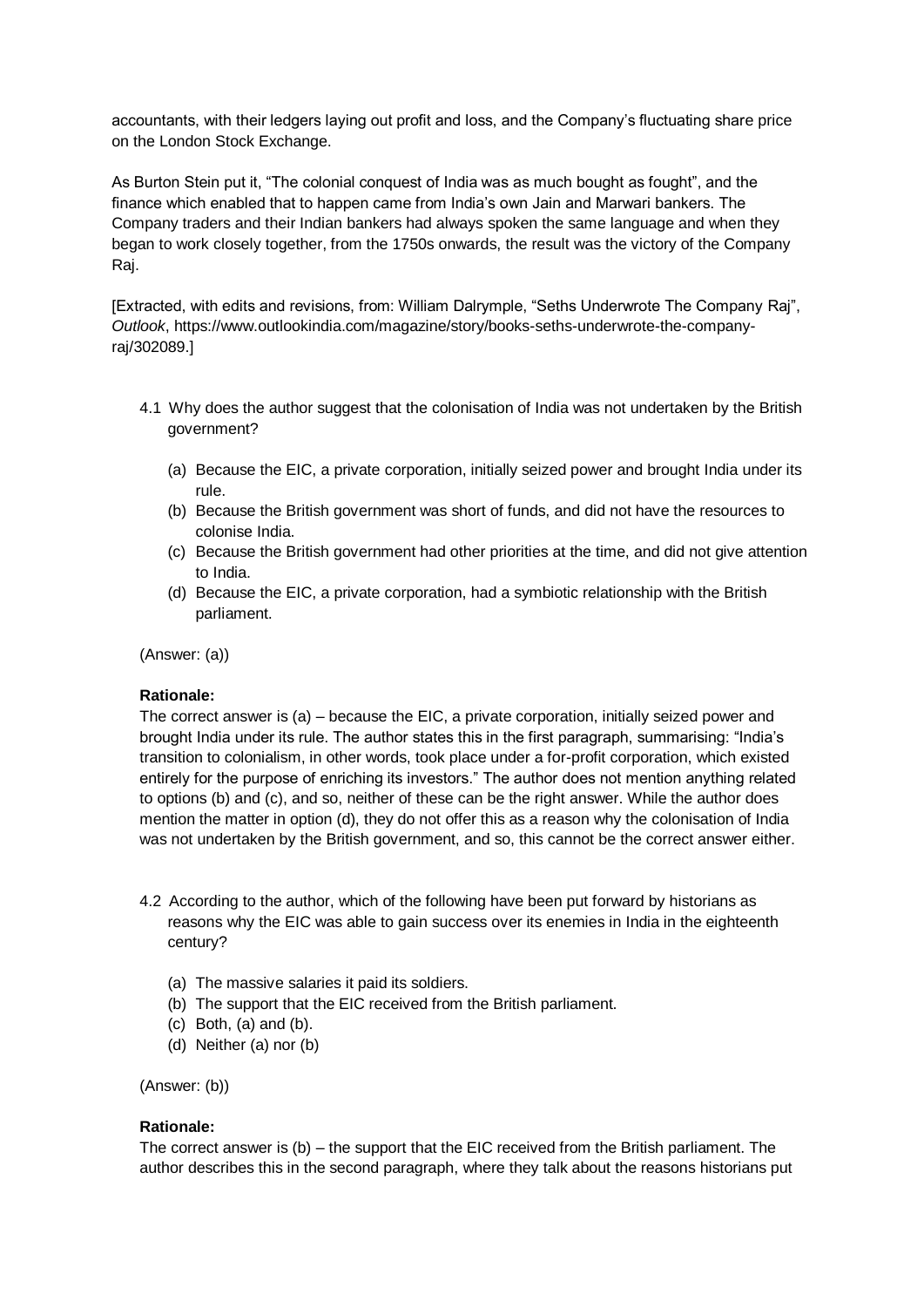accountants, with their ledgers laying out profit and loss, and the Company's fluctuating share price on the London Stock Exchange.

As Burton Stein put it, "The colonial conquest of India was as much bought as fought", and the finance which enabled that to happen came from India's own Jain and Marwari bankers. The Company traders and their Indian bankers had always spoken the same language and when they began to work closely together, from the 1750s onwards, the result was the victory of the Company Raj.

[Extracted, with edits and revisions, from: William Dalrymple, "Seths Underwrote The Company Raj", *Outlook*, https://www.outlookindia.com/magazine/story/books-seths-underwrote-the-company-raj/302089.]

4.1 Why does the author suggest that the colonisation of India was not undertaken by the British government?

(a) Because the EIC, a private corporation, initially seized power and brought India under its rule.
(b) Because the British government was short of funds, and did not have the resources to colonise India.
(c) Because the British government had other priorities at the time, and did not give attention to India.
(d) Because the EIC, a private corporation, had a symbiotic relationship with the British parliament.

(Answer: (a))

**Rationale:**
The correct answer is (a) – because the EIC, a private corporation, initially seized power and brought India under its rule. The author states this in the first paragraph, summarising: "India's transition to colonialism, in other words, took place under a for-profit corporation, which existed entirely for the purpose of enriching its investors." The author does not mention anything related to options (b) and (c), and so, neither of these can be the right answer. While the author does mention the matter in option (d), they do not offer this as a reason why the colonisation of India was not undertaken by the British government, and so, this cannot be the correct answer either.

4.2 According to the author, which of the following have been put forward by historians as reasons why the EIC was able to gain success over its enemies in India in the eighteenth century?

(a) The massive salaries it paid its soldiers.
(b) The support that the EIC received from the British parliament.
(c) Both, (a) and (b).
(d) Neither (a) nor (b)

(Answer: (b))

**Rationale:**
The correct answer is (b) – the support that the EIC received from the British parliament. The author describes this in the second paragraph, where they talk about the reasons historians put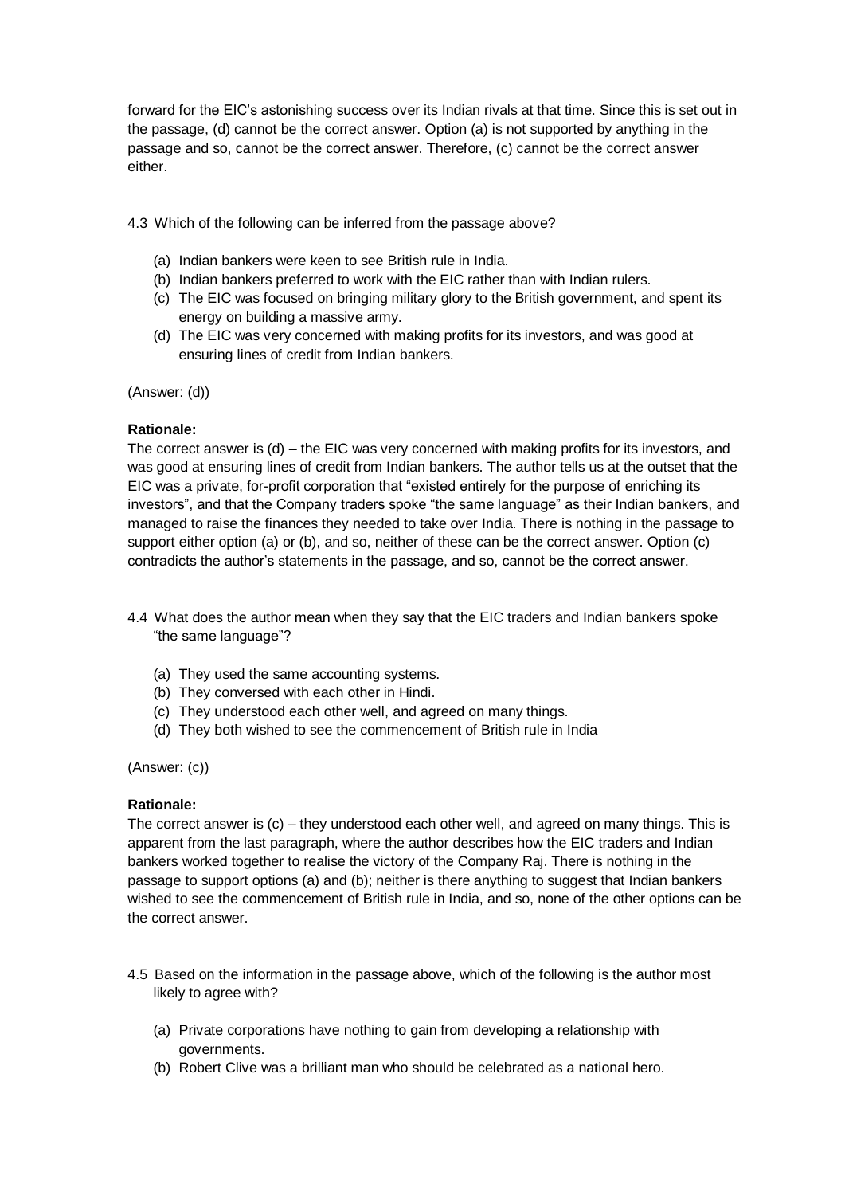forward for the EIC's astonishing success over its Indian rivals at that time. Since this is set out in the passage, (d) cannot be the correct answer. Option (a) is not supported by anything in the passage and so, cannot be the correct answer. Therefore, (c) cannot be the correct answer either.

4.3 Which of the following can be inferred from the passage above?

(a) Indian bankers were keen to see British rule in India.
(b) Indian bankers preferred to work with the EIC rather than with Indian rulers.
(c) The EIC was focused on bringing military glory to the British government, and spent its energy on building a massive army.
(d) The EIC was very concerned with making profits for its investors, and was good at ensuring lines of credit from Indian bankers.

(Answer: (d))

**Rationale:**
The correct answer is (d) – the EIC was very concerned with making profits for its investors, and was good at ensuring lines of credit from Indian bankers. The author tells us at the outset that the EIC was a private, for-profit corporation that "existed entirely for the purpose of enriching its investors", and that the Company traders spoke "the same language" as their Indian bankers, and managed to raise the finances they needed to take over India. There is nothing in the passage to support either option (a) or (b), and so, neither of these can be the correct answer. Option (c) contradicts the author's statements in the passage, and so, cannot be the correct answer.

4.4 What does the author mean when they say that the EIC traders and Indian bankers spoke "the same language"?

(a) They used the same accounting systems.
(b) They conversed with each other in Hindi.
(c) They understood each other well, and agreed on many things.
(d) They both wished to see the commencement of British rule in India

(Answer: (c))

**Rationale:**
The correct answer is (c) – they understood each other well, and agreed on many things. This is apparent from the last paragraph, where the author describes how the EIC traders and Indian bankers worked together to realise the victory of the Company Raj. There is nothing in the passage to support options (a) and (b); neither is there anything to suggest that Indian bankers wished to see the commencement of British rule in India, and so, none of the other options can be the correct answer.

4.5 Based on the information in the passage above, which of the following is the author most likely to agree with?

(a) Private corporations have nothing to gain from developing a relationship with governments.
(b) Robert Clive was a brilliant man who should be celebrated as a national hero.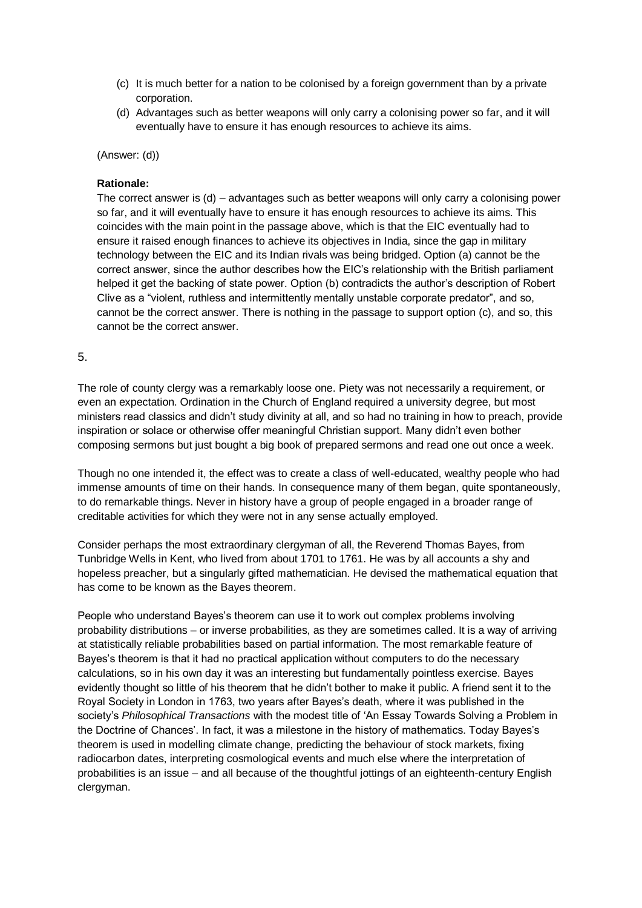(c) It is much better for a nation to be colonised by a foreign government than by a private corporation.

(d) Advantages such as better weapons will only carry a colonising power so far, and it will eventually have to ensure it has enough resources to achieve its aims.

(Answer: (d))

**Rationale:**

The correct answer is (d) – advantages such as better weapons will only carry a colonising power so far, and it will eventually have to ensure it has enough resources to achieve its aims. This coincides with the main point in the passage above, which is that the EIC eventually had to ensure it raised enough finances to achieve its objectives in India, since the gap in military technology between the EIC and its Indian rivals was being bridged. Option (a) cannot be the correct answer, since the author describes how the EIC's relationship with the British parliament helped it get the backing of state power. Option (b) contradicts the author's description of Robert Clive as a "violent, ruthless and intermittently mentally unstable corporate predator", and so, cannot be the correct answer. There is nothing in the passage to support option (c), and so, this cannot be the correct answer.

5.

The role of county clergy was a remarkably loose one. Piety was not necessarily a requirement, or even an expectation. Ordination in the Church of England required a university degree, but most ministers read classics and didn't study divinity at all, and so had no training in how to preach, provide inspiration or solace or otherwise offer meaningful Christian support. Many didn't even bother composing sermons but just bought a big book of prepared sermons and read one out once a week.

Though no one intended it, the effect was to create a class of well-educated, wealthy people who had immense amounts of time on their hands. In consequence many of them began, quite spontaneously, to do remarkable things. Never in history have a group of people engaged in a broader range of creditable activities for which they were not in any sense actually employed.

Consider perhaps the most extraordinary clergyman of all, the Reverend Thomas Bayes, from Tunbridge Wells in Kent, who lived from about 1701 to 1761. He was by all accounts a shy and hopeless preacher, but a singularly gifted mathematician. He devised the mathematical equation that has come to be known as the Bayes theorem.

People who understand Bayes's theorem can use it to work out complex problems involving probability distributions – or inverse probabilities, as they are sometimes called. It is a way of arriving at statistically reliable probabilities based on partial information. The most remarkable feature of Bayes's theorem is that it had no practical application without computers to do the necessary calculations, so in his own day it was an interesting but fundamentally pointless exercise. Bayes evidently thought so little of his theorem that he didn't bother to make it public. A friend sent it to the Royal Society in London in 1763, two years after Bayes's death, where it was published in the society's *Philosophical Transactions* with the modest title of 'An Essay Towards Solving a Problem in the Doctrine of Chances'. In fact, it was a milestone in the history of mathematics. Today Bayes's theorem is used in modelling climate change, predicting the behaviour of stock markets, fixing radiocarbon dates, interpreting cosmological events and much else where the interpretation of probabilities is an issue – and all because of the thoughtful jottings of an eighteenth-century English clergyman.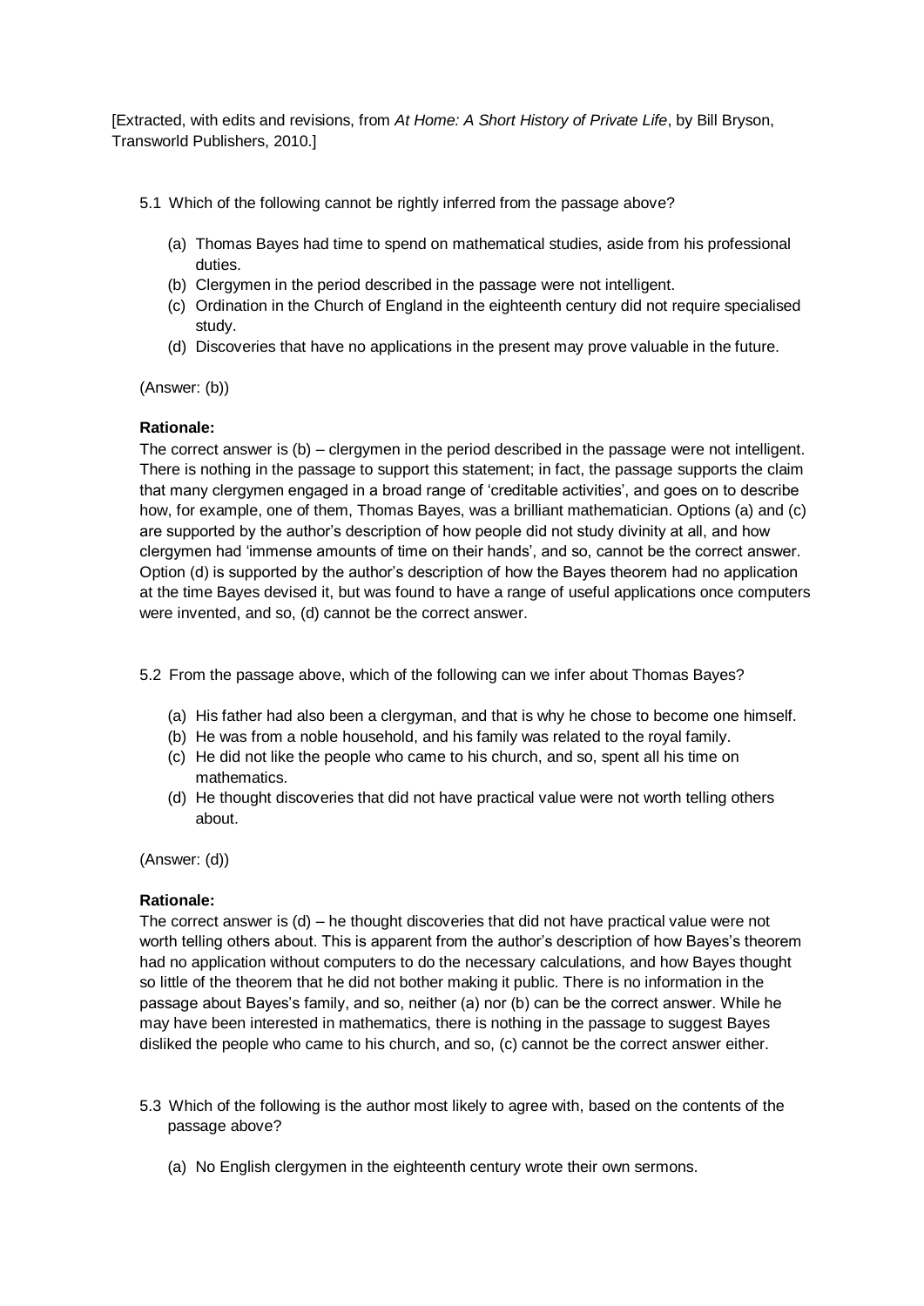[Extracted, with edits and revisions, from *At Home: A Short History of Private Life*, by Bill Bryson, Transworld Publishers, 2010.]

5.1 Which of the following cannot be rightly inferred from the passage above?

(a) Thomas Bayes had time to spend on mathematical studies, aside from his professional duties.
(b) Clergymen in the period described in the passage were not intelligent.
(c) Ordination in the Church of England in the eighteenth century did not require specialised study.
(d) Discoveries that have no applications in the present may prove valuable in the future.

(Answer: (b))

**Rationale:**
The correct answer is (b) – clergymen in the period described in the passage were not intelligent. There is nothing in the passage to support this statement; in fact, the passage supports the claim that many clergymen engaged in a broad range of 'creditable activities', and goes on to describe how, for example, one of them, Thomas Bayes, was a brilliant mathematician. Options (a) and (c) are supported by the author's description of how people did not study divinity at all, and how clergymen had 'immense amounts of time on their hands', and so, cannot be the correct answer. Option (d) is supported by the author's description of how the Bayes theorem had no application at the time Bayes devised it, but was found to have a range of useful applications once computers were invented, and so, (d) cannot be the correct answer.

5.2 From the passage above, which of the following can we infer about Thomas Bayes?

(a) His father had also been a clergyman, and that is why he chose to become one himself.
(b) He was from a noble household, and his family was related to the royal family.
(c) He did not like the people who came to his church, and so, spent all his time on mathematics.
(d) He thought discoveries that did not have practical value were not worth telling others about.

(Answer: (d))

**Rationale:**
The correct answer is (d) – he thought discoveries that did not have practical value were not worth telling others about. This is apparent from the author's description of how Bayes's theorem had no application without computers to do the necessary calculations, and how Bayes thought so little of the theorem that he did not bother making it public. There is no information in the passage about Bayes's family, and so, neither (a) nor (b) can be the correct answer. While he may have been interested in mathematics, there is nothing in the passage to suggest Bayes disliked the people who came to his church, and so, (c) cannot be the correct answer either.

5.3 Which of the following is the author most likely to agree with, based on the contents of the passage above?

(a) No English clergymen in the eighteenth century wrote their own sermons.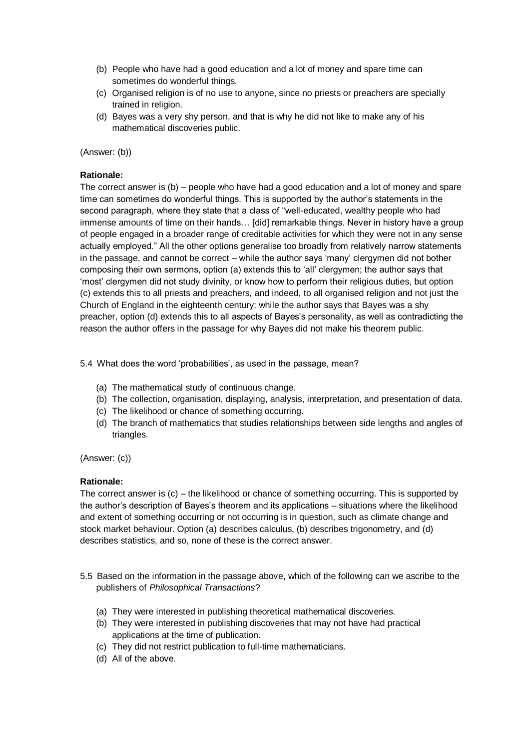(b) People who have had a good education and a lot of money and spare time can sometimes do wonderful things.
(c) Organised religion is of no use to anyone, since no priests or preachers are specially trained in religion.
(d) Bayes was a very shy person, and that is why he did not like to make any of his mathematical discoveries public.

(Answer: (b))

**Rationale:**
The correct answer is (b) – people who have had a good education and a lot of money and spare time can sometimes do wonderful things. This is supported by the author's statements in the second paragraph, where they state that a class of "well-educated, wealthy people who had immense amounts of time on their hands… [did] remarkable things. Never in history have a group of people engaged in a broader range of creditable activities for which they were not in any sense actually employed." All the other options generalise too broadly from relatively narrow statements in the passage, and cannot be correct – while the author says 'many' clergymen did not bother composing their own sermons, option (a) extends this to 'all' clergymen; the author says that 'most' clergymen did not study divinity, or know how to perform their religious duties, but option (c) extends this to all priests and preachers, and indeed, to all organised religion and not just the Church of England in the eighteenth century; while the author says that Bayes was a shy preacher, option (d) extends this to all aspects of Bayes's personality, as well as contradicting the reason the author offers in the passage for why Bayes did not make his theorem public.

5.4 What does the word 'probabilities', as used in the passage, mean?

(a) The mathematical study of continuous change.
(b) The collection, organisation, displaying, analysis, interpretation, and presentation of data.
(c) The likelihood or chance of something occurring.
(d) The branch of mathematics that studies relationships between side lengths and angles of triangles.

(Answer: (c))

**Rationale:**
The correct answer is (c) – the likelihood or chance of something occurring. This is supported by the author's description of Bayes's theorem and its applications – situations where the likelihood and extent of something occurring or not occurring is in question, such as climate change and stock market behaviour. Option (a) describes calculus, (b) describes trigonometry, and (d) describes statistics, and so, none of these is the correct answer.

5.5 Based on the information in the passage above, which of the following can we ascribe to the publishers of *Philosophical Transactions*?

(a) They were interested in publishing theoretical mathematical discoveries.
(b) They were interested in publishing discoveries that may not have had practical applications at the time of publication.
(c) They did not restrict publication to full-time mathematicians.
(d) All of the above.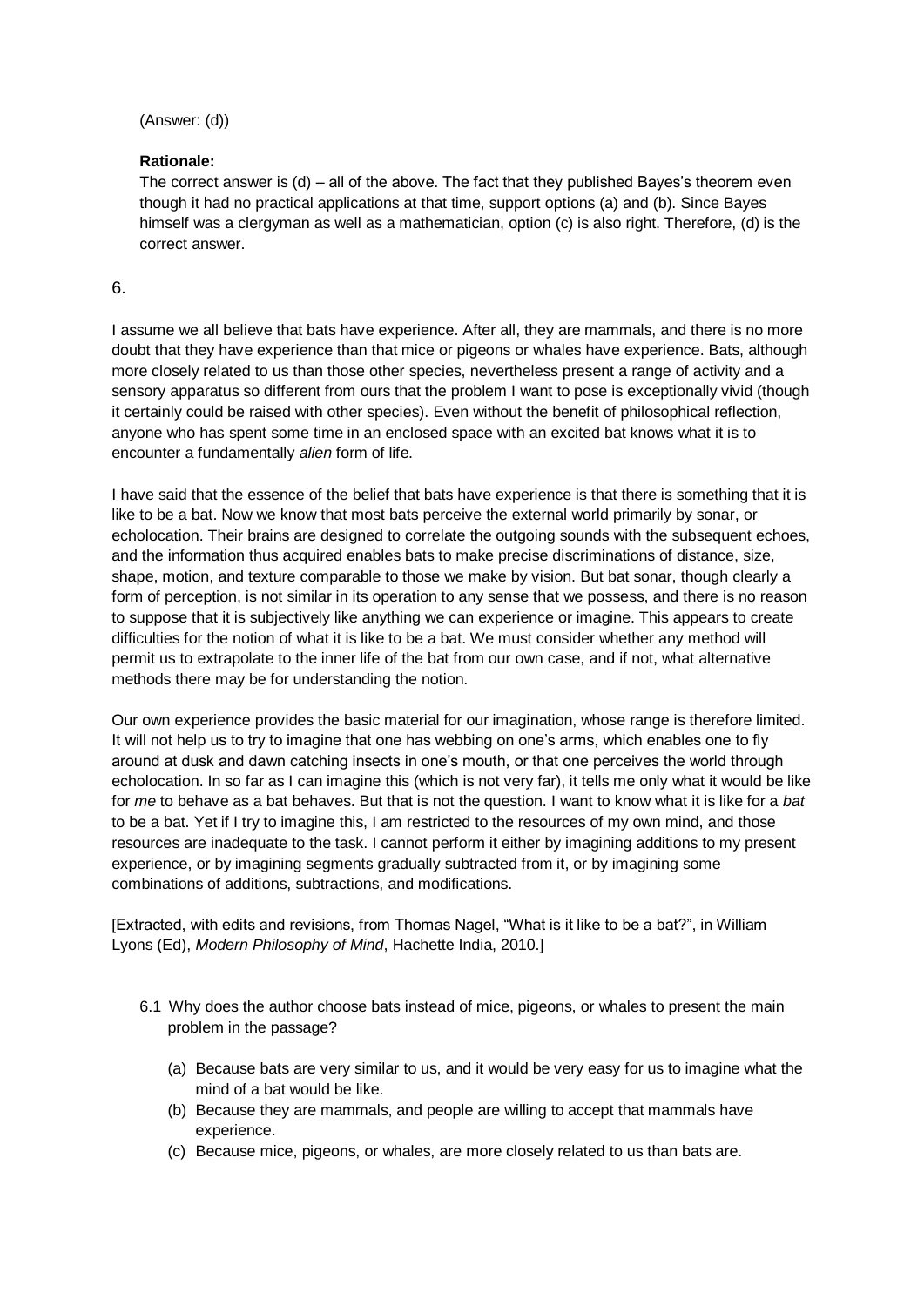(Answer: (d))

**Rationale:**
The correct answer is (d) – all of the above. The fact that they published Bayes's theorem even though it had no practical applications at that time, support options (a) and (b). Since Bayes himself was a clergyman as well as a mathematician, option (c) is also right. Therefore, (d) is the correct answer.

6.

I assume we all believe that bats have experience. After all, they are mammals, and there is no more doubt that they have experience than that mice or pigeons or whales have experience. Bats, although more closely related to us than those other species, nevertheless present a range of activity and a sensory apparatus so different from ours that the problem I want to pose is exceptionally vivid (though it certainly could be raised with other species). Even without the benefit of philosophical reflection, anyone who has spent some time in an enclosed space with an excited bat knows what it is to encounter a fundamentally *alien* form of life.

I have said that the essence of the belief that bats have experience is that there is something that it is like to be a bat. Now we know that most bats perceive the external world primarily by sonar, or echolocation. Their brains are designed to correlate the outgoing sounds with the subsequent echoes, and the information thus acquired enables bats to make precise discriminations of distance, size, shape, motion, and texture comparable to those we make by vision. But bat sonar, though clearly a form of perception, is not similar in its operation to any sense that we possess, and there is no reason to suppose that it is subjectively like anything we can experience or imagine. This appears to create difficulties for the notion of what it is like to be a bat. We must consider whether any method will permit us to extrapolate to the inner life of the bat from our own case, and if not, what alternative methods there may be for understanding the notion.

Our own experience provides the basic material for our imagination, whose range is therefore limited. It will not help us to try to imagine that one has webbing on one's arms, which enables one to fly around at dusk and dawn catching insects in one's mouth, or that one perceives the world through echolocation. In so far as I can imagine this (which is not very far), it tells me only what it would be like for *me* to behave as a bat behaves. But that is not the question. I want to know what it is like for a *bat* to be a bat. Yet if I try to imagine this, I am restricted to the resources of my own mind, and those resources are inadequate to the task. I cannot perform it either by imagining additions to my present experience, or by imagining segments gradually subtracted from it, or by imagining some combinations of additions, subtractions, and modifications.

[Extracted, with edits and revisions, from Thomas Nagel, "What is it like to be a bat?", in William Lyons (Ed), *Modern Philosophy of Mind*, Hachette India, 2010.]

6.1 Why does the author choose bats instead of mice, pigeons, or whales to present the main problem in the passage?

(a) Because bats are very similar to us, and it would be very easy for us to imagine what the mind of a bat would be like.
(b) Because they are mammals, and people are willing to accept that mammals have experience.
(c) Because mice, pigeons, or whales, are more closely related to us than bats are.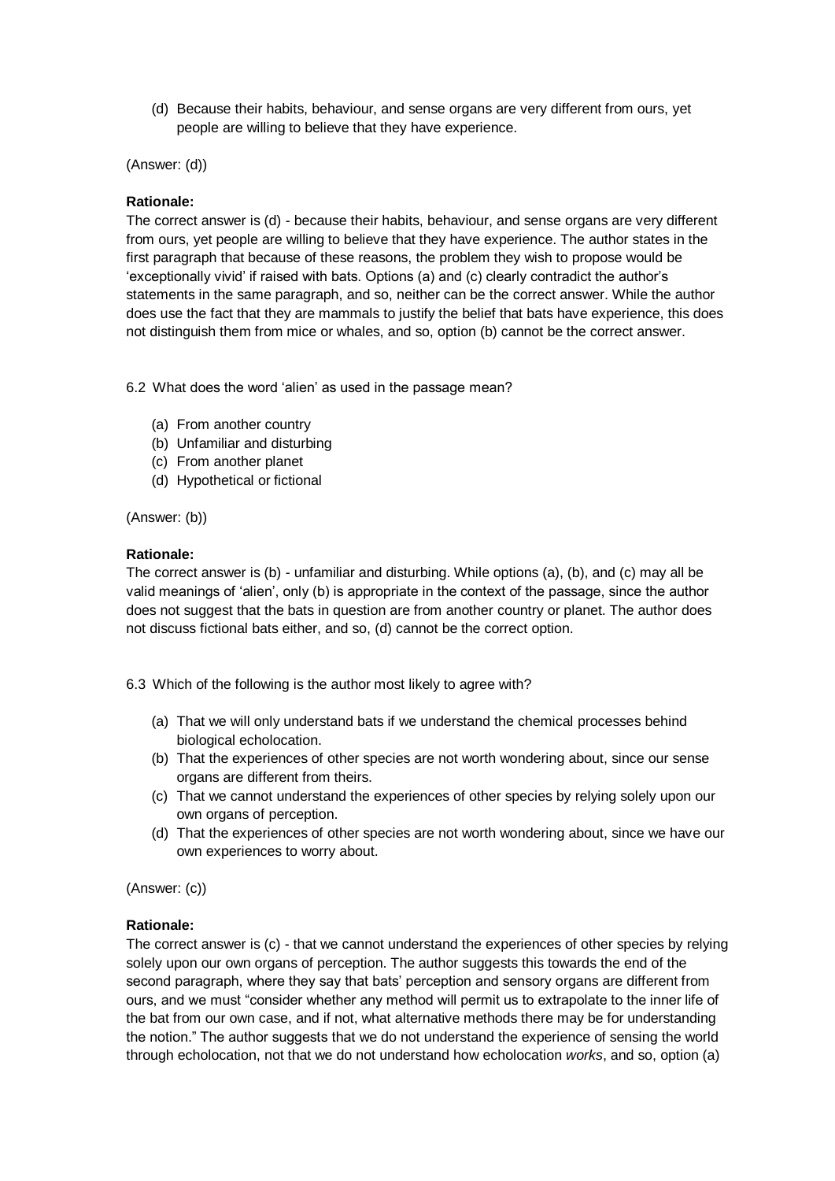(d) Because their habits, behaviour, and sense organs are very different from ours, yet people are willing to believe that they have experience.

(Answer: (d))

**Rationale:**
The correct answer is (d) - because their habits, behaviour, and sense organs are very different from ours, yet people are willing to believe that they have experience. The author states in the first paragraph that because of these reasons, the problem they wish to propose would be 'exceptionally vivid' if raised with bats. Options (a) and (c) clearly contradict the author's statements in the same paragraph, and so, neither can be the correct answer. While the author does use the fact that they are mammals to justify the belief that bats have experience, this does not distinguish them from mice or whales, and so, option (b) cannot be the correct answer.

6.2 What does the word 'alien' as used in the passage mean?

(a) From another country
(b) Unfamiliar and disturbing
(c) From another planet
(d) Hypothetical or fictional

(Answer: (b))

**Rationale:**
The correct answer is (b) - unfamiliar and disturbing. While options (a), (b), and (c) may all be valid meanings of 'alien', only (b) is appropriate in the context of the passage, since the author does not suggest that the bats in question are from another country or planet. The author does not discuss fictional bats either, and so, (d) cannot be the correct option.

6.3 Which of the following is the author most likely to agree with?

(a) That we will only understand bats if we understand the chemical processes behind biological echolocation.
(b) That the experiences of other species are not worth wondering about, since our sense organs are different from theirs.
(c) That we cannot understand the experiences of other species by relying solely upon our own organs of perception.
(d) That the experiences of other species are not worth wondering about, since we have our own experiences to worry about.

(Answer: (c))

**Rationale:**
The correct answer is (c) - that we cannot understand the experiences of other species by relying solely upon our own organs of perception. The author suggests this towards the end of the second paragraph, where they say that bats' perception and sensory organs are different from ours, and we must "consider whether any method will permit us to extrapolate to the inner life of the bat from our own case, and if not, what alternative methods there may be for understanding the notion." The author suggests that we do not understand the experience of sensing the world through echolocation, not that we do not understand how echolocation *works*, and so, option (a)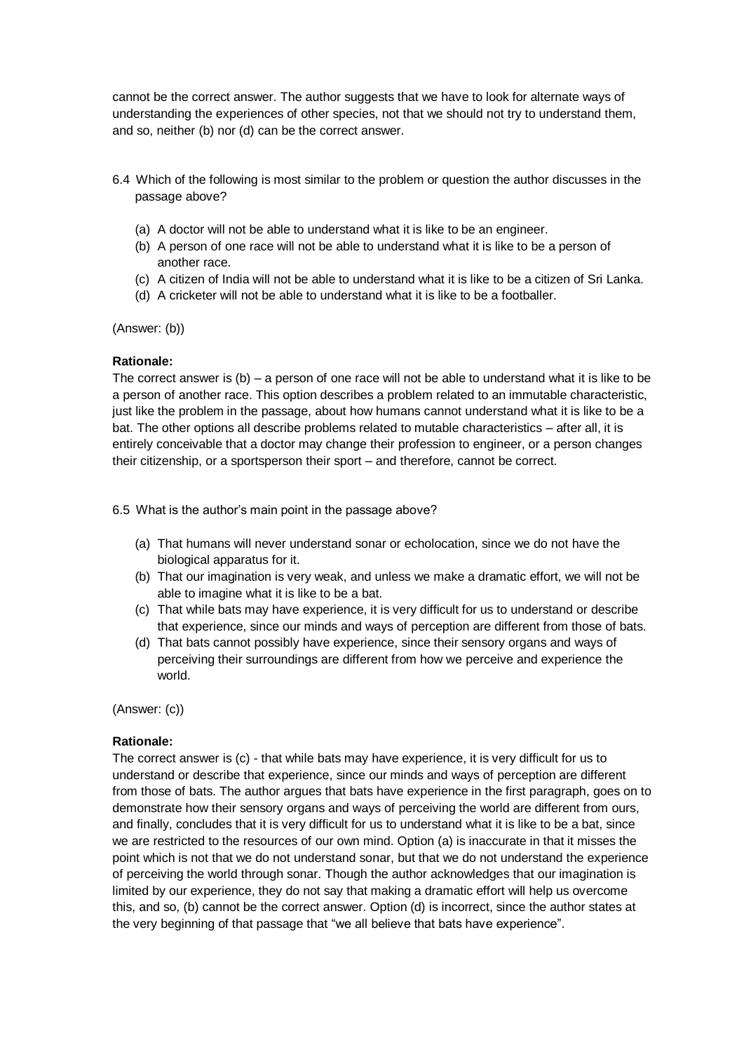cannot be the correct answer. The author suggests that we have to look for alternate ways of understanding the experiences of other species, not that we should not try to understand them, and so, neither (b) nor (d) can be the correct answer.

6.4 Which of the following is most similar to the problem or question the author discusses in the passage above?

(a) A doctor will not be able to understand what it is like to be an engineer.
(b) A person of one race will not be able to understand what it is like to be a person of another race.
(c) A citizen of India will not be able to understand what it is like to be a citizen of Sri Lanka.
(d) A cricketer will not be able to understand what it is like to be a footballer.

(Answer: (b))

**Rationale:**
The correct answer is (b) – a person of one race will not be able to understand what it is like to be a person of another race. This option describes a problem related to an immutable characteristic, just like the problem in the passage, about how humans cannot understand what it is like to be a bat. The other options all describe problems related to mutable characteristics – after all, it is entirely conceivable that a doctor may change their profession to engineer, or a person changes their citizenship, or a sportsperson their sport – and therefore, cannot be correct.

6.5 What is the author's main point in the passage above?

(a) That humans will never understand sonar or echolocation, since we do not have the biological apparatus for it.
(b) That our imagination is very weak, and unless we make a dramatic effort, we will not be able to imagine what it is like to be a bat.
(c) That while bats may have experience, it is very difficult for us to understand or describe that experience, since our minds and ways of perception are different from those of bats.
(d) That bats cannot possibly have experience, since their sensory organs and ways of perceiving their surroundings are different from how we perceive and experience the world.

(Answer: (c))

**Rationale:**
The correct answer is (c) - that while bats may have experience, it is very difficult for us to understand or describe that experience, since our minds and ways of perception are different from those of bats. The author argues that bats have experience in the first paragraph, goes on to demonstrate how their sensory organs and ways of perceiving the world are different from ours, and finally, concludes that it is very difficult for us to understand what it is like to be a bat, since we are restricted to the resources of our own mind. Option (a) is inaccurate in that it misses the point which is not that we do not understand sonar, but that we do not understand the experience of perceiving the world through sonar. Though the author acknowledges that our imagination is limited by our experience, they do not say that making a dramatic effort will help us overcome this, and so, (b) cannot be the correct answer. Option (d) is incorrect, since the author states at the very beginning of that passage that "we all believe that bats have experience".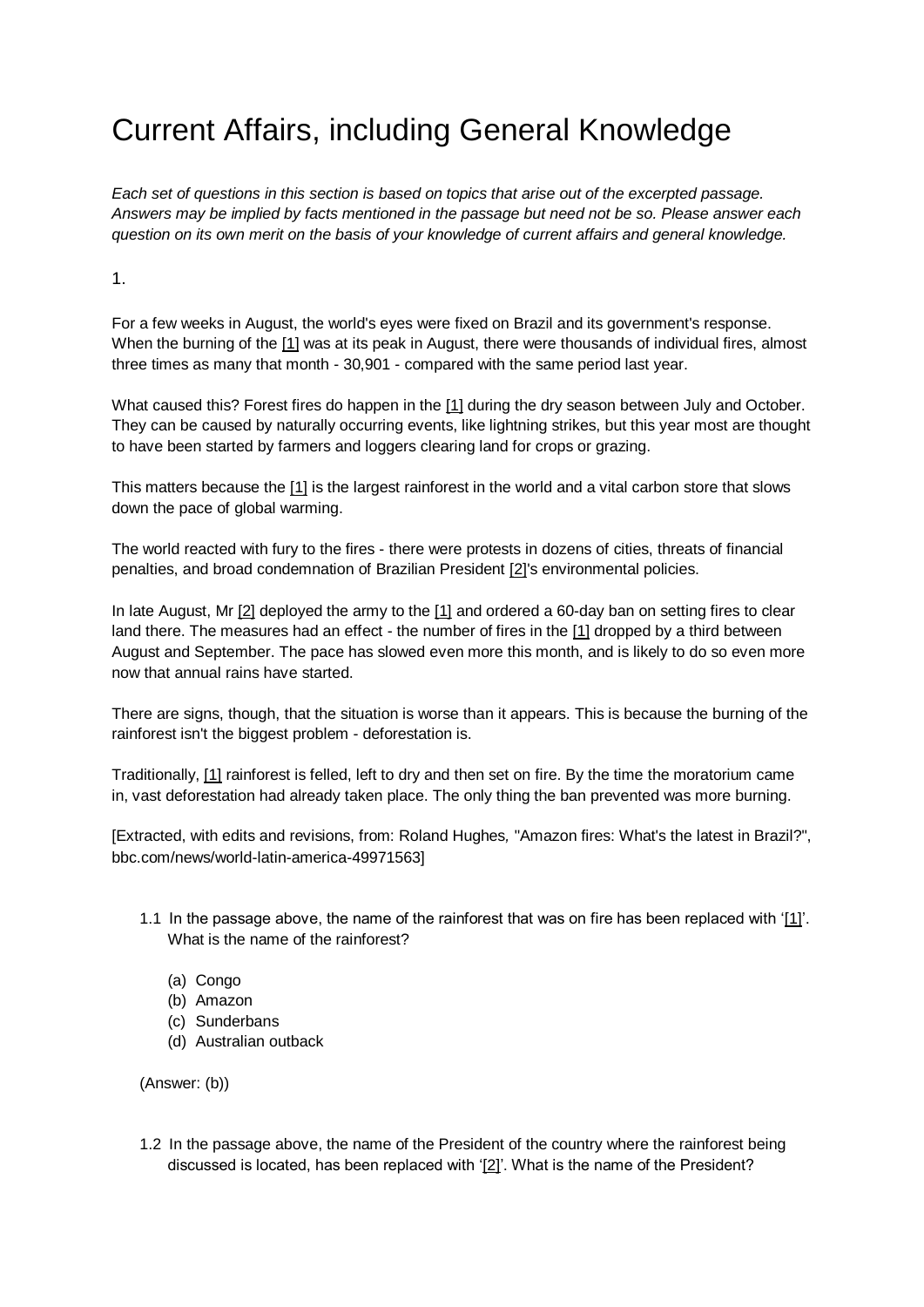# Current Affairs, including General Knowledge

*Each set of questions in this section is based on topics that arise out of the excerpted passage. Answers may be implied by facts mentioned in the passage but need not be so. Please answer each question on its own merit on the basis of your knowledge of current affairs and general knowledge.*

1.

For a few weeks in August, the world's eyes were fixed on Brazil and its government's response. When the burning of the [1] was at its peak in August, there were thousands of individual fires, almost three times as many that month - 30,901 - compared with the same period last year.

What caused this? Forest fires do happen in the [1] during the dry season between July and October. They can be caused by naturally occurring events, like lightning strikes, but this year most are thought to have been started by farmers and loggers clearing land for crops or grazing.

This matters because the [1] is the largest rainforest in the world and a vital carbon store that slows down the pace of global warming.

The world reacted with fury to the fires - there were protests in dozens of cities, threats of financial penalties, and broad condemnation of Brazilian President [2]'s environmental policies.

In late August, Mr [2] deployed the army to the [1] and ordered a 60-day ban on setting fires to clear land there. The measures had an effect - the number of fires in the [1] dropped by a third between August and September. The pace has slowed even more this month, and is likely to do so even more now that annual rains have started.

There are signs, though, that the situation is worse than it appears. This is because the burning of the rainforest isn't the biggest problem - deforestation is.

Traditionally, [1] rainforest is felled, left to dry and then set on fire. By the time the moratorium came in, vast deforestation had already taken place. The only thing the ban prevented was more burning.

[Extracted, with edits and revisions, from: Roland Hughes, "Amazon fires: What's the latest in Brazil?", bbc.com/news/world-latin-america-49971563]

1.1 In the passage above, the name of the rainforest that was on fire has been replaced with '[1]'. What is the name of the rainforest?

(a) Congo
(b) Amazon
(c) Sunderbans
(d) Australian outback

(Answer: (b))

1.2 In the passage above, the name of the President of the country where the rainforest being discussed is located, has been replaced with '[2]'. What is the name of the President?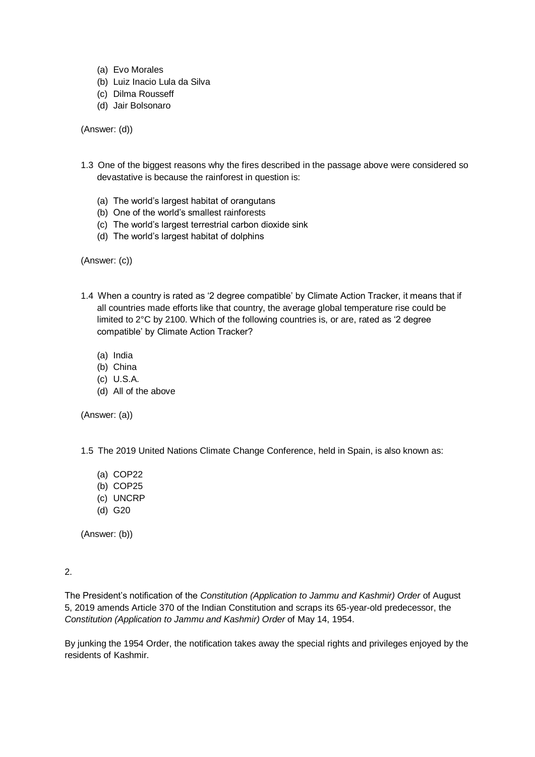(a) Evo Morales
(b) Luiz Inacio Lula da Silva
(c) Dilma Rousseff
(d) Jair Bolsonaro

(Answer: (d))

1.3 One of the biggest reasons why the fires described in the passage above were considered so devastative is because the rainforest in question is:

(a) The world's largest habitat of orangutans
(b) One of the world's smallest rainforests
(c) The world's largest terrestrial carbon dioxide sink
(d) The world's largest habitat of dolphins

(Answer: (c))

1.4 When a country is rated as '2 degree compatible' by Climate Action Tracker, it means that if all countries made efforts like that country, the average global temperature rise could be limited to 2°C by 2100. Which of the following countries is, or are, rated as '2 degree compatible' by Climate Action Tracker?

(a) India
(b) China
(c) U.S.A.
(d) All of the above

(Answer: (a))

1.5 The 2019 United Nations Climate Change Conference, held in Spain, is also known as:

(a) COP22
(b) COP25
(c) UNCRP
(d) G20

(Answer: (b))

2.

The President's notification of the *Constitution (Application to Jammu and Kashmir) Order* of August 5, 2019 amends Article 370 of the Indian Constitution and scraps its 65-year-old predecessor, the *Constitution (Application to Jammu and Kashmir) Order* of May 14, 1954.

By junking the 1954 Order, the notification takes away the special rights and privileges enjoyed by the residents of Kashmir.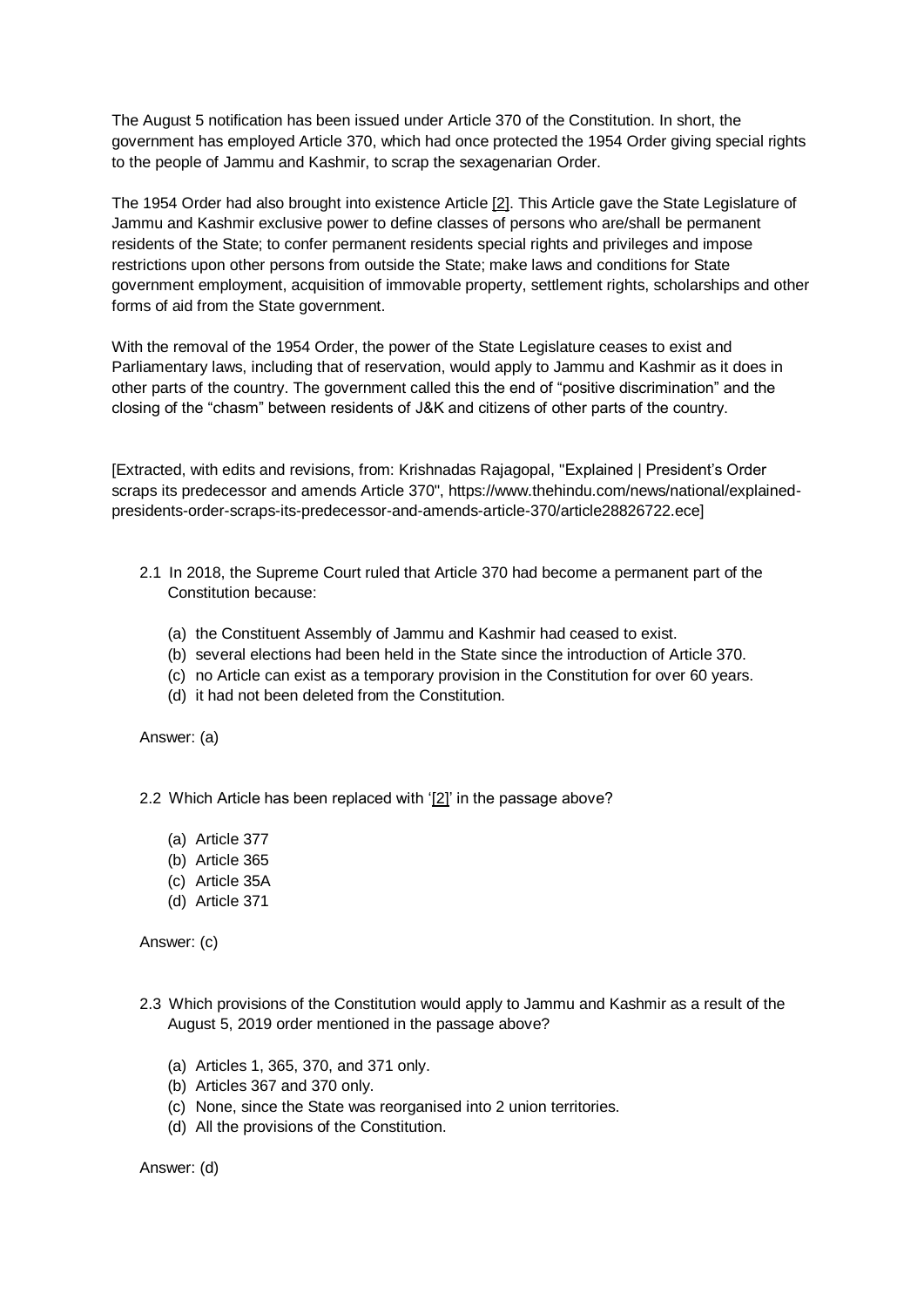The August 5 notification has been issued under Article 370 of the Constitution. In short, the government has employed Article 370, which had once protected the 1954 Order giving special rights to the people of Jammu and Kashmir, to scrap the sexagenarian Order.

The 1954 Order had also brought into existence Article [2]. This Article gave the State Legislature of Jammu and Kashmir exclusive power to define classes of persons who are/shall be permanent residents of the State; to confer permanent residents special rights and privileges and impose restrictions upon other persons from outside the State; make laws and conditions for State government employment, acquisition of immovable property, settlement rights, scholarships and other forms of aid from the State government.

With the removal of the 1954 Order, the power of the State Legislature ceases to exist and Parliamentary laws, including that of reservation, would apply to Jammu and Kashmir as it does in other parts of the country. The government called this the end of "positive discrimination" and the closing of the "chasm" between residents of J&K and citizens of other parts of the country.

[Extracted, with edits and revisions, from: Krishnadas Rajagopal, "Explained | President's Order scraps its predecessor and amends Article 370", https://www.thehindu.com/news/national/explained-presidents-order-scraps-its-predecessor-and-amends-article-370/article28826722.ece]

2.1 In 2018, the Supreme Court ruled that Article 370 had become a permanent part of the Constitution because:

(a) the Constituent Assembly of Jammu and Kashmir had ceased to exist.
(b) several elections had been held in the State since the introduction of Article 370.
(c) no Article can exist as a temporary provision in the Constitution for over 60 years.
(d) it had not been deleted from the Constitution.

Answer: (a)

2.2 Which Article has been replaced with '[2]' in the passage above?

(a) Article 377
(b) Article 365
(c) Article 35A
(d) Article 371

Answer: (c)

2.3 Which provisions of the Constitution would apply to Jammu and Kashmir as a result of the August 5, 2019 order mentioned in the passage above?

(a) Articles 1, 365, 370, and 371 only.
(b) Articles 367 and 370 only.
(c) None, since the State was reorganised into 2 union territories.
(d) All the provisions of the Constitution.

Answer: (d)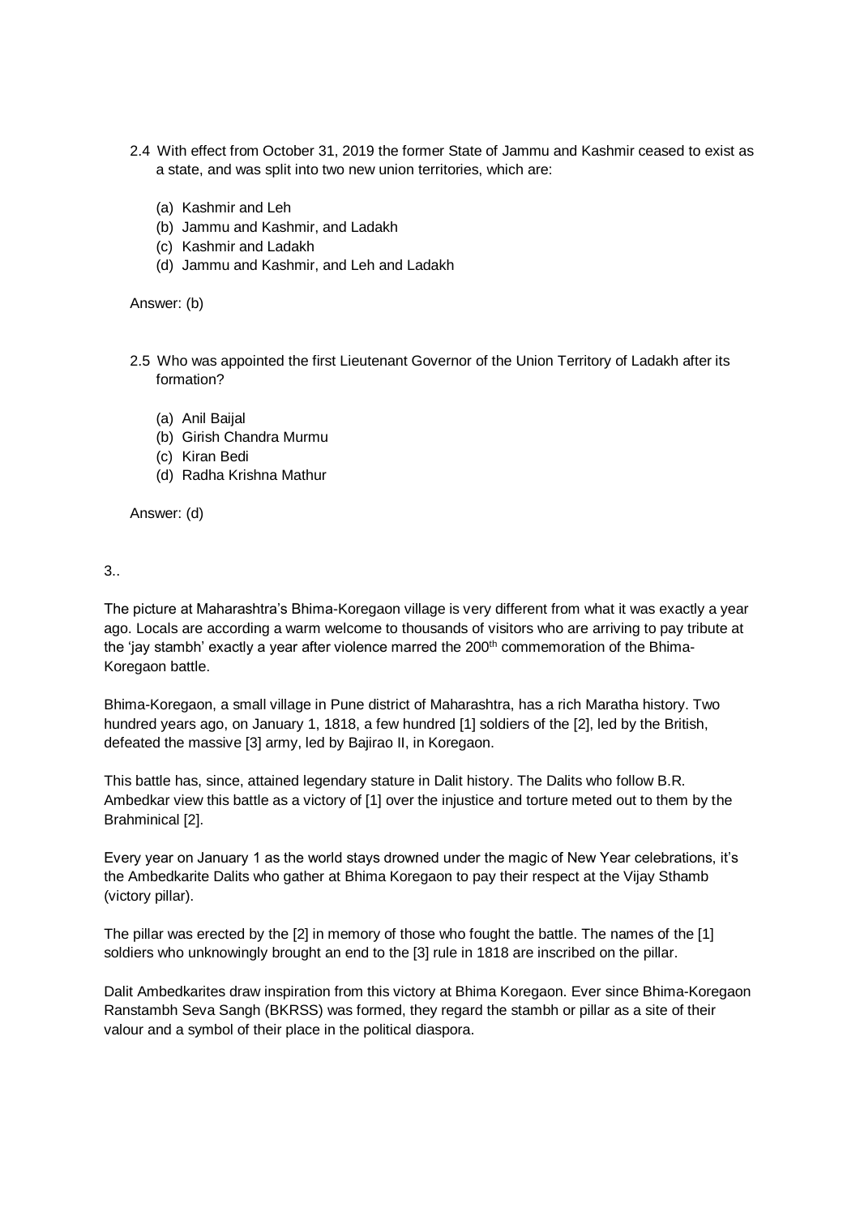2.4 With effect from October 31, 2019 the former State of Jammu and Kashmir ceased to exist as a state, and was split into two new union territories, which are:

(a) Kashmir and Leh
(b) Jammu and Kashmir, and Ladakh
(c) Kashmir and Ladakh
(d) Jammu and Kashmir, and Leh and Ladakh

Answer: (b)

2.5 Who was appointed the first Lieutenant Governor of the Union Territory of Ladakh after its formation?

(a) Anil Baijal
(b) Girish Chandra Murmu
(c) Kiran Bedi
(d) Radha Krishna Mathur

Answer: (d)

3..

The picture at Maharashtra's Bhima-Koregaon village is very different from what it was exactly a year ago. Locals are according a warm welcome to thousands of visitors who are arriving to pay tribute at the 'jay stambh' exactly a year after violence marred the 200th commemoration of the Bhima-Koregaon battle.

Bhima-Koregaon, a small village in Pune district of Maharashtra, has a rich Maratha history. Two hundred years ago, on January 1, 1818, a few hundred [1] soldiers of the [2], led by the British, defeated the massive [3] army, led by Bajirao II, in Koregaon.

This battle has, since, attained legendary stature in Dalit history. The Dalits who follow B.R. Ambedkar view this battle as a victory of [1] over the injustice and torture meted out to them by the Brahminical [2].

Every year on January 1 as the world stays drowned under the magic of New Year celebrations, it's the Ambedkarite Dalits who gather at Bhima Koregaon to pay their respect at the Vijay Sthamb (victory pillar).

The pillar was erected by the [2] in memory of those who fought the battle. The names of the [1] soldiers who unknowingly brought an end to the [3] rule in 1818 are inscribed on the pillar.

Dalit Ambedkarites draw inspiration from this victory at Bhima Koregaon. Ever since Bhima-Koregaon Ranstambh Seva Sangh (BKRSS) was formed, they regard the stambh or pillar as a site of their valour and a symbol of their place in the political diaspora.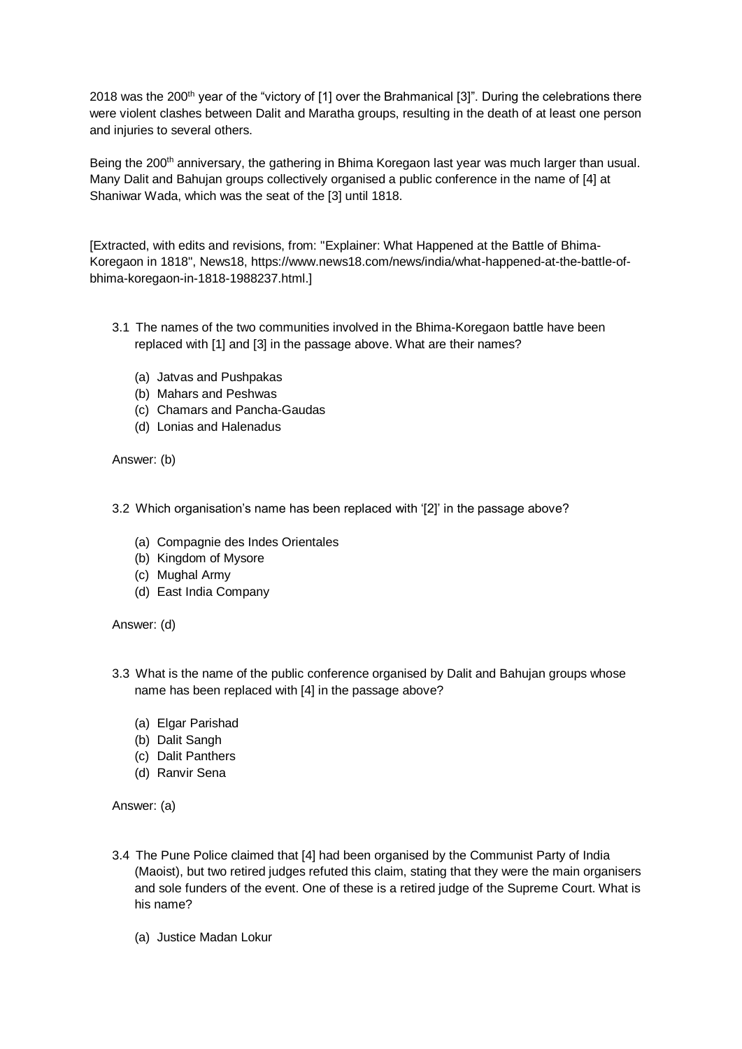2018 was the 200th year of the "victory of [1] over the Brahmanical [3]". During the celebrations there were violent clashes between Dalit and Maratha groups, resulting in the death of at least one person and injuries to several others.

Being the 200th anniversary, the gathering in Bhima Koregaon last year was much larger than usual. Many Dalit and Bahujan groups collectively organised a public conference in the name of [4] at Shaniwar Wada, which was the seat of the [3] until 1818.

[Extracted, with edits and revisions, from: "Explainer: What Happened at the Battle of Bhima-Koregaon in 1818", News18, https://www.news18.com/news/india/what-happened-at-the-battle-of-bhima-koregaon-in-1818-1988237.html.]

3.1 The names of the two communities involved in the Bhima-Koregaon battle have been replaced with [1] and [3] in the passage above. What are their names?

   (a) Jatvas and Pushpakas
   (b) Mahars and Peshwas
   (c) Chamars and Pancha-Gaudas
   (d) Lonias and Halenadus

Answer: (b)

3.2 Which organisation's name has been replaced with '[2]' in the passage above?

   (a) Compagnie des Indes Orientales
   (b) Kingdom of Mysore
   (c) Mughal Army
   (d) East India Company

Answer: (d)

3.3 What is the name of the public conference organised by Dalit and Bahujan groups whose name has been replaced with [4] in the passage above?

   (a) Elgar Parishad
   (b) Dalit Sangh
   (c) Dalit Panthers
   (d) Ranvir Sena

Answer: (a)

3.4 The Pune Police claimed that [4] had been organised by the Communist Party of India (Maoist), but two retired judges refuted this claim, stating that they were the main organisers and sole funders of the event. One of these is a retired judge of the Supreme Court. What is his name?

   (a) Justice Madan Lokur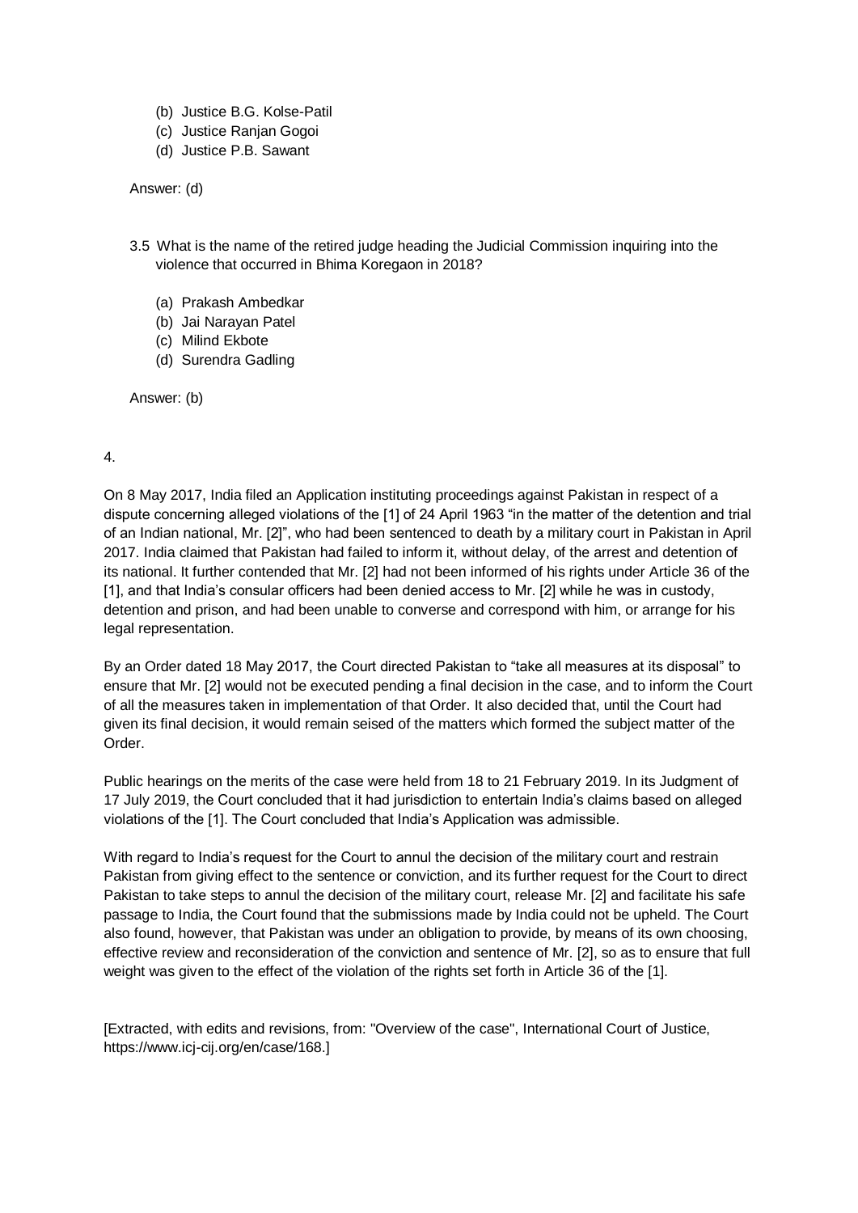(b) Justice B.G. Kolse-Patil
(c) Justice Ranjan Gogoi
(d) Justice P.B. Sawant

Answer: (d)

3.5 What is the name of the retired judge heading the Judicial Commission inquiring into the violence that occurred in Bhima Koregaon in 2018?

(a) Prakash Ambedkar
(b) Jai Narayan Patel
(c) Milind Ekbote
(d) Surendra Gadling

Answer: (b)

4.

On 8 May 2017, India filed an Application instituting proceedings against Pakistan in respect of a dispute concerning alleged violations of the [1] of 24 April 1963 "in the matter of the detention and trial of an Indian national, Mr. [2]", who had been sentenced to death by a military court in Pakistan in April 2017. India claimed that Pakistan had failed to inform it, without delay, of the arrest and detention of its national. It further contended that Mr. [2] had not been informed of his rights under Article 36 of the [1], and that India's consular officers had been denied access to Mr. [2] while he was in custody, detention and prison, and had been unable to converse and correspond with him, or arrange for his legal representation.

By an Order dated 18 May 2017, the Court directed Pakistan to "take all measures at its disposal" to ensure that Mr. [2] would not be executed pending a final decision in the case, and to inform the Court of all the measures taken in implementation of that Order. It also decided that, until the Court had given its final decision, it would remain seised of the matters which formed the subject matter of the Order.

Public hearings on the merits of the case were held from 18 to 21 February 2019. In its Judgment of 17 July 2019, the Court concluded that it had jurisdiction to entertain India's claims based on alleged violations of the [1]. The Court concluded that India's Application was admissible.

With regard to India's request for the Court to annul the decision of the military court and restrain Pakistan from giving effect to the sentence or conviction, and its further request for the Court to direct Pakistan to take steps to annul the decision of the military court, release Mr. [2] and facilitate his safe passage to India, the Court found that the submissions made by India could not be upheld. The Court also found, however, that Pakistan was under an obligation to provide, by means of its own choosing, effective review and reconsideration of the conviction and sentence of Mr. [2], so as to ensure that full weight was given to the effect of the violation of the rights set forth in Article 36 of the [1].

[Extracted, with edits and revisions, from: "Overview of the case", International Court of Justice, https://www.icj-cij.org/en/case/168.]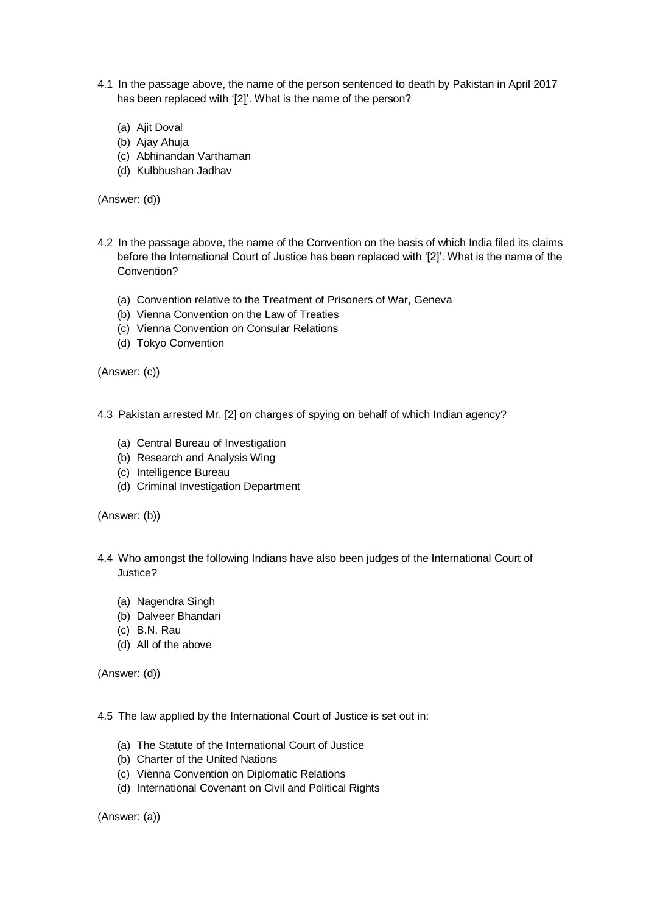4.1 In the passage above, the name of the person sentenced to death by Pakistan in April 2017 has been replaced with '[2]'. What is the name of the person?

(a) Ajit Doval
(b) Ajay Ahuja
(c) Abhinandan Varthaman
(d) Kulbhushan Jadhav

(Answer: (d))

4.2 In the passage above, the name of the Convention on the basis of which India filed its claims before the International Court of Justice has been replaced with '[2]'. What is the name of the Convention?

(a) Convention relative to the Treatment of Prisoners of War, Geneva
(b) Vienna Convention on the Law of Treaties
(c) Vienna Convention on Consular Relations
(d) Tokyo Convention

(Answer: (c))

4.3 Pakistan arrested Mr. [2] on charges of spying on behalf of which Indian agency?

(a) Central Bureau of Investigation
(b) Research and Analysis Wing
(c) Intelligence Bureau
(d) Criminal Investigation Department

(Answer: (b))

4.4 Who amongst the following Indians have also been judges of the International Court of Justice?

(a) Nagendra Singh
(b) Dalveer Bhandari
(c) B.N. Rau
(d) All of the above

(Answer: (d))

4.5 The law applied by the International Court of Justice is set out in:

(a) The Statute of the International Court of Justice
(b) Charter of the United Nations
(c) Vienna Convention on Diplomatic Relations
(d) International Covenant on Civil and Political Rights

(Answer: (a))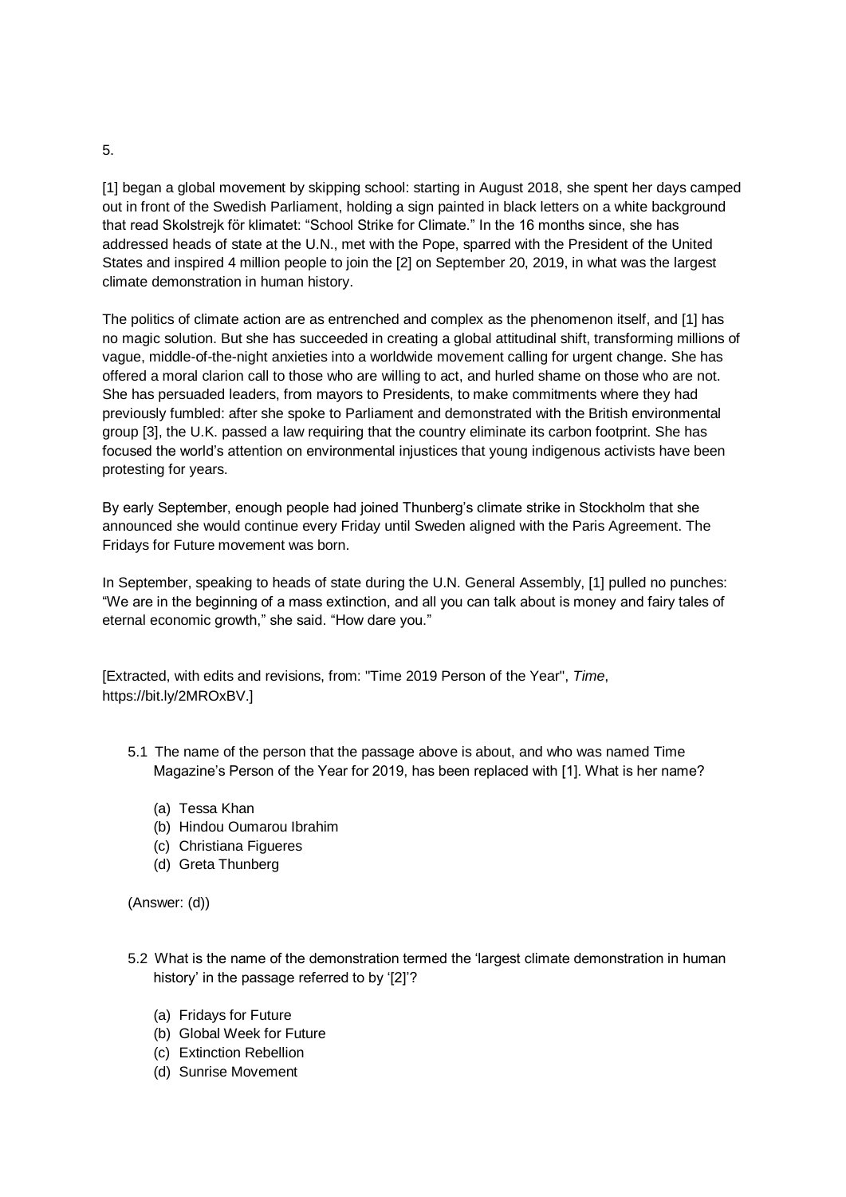5.

[1] began a global movement by skipping school: starting in August 2018, she spent her days camped out in front of the Swedish Parliament, holding a sign painted in black letters on a white background that read Skolstrejk för klimatet: "School Strike for Climate." In the 16 months since, she has addressed heads of state at the U.N., met with the Pope, sparred with the President of the United States and inspired 4 million people to join the [2] on September 20, 2019, in what was the largest climate demonstration in human history.

The politics of climate action are as entrenched and complex as the phenomenon itself, and [1] has no magic solution. But she has succeeded in creating a global attitudinal shift, transforming millions of vague, middle-of-the-night anxieties into a worldwide movement calling for urgent change. She has offered a moral clarion call to those who are willing to act, and hurled shame on those who are not. She has persuaded leaders, from mayors to Presidents, to make commitments where they had previously fumbled: after she spoke to Parliament and demonstrated with the British environmental group [3], the U.K. passed a law requiring that the country eliminate its carbon footprint. She has focused the world's attention on environmental injustices that young indigenous activists have been protesting for years.

By early September, enough people had joined Thunberg's climate strike in Stockholm that she announced she would continue every Friday until Sweden aligned with the Paris Agreement. The Fridays for Future movement was born.

In September, speaking to heads of state during the U.N. General Assembly, [1] pulled no punches: "We are in the beginning of a mass extinction, and all you can talk about is money and fairy tales of eternal economic growth," she said. "How dare you."

[Extracted, with edits and revisions, from: "Time 2019 Person of the Year", *Time*, https://bit.ly/2MROxBV.]

5.1 The name of the person that the passage above is about, and who was named Time Magazine's Person of the Year for 2019, has been replaced with [1]. What is her name?

(a) Tessa Khan
(b) Hindou Oumarou Ibrahim
(c) Christiana Figueres
(d) Greta Thunberg

(Answer: (d))

5.2 What is the name of the demonstration termed the 'largest climate demonstration in human history' in the passage referred to by '[2]'?

(a) Fridays for Future
(b) Global Week for Future
(c) Extinction Rebellion
(d) Sunrise Movement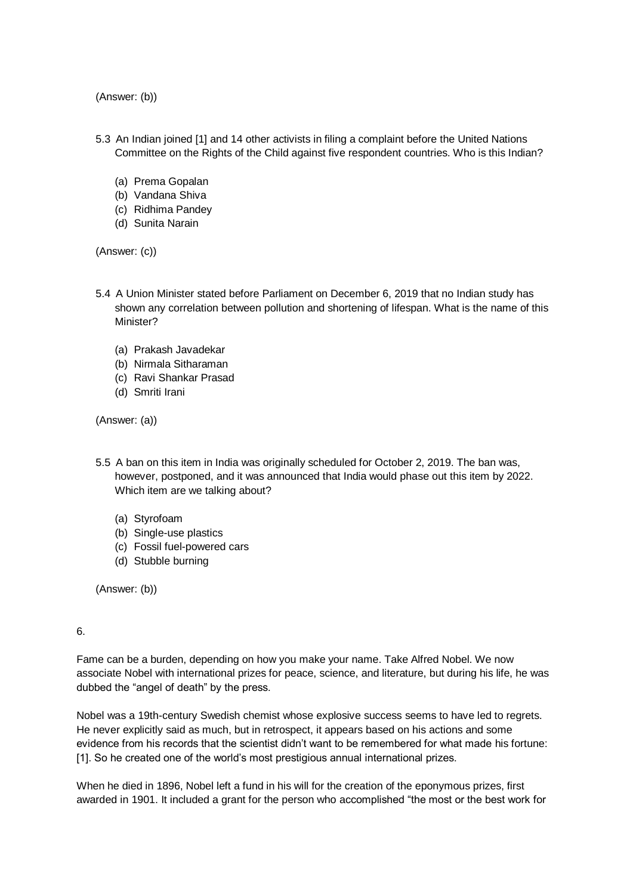(Answer: (b))

5.3 An Indian joined [1] and 14 other activists in filing a complaint before the United Nations Committee on the Rights of the Child against five respondent countries. Who is this Indian?

(a) Prema Gopalan
(b) Vandana Shiva
(c) Ridhima Pandey
(d) Sunita Narain

(Answer: (c))

5.4 A Union Minister stated before Parliament on December 6, 2019 that no Indian study has shown any correlation between pollution and shortening of lifespan. What is the name of this Minister?

(a) Prakash Javadekar
(b) Nirmala Sitharaman
(c) Ravi Shankar Prasad
(d) Smriti Irani

(Answer: (a))

5.5 A ban on this item in India was originally scheduled for October 2, 2019. The ban was, however, postponed, and it was announced that India would phase out this item by 2022. Which item are we talking about?

(a) Styrofoam
(b) Single-use plastics
(c) Fossil fuel-powered cars
(d) Stubble burning

(Answer: (b))

6.

Fame can be a burden, depending on how you make your name. Take Alfred Nobel. We now associate Nobel with international prizes for peace, science, and literature, but during his life, he was dubbed the "angel of death" by the press.

Nobel was a 19th-century Swedish chemist whose explosive success seems to have led to regrets. He never explicitly said as much, but in retrospect, it appears based on his actions and some evidence from his records that the scientist didn't want to be remembered for what made his fortune: [1]. So he created one of the world's most prestigious annual international prizes.

When he died in 1896, Nobel left a fund in his will for the creation of the eponymous prizes, first awarded in 1901. It included a grant for the person who accomplished "the most or the best work for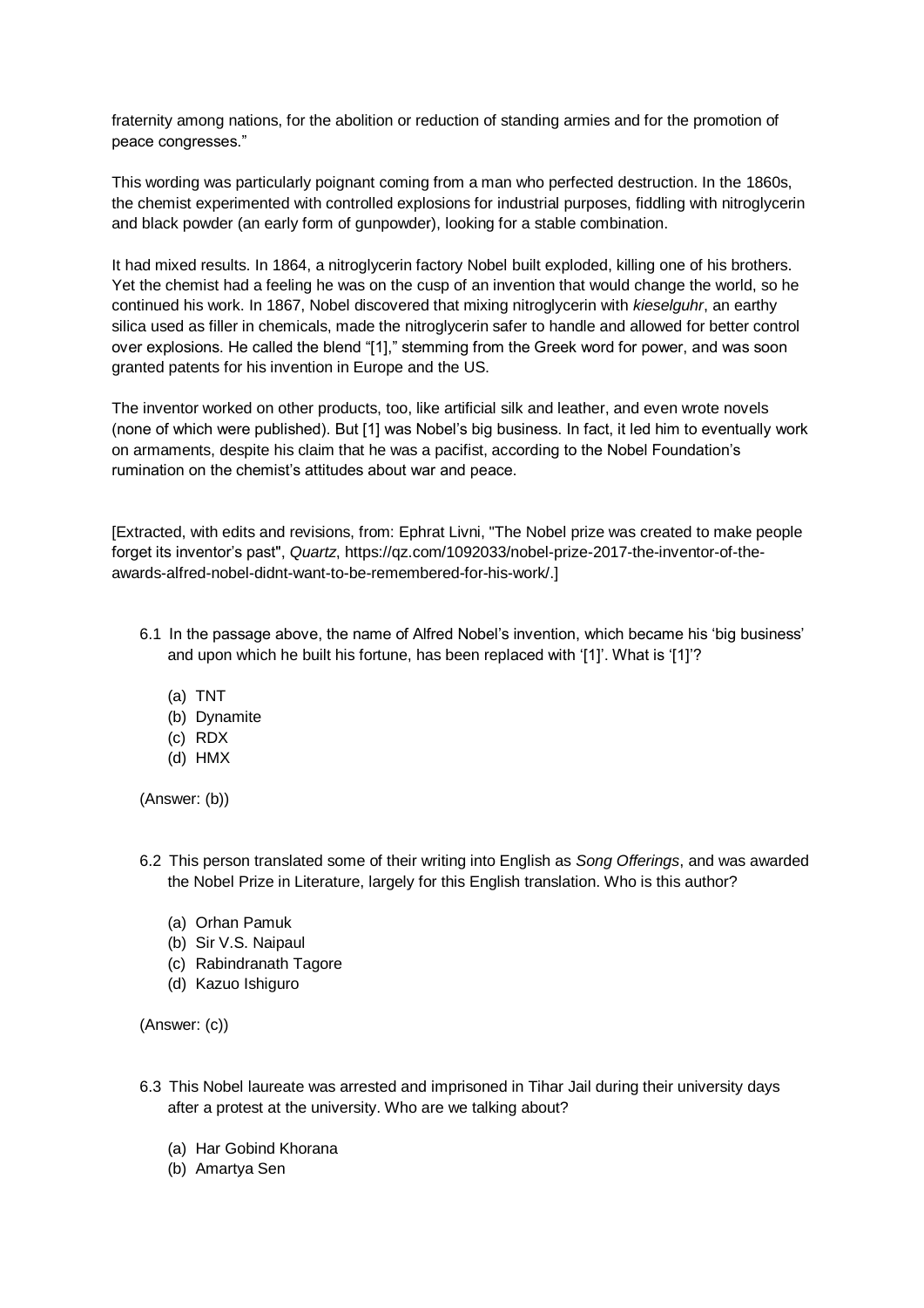fraternity among nations, for the abolition or reduction of standing armies and for the promotion of peace congresses."

This wording was particularly poignant coming from a man who perfected destruction. In the 1860s, the chemist experimented with controlled explosions for industrial purposes, fiddling with nitroglycerin and black powder (an early form of gunpowder), looking for a stable combination.

It had mixed results. In 1864, a nitroglycerin factory Nobel built exploded, killing one of his brothers. Yet the chemist had a feeling he was on the cusp of an invention that would change the world, so he continued his work. In 1867, Nobel discovered that mixing nitroglycerin with *kieselguhr*, an earthy silica used as filler in chemicals, made the nitroglycerin safer to handle and allowed for better control over explosions. He called the blend "[1]," stemming from the Greek word for power, and was soon granted patents for his invention in Europe and the US.

The inventor worked on other products, too, like artificial silk and leather, and even wrote novels (none of which were published). But [1] was Nobel's big business. In fact, it led him to eventually work on armaments, despite his claim that he was a pacifist, according to the Nobel Foundation's rumination on the chemist's attitudes about war and peace.

[Extracted, with edits and revisions, from: Ephrat Livni, "The Nobel prize was created to make people forget its inventor's past", *Quartz*, https://qz.com/1092033/nobel-prize-2017-the-inventor-of-the-awards-alfred-nobel-didnt-want-to-be-remembered-for-his-work/.]

6.1 In the passage above, the name of Alfred Nobel's invention, which became his 'big business' and upon which he built his fortune, has been replaced with '[1]'. What is '[1]'?

(a) TNT
(b) Dynamite
(c) RDX
(d) HMX

(Answer: (b))

6.2 This person translated some of their writing into English as *Song Offerings*, and was awarded the Nobel Prize in Literature, largely for this English translation. Who is this author?

(a) Orhan Pamuk
(b) Sir V.S. Naipaul
(c) Rabindranath Tagore
(d) Kazuo Ishiguro

(Answer: (c))

6.3 This Nobel laureate was arrested and imprisoned in Tihar Jail during their university days after a protest at the university. Who are we talking about?

(a) Har Gobind Khorana
(b) Amartya Sen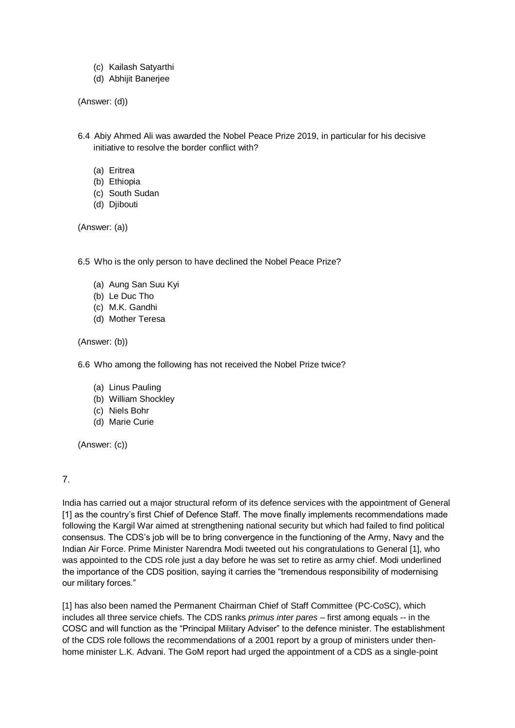(c) Kailash Satyarthi
(d) Abhijit Banerjee

(Answer: (d))

6.4 Abiy Ahmed Ali was awarded the Nobel Peace Prize 2019, in particular for his decisive initiative to resolve the border conflict with?

(a) Eritrea
(b) Ethiopia
(c) South Sudan
(d) Djibouti

(Answer: (a))

6.5 Who is the only person to have declined the Nobel Peace Prize?

(a) Aung San Suu Kyi
(b) Le Duc Tho
(c) M.K. Gandhi
(d) Mother Teresa

(Answer: (b))

6.6 Who among the following has not received the Nobel Prize twice?

(a) Linus Pauling
(b) William Shockley
(c) Niels Bohr
(d) Marie Curie

(Answer: (c))

7.

India has carried out a major structural reform of its defence services with the appointment of General [1] as the country's first Chief of Defence Staff. The move finally implements recommendations made following the Kargil War aimed at strengthening national security but which had failed to find political consensus. The CDS's job will be to bring convergence in the functioning of the Army, Navy and the Indian Air Force. Prime Minister Narendra Modi tweeted out his congratulations to General [1], who was appointed to the CDS role just a day before he was set to retire as army chief. Modi underlined the importance of the CDS position, saying it carries the "tremendous responsibility of modernising our military forces."

[1] has also been named the Permanent Chairman Chief of Staff Committee (PC-CoSC), which includes all three service chiefs. The CDS ranks *primus inter pares* – first among equals -- in the COSC and will function as the "Principal Military Adviser" to the defence minister. The establishment of the CDS role follows the recommendations of a 2001 report by a group of ministers under then-home minister L.K. Advani. The GoM report had urged the appointment of a CDS as a single-point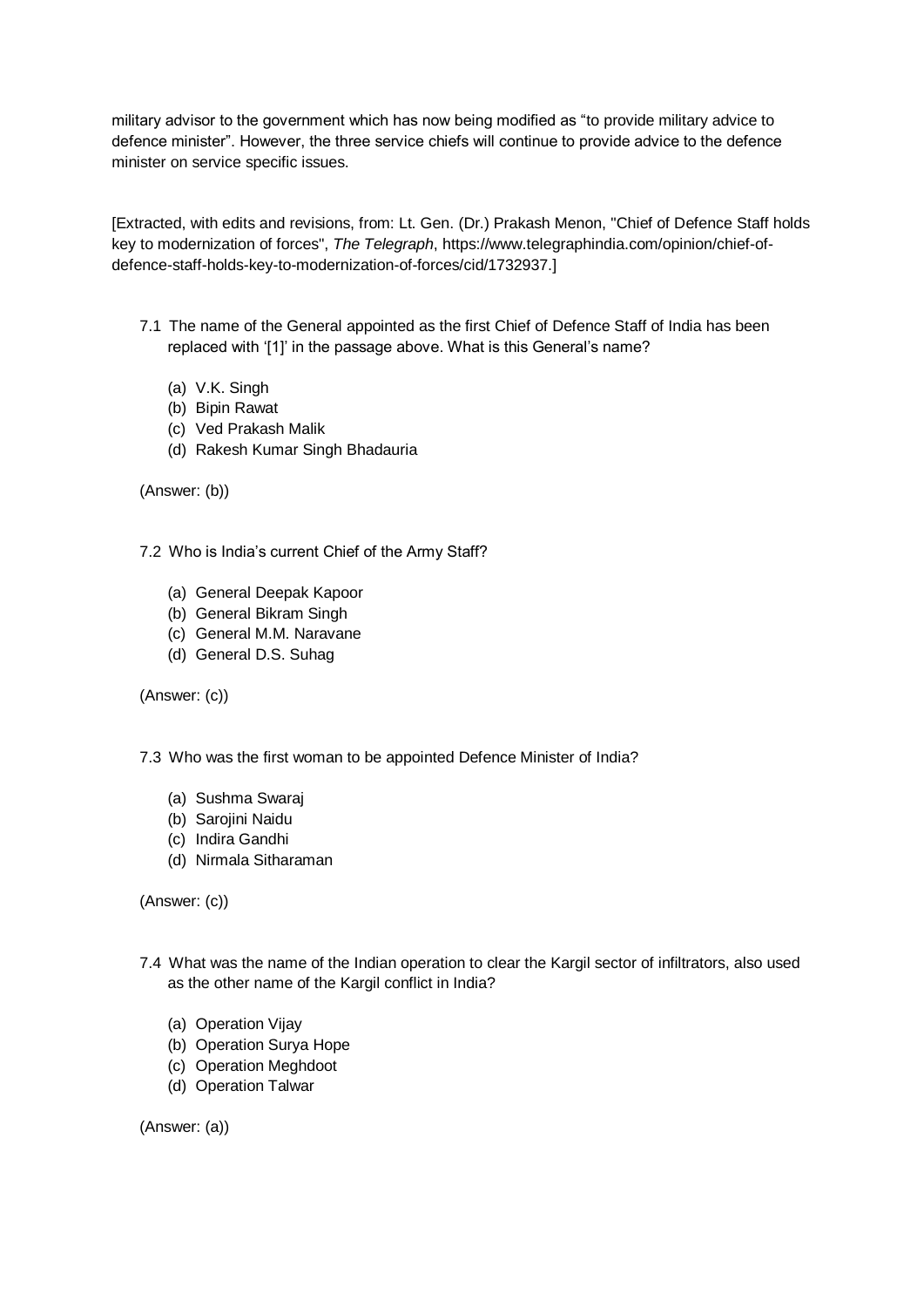military advisor to the government which has now being modified as "to provide military advice to defence minister". However, the three service chiefs will continue to provide advice to the defence minister on service specific issues.

[Extracted, with edits and revisions, from: Lt. Gen. (Dr.) Prakash Menon, "Chief of Defence Staff holds key to modernization of forces", *The Telegraph*, https://www.telegraphindia.com/opinion/chief-of-defence-staff-holds-key-to-modernization-of-forces/cid/1732937.]

7.1 The name of the General appointed as the first Chief of Defence Staff of India has been replaced with '[1]' in the passage above. What is this General's name?

(a) V.K. Singh
(b) Bipin Rawat
(c) Ved Prakash Malik
(d) Rakesh Kumar Singh Bhadauria

(Answer: (b))

7.2 Who is India's current Chief of the Army Staff?

(a) General Deepak Kapoor
(b) General Bikram Singh
(c) General M.M. Naravane
(d) General D.S. Suhag

(Answer: (c))

7.3 Who was the first woman to be appointed Defence Minister of India?

(a) Sushma Swaraj
(b) Sarojini Naidu
(c) Indira Gandhi
(d) Nirmala Sitharaman

(Answer: (c))

7.4 What was the name of the Indian operation to clear the Kargil sector of infiltrators, also used as the other name of the Kargil conflict in India?

(a) Operation Vijay
(b) Operation Surya Hope
(c) Operation Meghdoot
(d) Operation Talwar

(Answer: (a))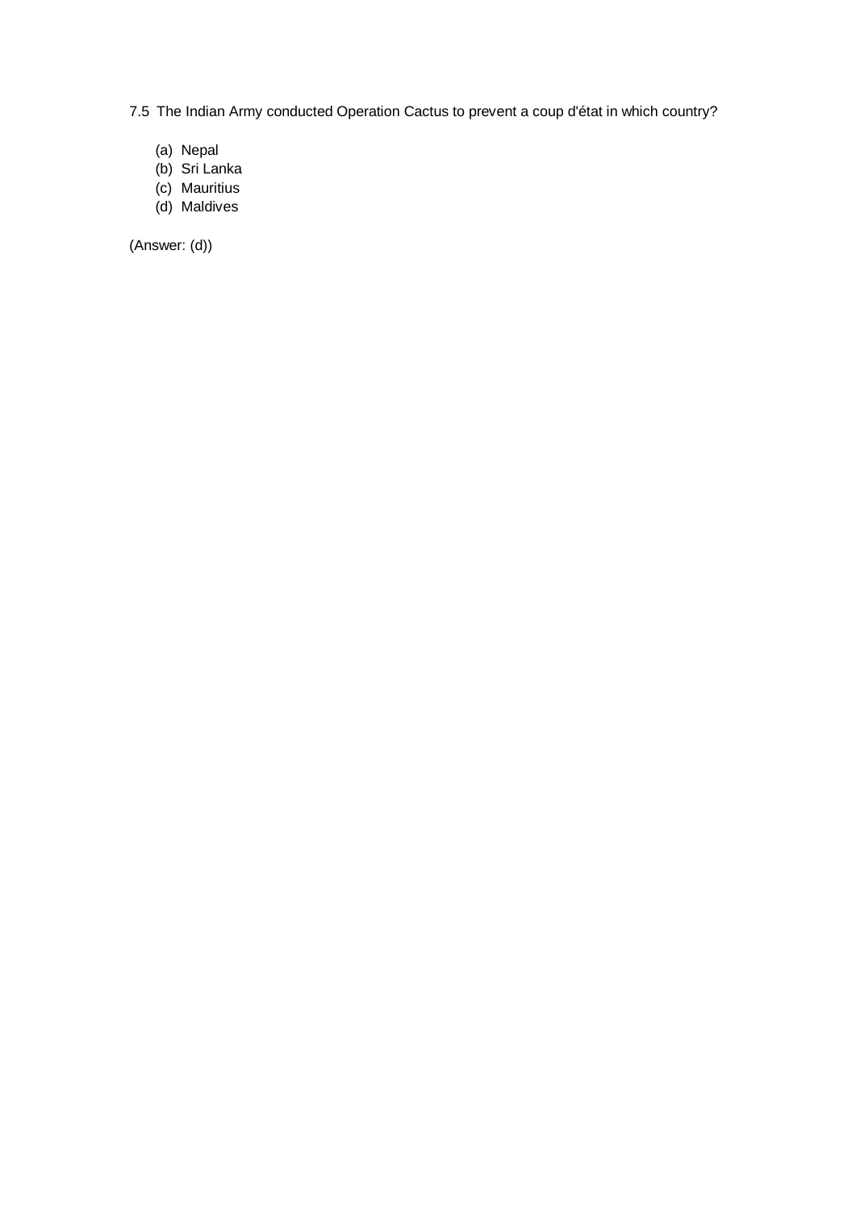7.5 The Indian Army conducted Operation Cactus to prevent a coup d'état in which country?

(a) Nepal
(b) Sri Lanka
(c) Mauritius
(d) Maldives

(Answer: (d))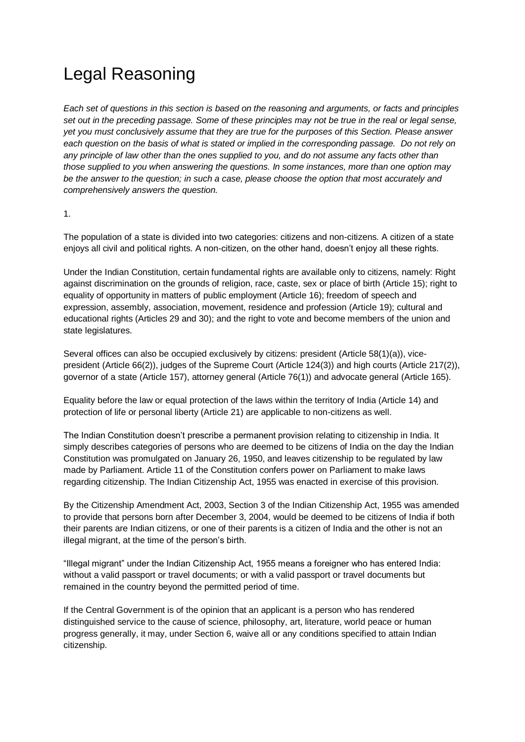# Legal Reasoning

*Each set of questions in this section is based on the reasoning and arguments, or facts and principles set out in the preceding passage. Some of these principles may not be true in the real or legal sense, yet you must conclusively assume that they are true for the purposes of this Section. Please answer each question on the basis of what is stated or implied in the corresponding passage. Do not rely on any principle of law other than the ones supplied to you, and do not assume any facts other than those supplied to you when answering the questions. In some instances, more than one option may be the answer to the question; in such a case, please choose the option that most accurately and comprehensively answers the question.*

1.

The population of a state is divided into two categories: citizens and non-citizens. A citizen of a state enjoys all civil and political rights. A non-citizen, on the other hand, doesn't enjoy all these rights.

Under the Indian Constitution, certain fundamental rights are available only to citizens, namely: Right against discrimination on the grounds of religion, race, caste, sex or place of birth (Article 15); right to equality of opportunity in matters of public employment (Article 16); freedom of speech and expression, assembly, association, movement, residence and profession (Article 19); cultural and educational rights (Articles 29 and 30); and the right to vote and become members of the union and state legislatures.

Several offices can also be occupied exclusively by citizens: president (Article 58(1)(a)), vice-president (Article 66(2)), judges of the Supreme Court (Article 124(3)) and high courts (Article 217(2)), governor of a state (Article 157), attorney general (Article 76(1)) and advocate general (Article 165).

Equality before the law or equal protection of the laws within the territory of India (Article 14) and protection of life or personal liberty (Article 21) are applicable to non-citizens as well.

The Indian Constitution doesn't prescribe a permanent provision relating to citizenship in India. It simply describes categories of persons who are deemed to be citizens of India on the day the Indian Constitution was promulgated on January 26, 1950, and leaves citizenship to be regulated by law made by Parliament. Article 11 of the Constitution confers power on Parliament to make laws regarding citizenship. The Indian Citizenship Act, 1955 was enacted in exercise of this provision.

By the Citizenship Amendment Act, 2003, Section 3 of the Indian Citizenship Act, 1955 was amended to provide that persons born after December 3, 2004, would be deemed to be citizens of India if both their parents are Indian citizens, or one of their parents is a citizen of India and the other is not an illegal migrant, at the time of the person's birth.

"Illegal migrant" under the Indian Citizenship Act, 1955 means a foreigner who has entered India: without a valid passport or travel documents; or with a valid passport or travel documents but remained in the country beyond the permitted period of time.

If the Central Government is of the opinion that an applicant is a person who has rendered distinguished service to the cause of science, philosophy, art, literature, world peace or human progress generally, it may, under Section 6, waive all or any conditions specified to attain Indian citizenship.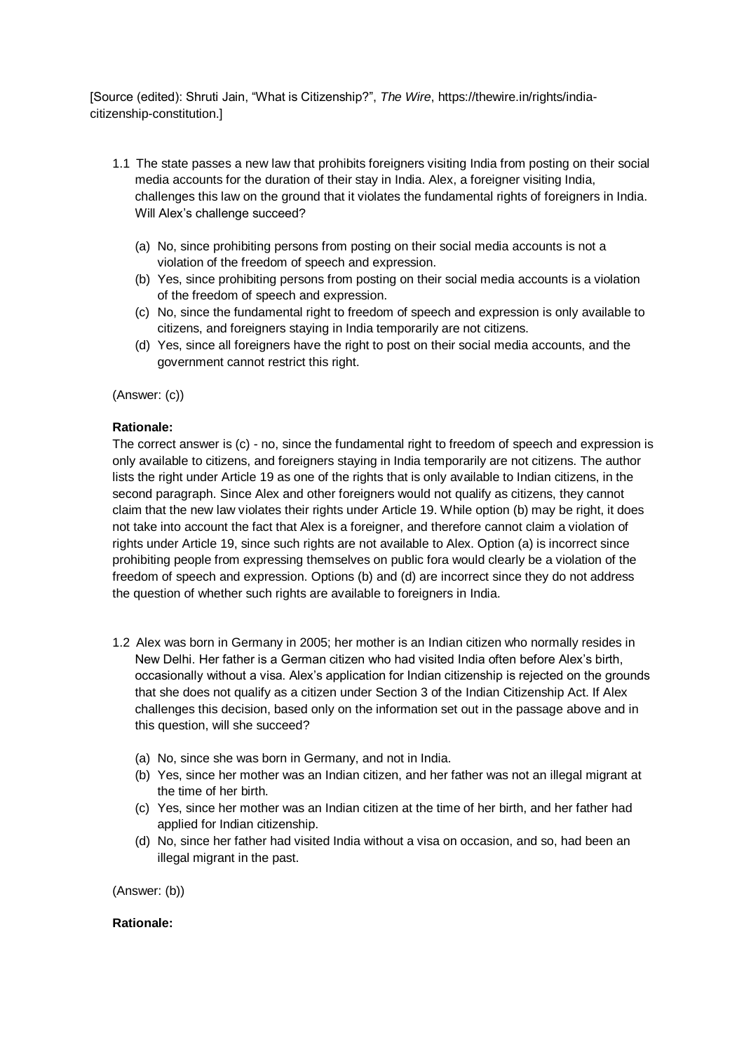[Source (edited): Shruti Jain, "What is Citizenship?", *The Wire*, https://thewire.in/rights/india-citizenship-constitution.]

1.1 The state passes a new law that prohibits foreigners visiting India from posting on their social media accounts for the duration of their stay in India. Alex, a foreigner visiting India, challenges this law on the ground that it violates the fundamental rights of foreigners in India. Will Alex's challenge succeed?

   (a) No, since prohibiting persons from posting on their social media accounts is not a violation of the freedom of speech and expression.
   (b) Yes, since prohibiting persons from posting on their social media accounts is a violation of the freedom of speech and expression.
   (c) No, since the fundamental right to freedom of speech and expression is only available to citizens, and foreigners staying in India temporarily are not citizens.
   (d) Yes, since all foreigners have the right to post on their social media accounts, and the government cannot restrict this right.

(Answer: (c))

**Rationale:**
The correct answer is (c) - no, since the fundamental right to freedom of speech and expression is only available to citizens, and foreigners staying in India temporarily are not citizens. The author lists the right under Article 19 as one of the rights that is only available to Indian citizens, in the second paragraph. Since Alex and other foreigners would not qualify as citizens, they cannot claim that the new law violates their rights under Article 19. While option (b) may be right, it does not take into account the fact that Alex is a foreigner, and therefore cannot claim a violation of rights under Article 19, since such rights are not available to Alex. Option (a) is incorrect since prohibiting people from expressing themselves on public fora would clearly be a violation of the freedom of speech and expression. Options (b) and (d) are incorrect since they do not address the question of whether such rights are available to foreigners in India.

1.2 Alex was born in Germany in 2005; her mother is an Indian citizen who normally resides in New Delhi. Her father is a German citizen who had visited India often before Alex's birth, occasionally without a visa. Alex's application for Indian citizenship is rejected on the grounds that she does not qualify as a citizen under Section 3 of the Indian Citizenship Act. If Alex challenges this decision, based only on the information set out in the passage above and in this question, will she succeed?

   (a) No, since she was born in Germany, and not in India.
   (b) Yes, since her mother was an Indian citizen, and her father was not an illegal migrant at the time of her birth.
   (c) Yes, since her mother was an Indian citizen at the time of her birth, and her father had applied for Indian citizenship.
   (d) No, since her father had visited India without a visa on occasion, and so, had been an illegal migrant in the past.

(Answer: (b))

**Rationale:**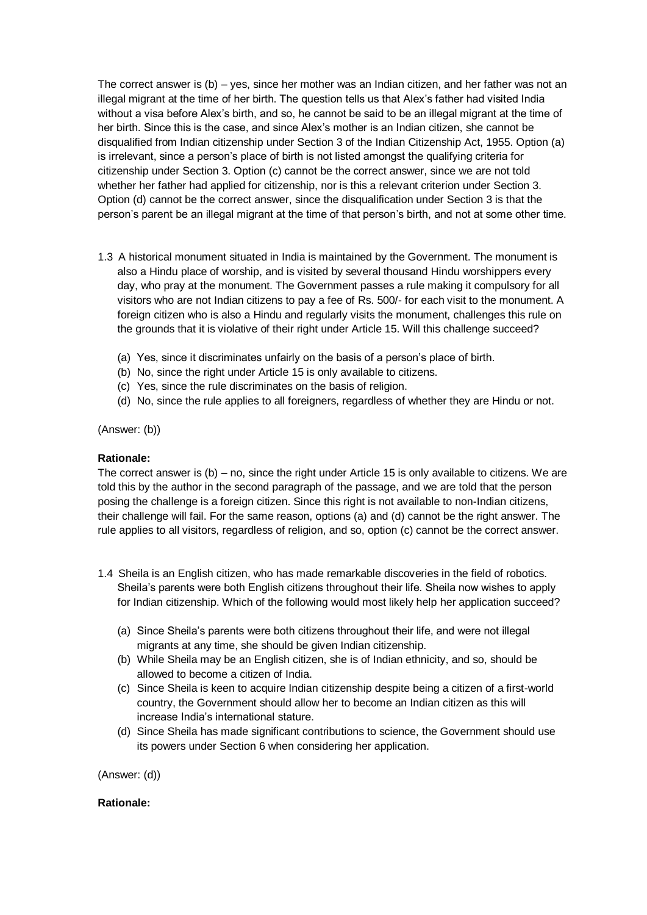The correct answer is (b) – yes, since her mother was an Indian citizen, and her father was not an illegal migrant at the time of her birth. The question tells us that Alex's father had visited India without a visa before Alex's birth, and so, he cannot be said to be an illegal migrant at the time of her birth. Since this is the case, and since Alex's mother is an Indian citizen, she cannot be disqualified from Indian citizenship under Section 3 of the Indian Citizenship Act, 1955. Option (a) is irrelevant, since a person's place of birth is not listed amongst the qualifying criteria for citizenship under Section 3. Option (c) cannot be the correct answer, since we are not told whether her father had applied for citizenship, nor is this a relevant criterion under Section 3. Option (d) cannot be the correct answer, since the disqualification under Section 3 is that the person's parent be an illegal migrant at the time of that person's birth, and not at some other time.

1.3 A historical monument situated in India is maintained by the Government. The monument is also a Hindu place of worship, and is visited by several thousand Hindu worshippers every day, who pray at the monument. The Government passes a rule making it compulsory for all visitors who are not Indian citizens to pay a fee of Rs. 500/- for each visit to the monument. A foreign citizen who is also a Hindu and regularly visits the monument, challenges this rule on the grounds that it is violative of their right under Article 15. Will this challenge succeed?

   (a) Yes, since it discriminates unfairly on the basis of a person's place of birth.
   (b) No, since the right under Article 15 is only available to citizens.
   (c) Yes, since the rule discriminates on the basis of religion.
   (d) No, since the rule applies to all foreigners, regardless of whether they are Hindu or not.

(Answer: (b))

**Rationale:**
The correct answer is (b) – no, since the right under Article 15 is only available to citizens. We are told this by the author in the second paragraph of the passage, and we are told that the person posing the challenge is a foreign citizen. Since this right is not available to non-Indian citizens, their challenge will fail. For the same reason, options (a) and (d) cannot be the right answer. The rule applies to all visitors, regardless of religion, and so, option (c) cannot be the correct answer.

1.4 Sheila is an English citizen, who has made remarkable discoveries in the field of robotics. Sheila's parents were both English citizens throughout their life. Sheila now wishes to apply for Indian citizenship. Which of the following would most likely help her application succeed?

   (a) Since Sheila's parents were both citizens throughout their life, and were not illegal migrants at any time, she should be given Indian citizenship.
   (b) While Sheila may be an English citizen, she is of Indian ethnicity, and so, should be allowed to become a citizen of India.
   (c) Since Sheila is keen to acquire Indian citizenship despite being a citizen of a first-world country, the Government should allow her to become an Indian citizen as this will increase India's international stature.
   (d) Since Sheila has made significant contributions to science, the Government should use its powers under Section 6 when considering her application.

(Answer: (d))

**Rationale:**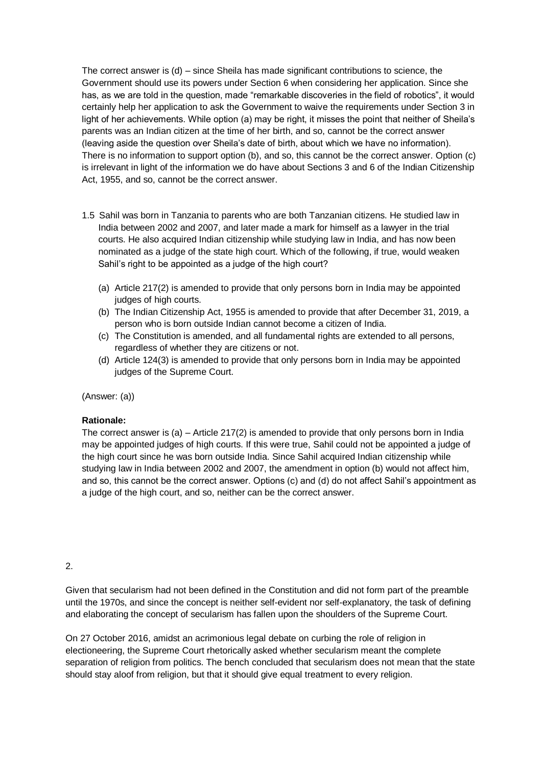The correct answer is (d) – since Sheila has made significant contributions to science, the Government should use its powers under Section 6 when considering her application. Since she has, as we are told in the question, made "remarkable discoveries in the field of robotics", it would certainly help her application to ask the Government to waive the requirements under Section 3 in light of her achievements. While option (a) may be right, it misses the point that neither of Sheila's parents was an Indian citizen at the time of her birth, and so, cannot be the correct answer (leaving aside the question over Sheila's date of birth, about which we have no information). There is no information to support option (b), and so, this cannot be the correct answer. Option (c) is irrelevant in light of the information we do have about Sections 3 and 6 of the Indian Citizenship Act, 1955, and so, cannot be the correct answer.

1.5 Sahil was born in Tanzania to parents who are both Tanzanian citizens. He studied law in India between 2002 and 2007, and later made a mark for himself as a lawyer in the trial courts. He also acquired Indian citizenship while studying law in India, and has now been nominated as a judge of the state high court. Which of the following, if true, would weaken Sahil's right to be appointed as a judge of the high court?

   (a) Article 217(2) is amended to provide that only persons born in India may be appointed judges of high courts.
   (b) The Indian Citizenship Act, 1955 is amended to provide that after December 31, 2019, a person who is born outside Indian cannot become a citizen of India.
   (c) The Constitution is amended, and all fundamental rights are extended to all persons, regardless of whether they are citizens or not.
   (d) Article 124(3) is amended to provide that only persons born in India may be appointed judges of the Supreme Court.

(Answer: (a))

**Rationale:**

The correct answer is (a) – Article 217(2) is amended to provide that only persons born in India may be appointed judges of high courts. If this were true, Sahil could not be appointed a judge of the high court since he was born outside India. Since Sahil acquired Indian citizenship while studying law in India between 2002 and 2007, the amendment in option (b) would not affect him, and so, this cannot be the correct answer. Options (c) and (d) do not affect Sahil's appointment as a judge of the high court, and so, neither can be the correct answer.

2.

Given that secularism had not been defined in the Constitution and did not form part of the preamble until the 1970s, and since the concept is neither self-evident nor self-explanatory, the task of defining and elaborating the concept of secularism has fallen upon the shoulders of the Supreme Court.

On 27 October 2016, amidst an acrimonious legal debate on curbing the role of religion in electioneering, the Supreme Court rhetorically asked whether secularism meant the complete separation of religion from politics. The bench concluded that secularism does not mean that the state should stay aloof from religion, but that it should give equal treatment to every religion.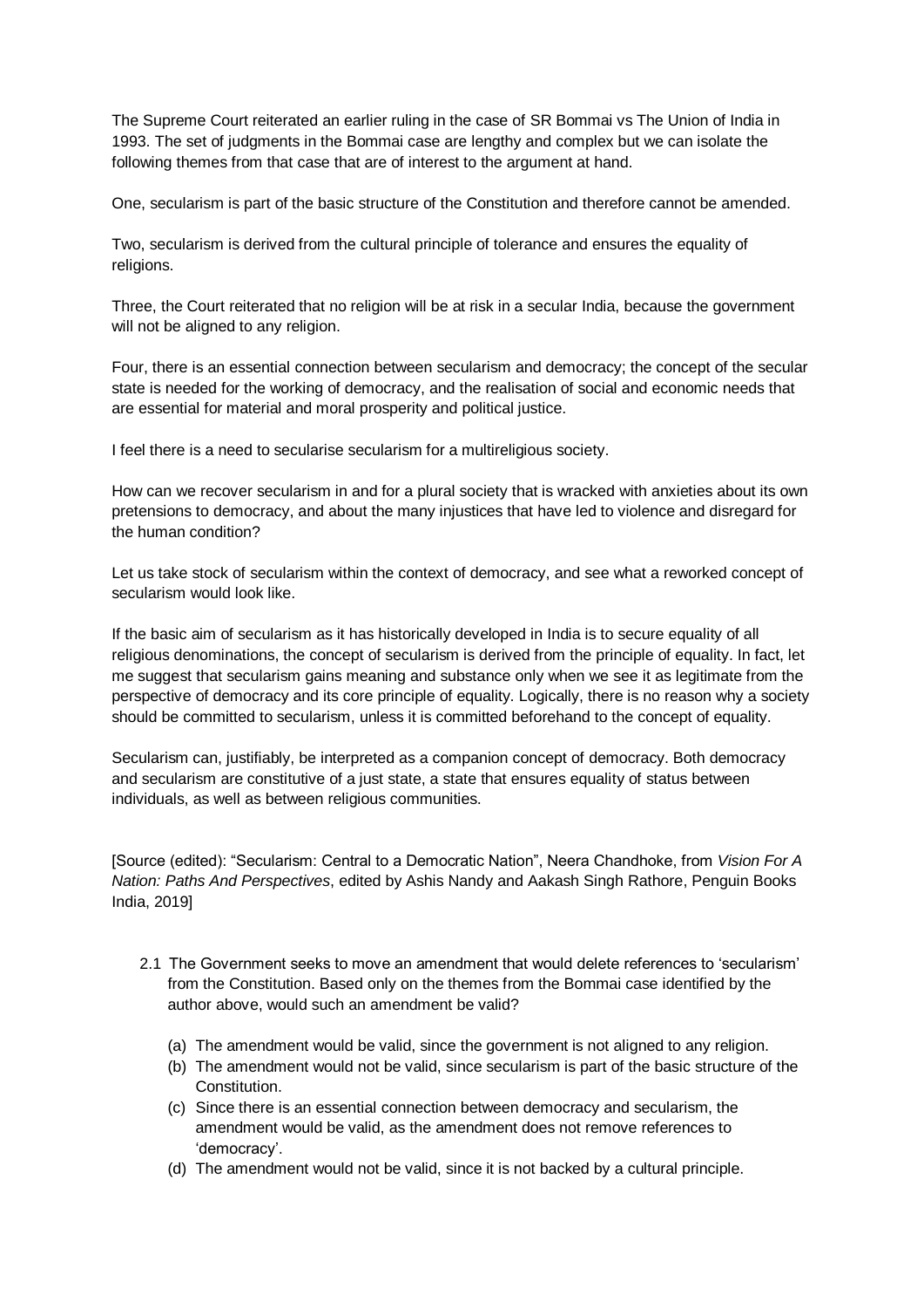The Supreme Court reiterated an earlier ruling in the case of SR Bommai vs The Union of India in 1993. The set of judgments in the Bommai case are lengthy and complex but we can isolate the following themes from that case that are of interest to the argument at hand.

One, secularism is part of the basic structure of the Constitution and therefore cannot be amended.

Two, secularism is derived from the cultural principle of tolerance and ensures the equality of religions.

Three, the Court reiterated that no religion will be at risk in a secular India, because the government will not be aligned to any religion.

Four, there is an essential connection between secularism and democracy; the concept of the secular state is needed for the working of democracy, and the realisation of social and economic needs that are essential for material and moral prosperity and political justice.

I feel there is a need to secularise secularism for a multireligious society.

How can we recover secularism in and for a plural society that is wracked with anxieties about its own pretensions to democracy, and about the many injustices that have led to violence and disregard for the human condition?

Let us take stock of secularism within the context of democracy, and see what a reworked concept of secularism would look like.

If the basic aim of secularism as it has historically developed in India is to secure equality of all religious denominations, the concept of secularism is derived from the principle of equality. In fact, let me suggest that secularism gains meaning and substance only when we see it as legitimate from the perspective of democracy and its core principle of equality. Logically, there is no reason why a society should be committed to secularism, unless it is committed beforehand to the concept of equality.

Secularism can, justifiably, be interpreted as a companion concept of democracy. Both democracy and secularism are constitutive of a just state, a state that ensures equality of status between individuals, as well as between religious communities.

[Source (edited): "Secularism: Central to a Democratic Nation", Neera Chandhoke, from *Vision For A Nation: Paths And Perspectives*, edited by Ashis Nandy and Aakash Singh Rathore, Penguin Books India, 2019]

2.1 The Government seeks to move an amendment that would delete references to 'secularism' from the Constitution. Based only on the themes from the Bommai case identified by the author above, would such an amendment be valid?

(a) The amendment would be valid, since the government is not aligned to any religion.
(b) The amendment would not be valid, since secularism is part of the basic structure of the Constitution.
(c) Since there is an essential connection between democracy and secularism, the amendment would be valid, as the amendment does not remove references to 'democracy'.
(d) The amendment would not be valid, since it is not backed by a cultural principle.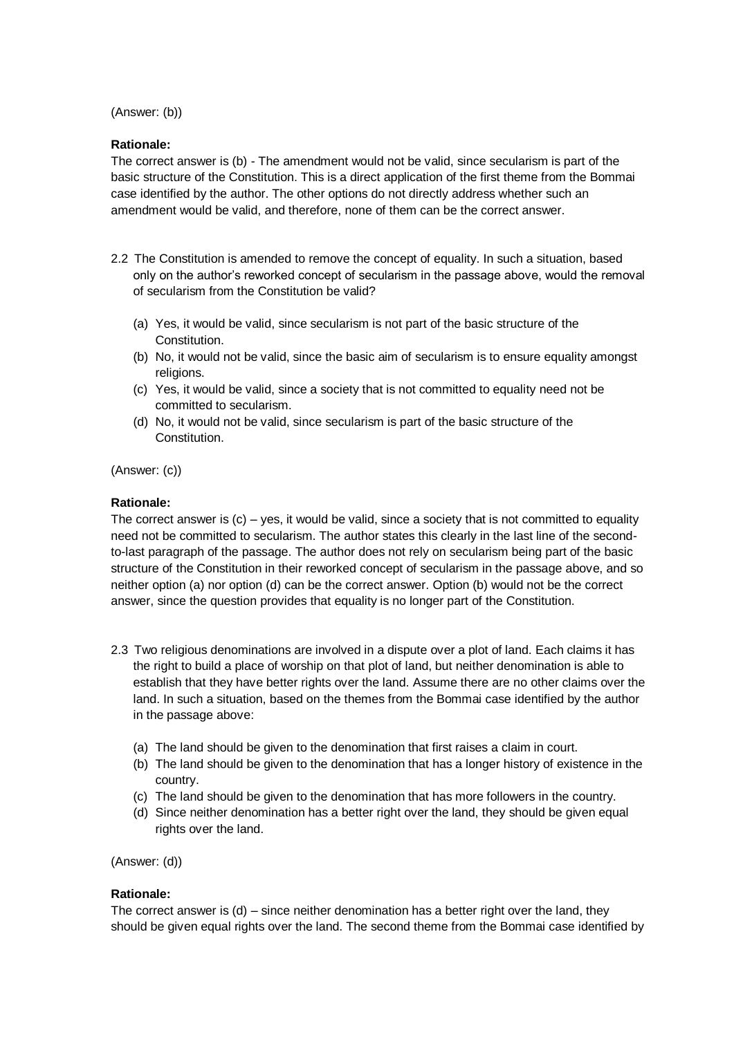(Answer: (b))

**Rationale:**

The correct answer is (b) - The amendment would not be valid, since secularism is part of the basic structure of the Constitution. This is a direct application of the first theme from the Bommai case identified by the author. The other options do not directly address whether such an amendment would be valid, and therefore, none of them can be the correct answer.

2.2 The Constitution is amended to remove the concept of equality. In such a situation, based only on the author's reworked concept of secularism in the passage above, would the removal of secularism from the Constitution be valid?

(a) Yes, it would be valid, since secularism is not part of the basic structure of the Constitution.
(b) No, it would not be valid, since the basic aim of secularism is to ensure equality amongst religions.
(c) Yes, it would be valid, since a society that is not committed to equality need not be committed to secularism.
(d) No, it would not be valid, since secularism is part of the basic structure of the Constitution.

(Answer: (c))

**Rationale:**

The correct answer is (c) – yes, it would be valid, since a society that is not committed to equality need not be committed to secularism. The author states this clearly in the last line of the second-to-last paragraph of the passage. The author does not rely on secularism being part of the basic structure of the Constitution in their reworked concept of secularism in the passage above, and so neither option (a) nor option (d) can be the correct answer. Option (b) would not be the correct answer, since the question provides that equality is no longer part of the Constitution.

2.3 Two religious denominations are involved in a dispute over a plot of land. Each claims it has the right to build a place of worship on that plot of land, but neither denomination is able to establish that they have better rights over the land. Assume there are no other claims over the land. In such a situation, based on the themes from the Bommai case identified by the author in the passage above:

(a) The land should be given to the denomination that first raises a claim in court.
(b) The land should be given to the denomination that has a longer history of existence in the country.
(c) The land should be given to the denomination that has more followers in the country.
(d) Since neither denomination has a better right over the land, they should be given equal rights over the land.

(Answer: (d))

**Rationale:**

The correct answer is (d) – since neither denomination has a better right over the land, they should be given equal rights over the land. The second theme from the Bommai case identified by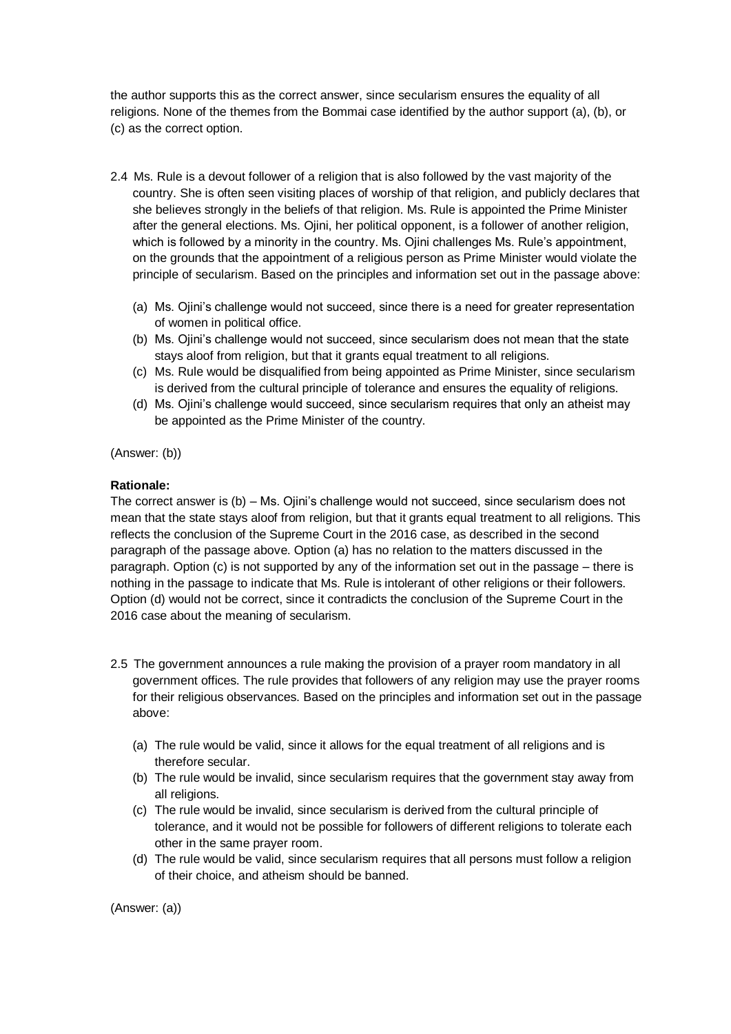the author supports this as the correct answer, since secularism ensures the equality of all religions. None of the themes from the Bommai case identified by the author support (a), (b), or (c) as the correct option.

2.4 Ms. Rule is a devout follower of a religion that is also followed by the vast majority of the country. She is often seen visiting places of worship of that religion, and publicly declares that she believes strongly in the beliefs of that religion. Ms. Rule is appointed the Prime Minister after the general elections. Ms. Ojini, her political opponent, is a follower of another religion, which is followed by a minority in the country. Ms. Ojini challenges Ms. Rule's appointment, on the grounds that the appointment of a religious person as Prime Minister would violate the principle of secularism. Based on the principles and information set out in the passage above:

(a) Ms. Ojini's challenge would not succeed, since there is a need for greater representation of women in political office.
(b) Ms. Ojini's challenge would not succeed, since secularism does not mean that the state stays aloof from religion, but that it grants equal treatment to all religions.
(c) Ms. Rule would be disqualified from being appointed as Prime Minister, since secularism is derived from the cultural principle of tolerance and ensures the equality of religions.
(d) Ms. Ojini's challenge would succeed, since secularism requires that only an atheist may be appointed as the Prime Minister of the country.

(Answer: (b))

**Rationale:**
The correct answer is (b) – Ms. Ojini's challenge would not succeed, since secularism does not mean that the state stays aloof from religion, but that it grants equal treatment to all religions. This reflects the conclusion of the Supreme Court in the 2016 case, as described in the second paragraph of the passage above. Option (a) has no relation to the matters discussed in the paragraph. Option (c) is not supported by any of the information set out in the passage – there is nothing in the passage to indicate that Ms. Rule is intolerant of other religions or their followers. Option (d) would not be correct, since it contradicts the conclusion of the Supreme Court in the 2016 case about the meaning of secularism.

2.5 The government announces a rule making the provision of a prayer room mandatory in all government offices. The rule provides that followers of any religion may use the prayer rooms for their religious observances. Based on the principles and information set out in the passage above:

(a) The rule would be valid, since it allows for the equal treatment of all religions and is therefore secular.
(b) The rule would be invalid, since secularism requires that the government stay away from all religions.
(c) The rule would be invalid, since secularism is derived from the cultural principle of tolerance, and it would not be possible for followers of different religions to tolerate each other in the same prayer room.
(d) The rule would be valid, since secularism requires that all persons must follow a religion of their choice, and atheism should be banned.

(Answer: (a))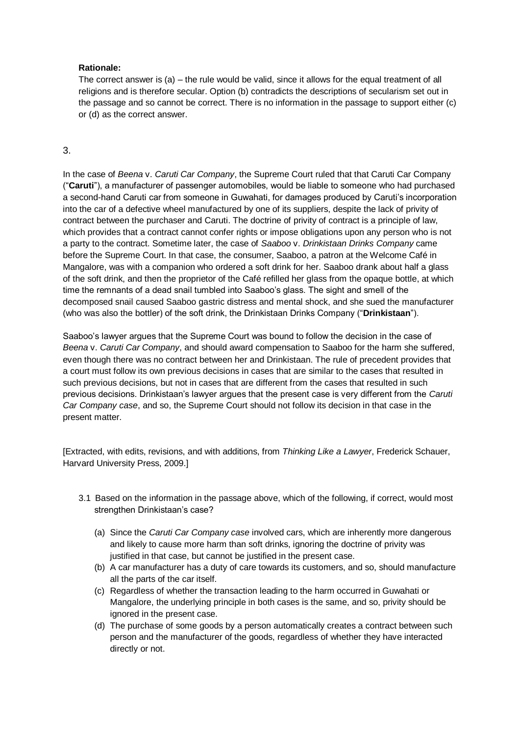**Rationale:**

The correct answer is (a) – the rule would be valid, since it allows for the equal treatment of all religions and is therefore secular. Option (b) contradicts the descriptions of secularism set out in the passage and so cannot be correct. There is no information in the passage to support either (c) or (d) as the correct answer.

3.

In the case of *Beena* v. *Caruti Car Company*, the Supreme Court ruled that that Caruti Car Company ("**Caruti**"), a manufacturer of passenger automobiles, would be liable to someone who had purchased a second-hand Caruti car from someone in Guwahati, for damages produced by Caruti's incorporation into the car of a defective wheel manufactured by one of its suppliers, despite the lack of privity of contract between the purchaser and Caruti. The doctrine of privity of contract is a principle of law, which provides that a contract cannot confer rights or impose obligations upon any person who is not a party to the contract. Sometime later, the case of *Saaboo* v. *Drinkistaan Drinks Company* came before the Supreme Court. In that case, the consumer, Saaboo, a patron at the Welcome Café in Mangalore, was with a companion who ordered a soft drink for her. Saaboo drank about half a glass of the soft drink, and then the proprietor of the Café refilled her glass from the opaque bottle, at which time the remnants of a dead snail tumbled into Saaboo's glass. The sight and smell of the decomposed snail caused Saaboo gastric distress and mental shock, and she sued the manufacturer (who was also the bottler) of the soft drink, the Drinkistaan Drinks Company ("**Drinkistaan**").

Saaboo's lawyer argues that the Supreme Court was bound to follow the decision in the case of *Beena* v. *Caruti Car Company*, and should award compensation to Saaboo for the harm she suffered, even though there was no contract between her and Drinkistaan. The rule of precedent provides that a court must follow its own previous decisions in cases that are similar to the cases that resulted in such previous decisions, but not in cases that are different from the cases that resulted in such previous decisions. Drinkistaan's lawyer argues that the present case is very different from the *Caruti Car Company case*, and so, the Supreme Court should not follow its decision in that case in the present matter.

[Extracted, with edits, revisions, and with additions, from *Thinking Like a Lawyer*, Frederick Schauer, Harvard University Press, 2009.]

3.1 Based on the information in the passage above, which of the following, if correct, would most strengthen Drinkistaan's case?

(a) Since the *Caruti Car Company case* involved cars, which are inherently more dangerous and likely to cause more harm than soft drinks, ignoring the doctrine of privity was justified in that case, but cannot be justified in the present case.

(b) A car manufacturer has a duty of care towards its customers, and so, should manufacture all the parts of the car itself.

(c) Regardless of whether the transaction leading to the harm occurred in Guwahati or Mangalore, the underlying principle in both cases is the same, and so, privity should be ignored in the present case.

(d) The purchase of some goods by a person automatically creates a contract between such person and the manufacturer of the goods, regardless of whether they have interacted directly or not.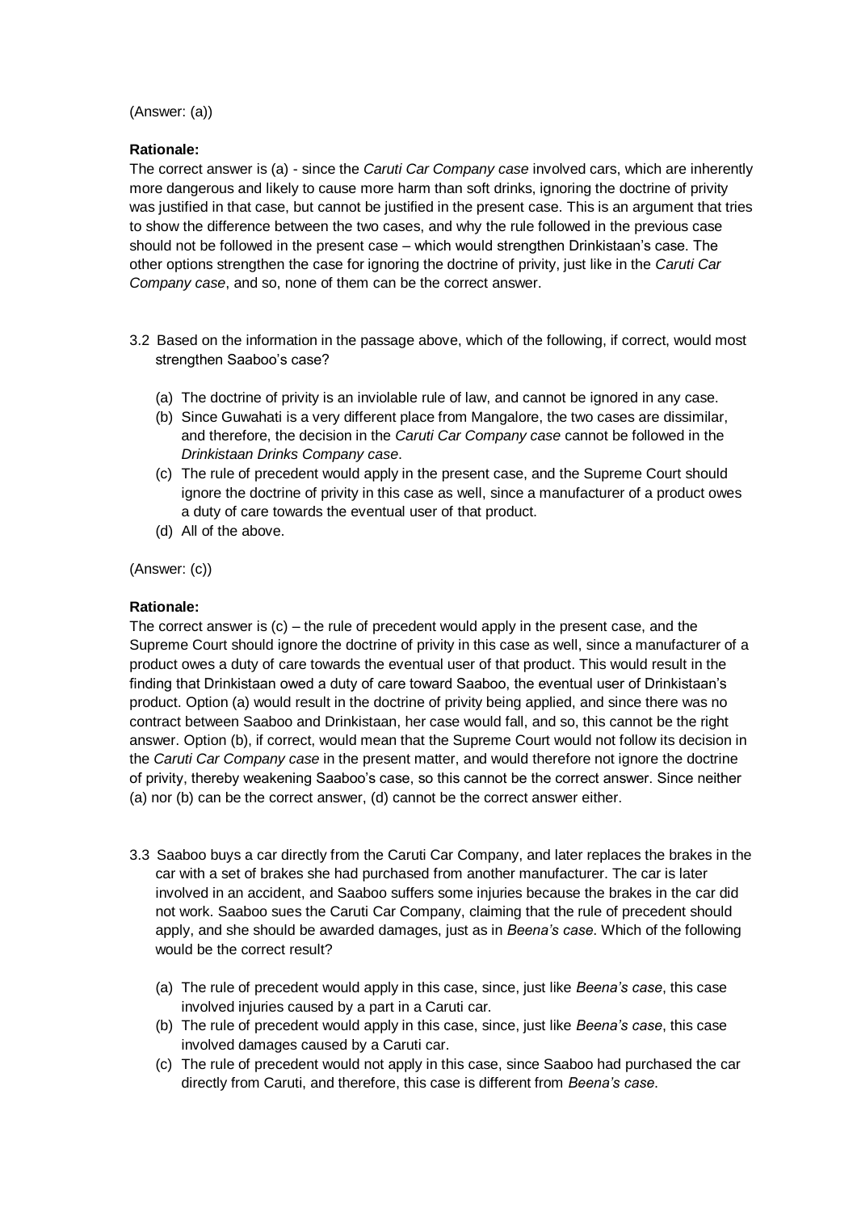(Answer: (a))

**Rationale:**
The correct answer is (a) - since the *Caruti Car Company case* involved cars, which are inherently more dangerous and likely to cause more harm than soft drinks, ignoring the doctrine of privity was justified in that case, but cannot be justified in the present case. This is an argument that tries to show the difference between the two cases, and why the rule followed in the previous case should not be followed in the present case – which would strengthen Drinkistaan's case. The other options strengthen the case for ignoring the doctrine of privity, just like in the *Caruti Car Company case*, and so, none of them can be the correct answer.

3.2 Based on the information in the passage above, which of the following, if correct, would most strengthen Saaboo's case?

(a) The doctrine of privity is an inviolable rule of law, and cannot be ignored in any case.
(b) Since Guwahati is a very different place from Mangalore, the two cases are dissimilar, and therefore, the decision in the *Caruti Car Company case* cannot be followed in the *Drinkistaan Drinks Company case*.
(c) The rule of precedent would apply in the present case, and the Supreme Court should ignore the doctrine of privity in this case as well, since a manufacturer of a product owes a duty of care towards the eventual user of that product.
(d) All of the above.

(Answer: (c))

**Rationale:**
The correct answer is (c) – the rule of precedent would apply in the present case, and the Supreme Court should ignore the doctrine of privity in this case as well, since a manufacturer of a product owes a duty of care towards the eventual user of that product. This would result in the finding that Drinkistaan owed a duty of care toward Saaboo, the eventual user of Drinkistaan's product. Option (a) would result in the doctrine of privity being applied, and since there was no contract between Saaboo and Drinkistaan, her case would fall, and so, this cannot be the right answer. Option (b), if correct, would mean that the Supreme Court would not follow its decision in the *Caruti Car Company case* in the present matter, and would therefore not ignore the doctrine of privity, thereby weakening Saaboo's case, so this cannot be the correct answer. Since neither (a) nor (b) can be the correct answer, (d) cannot be the correct answer either.

3.3 Saaboo buys a car directly from the Caruti Car Company, and later replaces the brakes in the car with a set of brakes she had purchased from another manufacturer. The car is later involved in an accident, and Saaboo suffers some injuries because the brakes in the car did not work. Saaboo sues the Caruti Car Company, claiming that the rule of precedent should apply, and she should be awarded damages, just as in *Beena's case*. Which of the following would be the correct result?

(a) The rule of precedent would apply in this case, since, just like *Beena's case*, this case involved injuries caused by a part in a Caruti car.
(b) The rule of precedent would apply in this case, since, just like *Beena's case*, this case involved damages caused by a Caruti car.
(c) The rule of precedent would not apply in this case, since Saaboo had purchased the car directly from Caruti, and therefore, this case is different from *Beena's case*.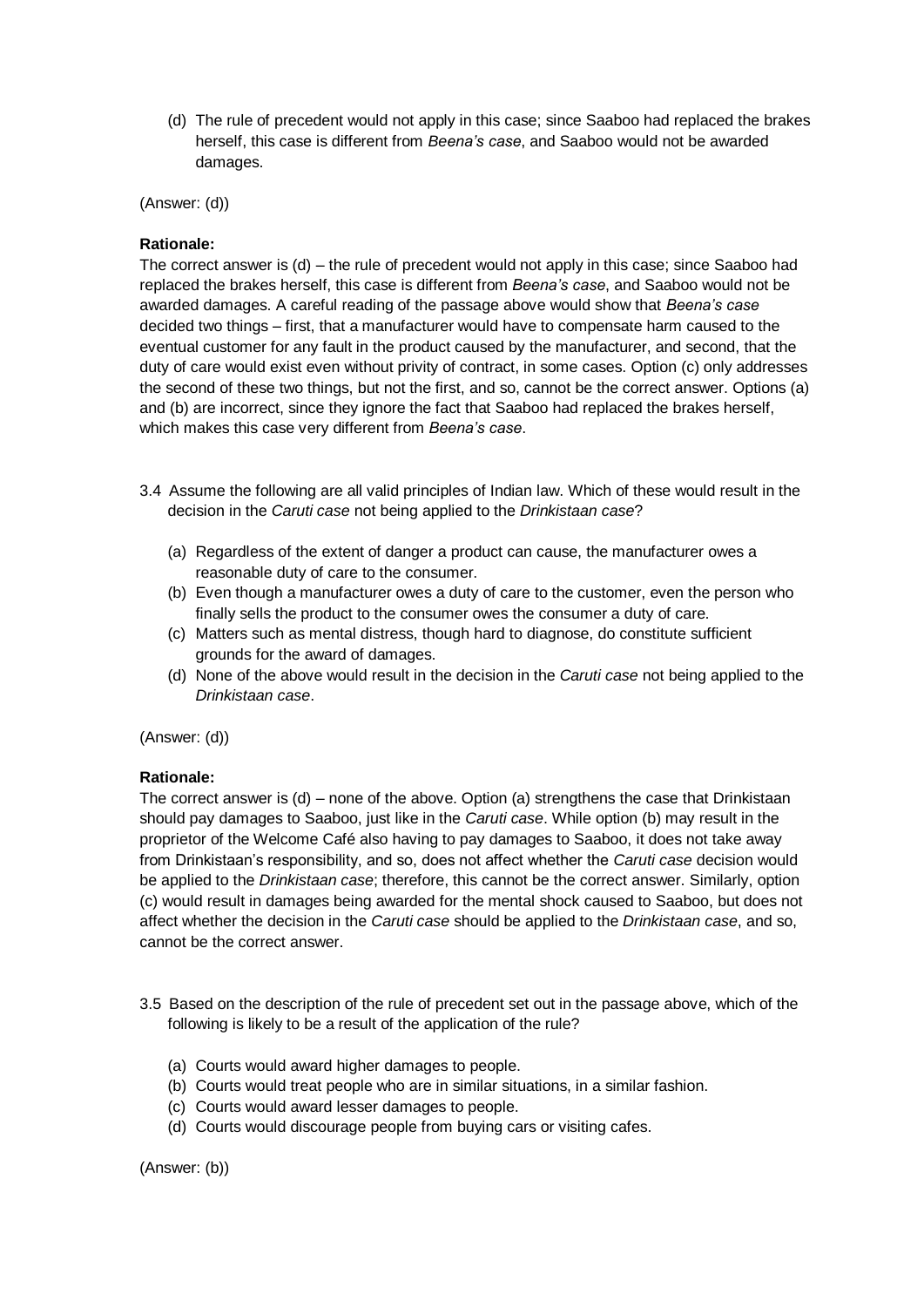(d) The rule of precedent would not apply in this case; since Saaboo had replaced the brakes herself, this case is different from *Beena's case*, and Saaboo would not be awarded damages.

(Answer: (d))

**Rationale:**
The correct answer is (d) – the rule of precedent would not apply in this case; since Saaboo had replaced the brakes herself, this case is different from *Beena's case*, and Saaboo would not be awarded damages. A careful reading of the passage above would show that *Beena's case* decided two things – first, that a manufacturer would have to compensate harm caused to the eventual customer for any fault in the product caused by the manufacturer, and second, that the duty of care would exist even without privity of contract, in some cases. Option (c) only addresses the second of these two things, but not the first, and so, cannot be the correct answer. Options (a) and (b) are incorrect, since they ignore the fact that Saaboo had replaced the brakes herself, which makes this case very different from *Beena's case*.

3.4 Assume the following are all valid principles of Indian law. Which of these would result in the decision in the *Caruti case* not being applied to the *Drinkistaan case*?

(a) Regardless of the extent of danger a product can cause, the manufacturer owes a reasonable duty of care to the consumer.
(b) Even though a manufacturer owes a duty of care to the customer, even the person who finally sells the product to the consumer owes the consumer a duty of care.
(c) Matters such as mental distress, though hard to diagnose, do constitute sufficient grounds for the award of damages.
(d) None of the above would result in the decision in the *Caruti case* not being applied to the *Drinkistaan case*.

(Answer: (d))

**Rationale:**
The correct answer is (d) – none of the above. Option (a) strengthens the case that Drinkistaan should pay damages to Saaboo, just like in the *Caruti case*. While option (b) may result in the proprietor of the Welcome Café also having to pay damages to Saaboo, it does not take away from Drinkistaan's responsibility, and so, does not affect whether the *Caruti case* decision would be applied to the *Drinkistaan case*; therefore, this cannot be the correct answer. Similarly, option (c) would result in damages being awarded for the mental shock caused to Saaboo, but does not affect whether the decision in the *Caruti case* should be applied to the *Drinkistaan case*, and so, cannot be the correct answer.

3.5 Based on the description of the rule of precedent set out in the passage above, which of the following is likely to be a result of the application of the rule?

(a) Courts would award higher damages to people.
(b) Courts would treat people who are in similar situations, in a similar fashion.
(c) Courts would award lesser damages to people.
(d) Courts would discourage people from buying cars or visiting cafes.

(Answer: (b))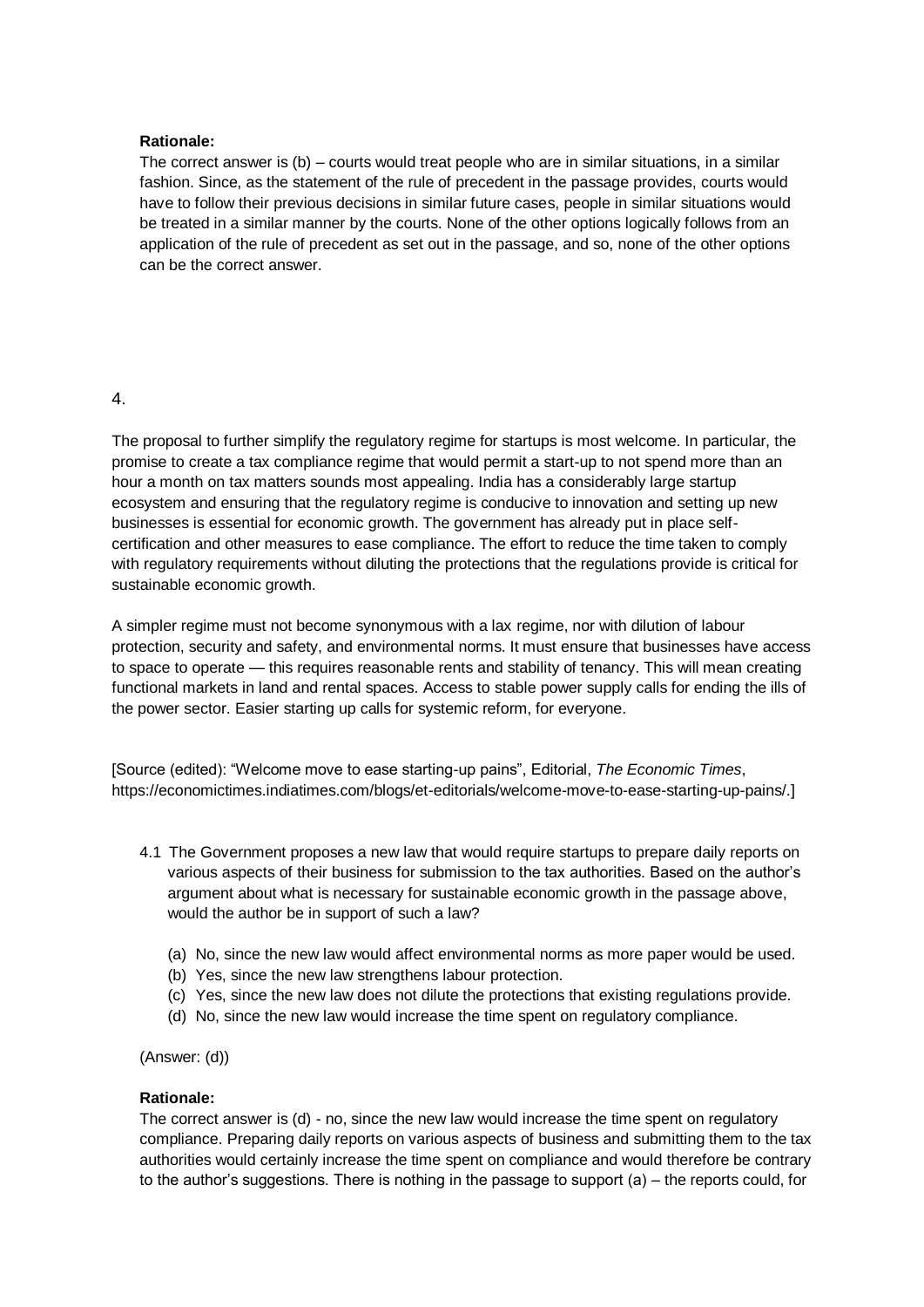**Rationale:**

The correct answer is (b) – courts would treat people who are in similar situations, in a similar fashion. Since, as the statement of the rule of precedent in the passage provides, courts would have to follow their previous decisions in similar future cases, people in similar situations would be treated in a similar manner by the courts. None of the other options logically follows from an application of the rule of precedent as set out in the passage, and so, none of the other options can be the correct answer.

4.

The proposal to further simplify the regulatory regime for startups is most welcome. In particular, the promise to create a tax compliance regime that would permit a start-up to not spend more than an hour a month on tax matters sounds most appealing. India has a considerably large startup ecosystem and ensuring that the regulatory regime is conducive to innovation and setting up new businesses is essential for economic growth. The government has already put in place self-certification and other measures to ease compliance. The effort to reduce the time taken to comply with regulatory requirements without diluting the protections that the regulations provide is critical for sustainable economic growth.

A simpler regime must not become synonymous with a lax regime, nor with dilution of labour protection, security and safety, and environmental norms. It must ensure that businesses have access to space to operate — this requires reasonable rents and stability of tenancy. This will mean creating functional markets in land and rental spaces. Access to stable power supply calls for ending the ills of the power sector. Easier starting up calls for systemic reform, for everyone.

[Source (edited): "Welcome move to ease starting-up pains", Editorial, *The Economic Times*, https://economictimes.indiatimes.com/blogs/et-editorials/welcome-move-to-ease-starting-up-pains/.]

4.1 The Government proposes a new law that would require startups to prepare daily reports on various aspects of their business for submission to the tax authorities. Based on the author's argument about what is necessary for sustainable economic growth in the passage above, would the author be in support of such a law?

(a) No, since the new law would affect environmental norms as more paper would be used.
(b) Yes, since the new law strengthens labour protection.
(c) Yes, since the new law does not dilute the protections that existing regulations provide.
(d) No, since the new law would increase the time spent on regulatory compliance.

(Answer: (d))

**Rationale:**

The correct answer is (d) - no, since the new law would increase the time spent on regulatory compliance. Preparing daily reports on various aspects of business and submitting them to the tax authorities would certainly increase the time spent on compliance and would therefore be contrary to the author's suggestions. There is nothing in the passage to support (a) – the reports could, for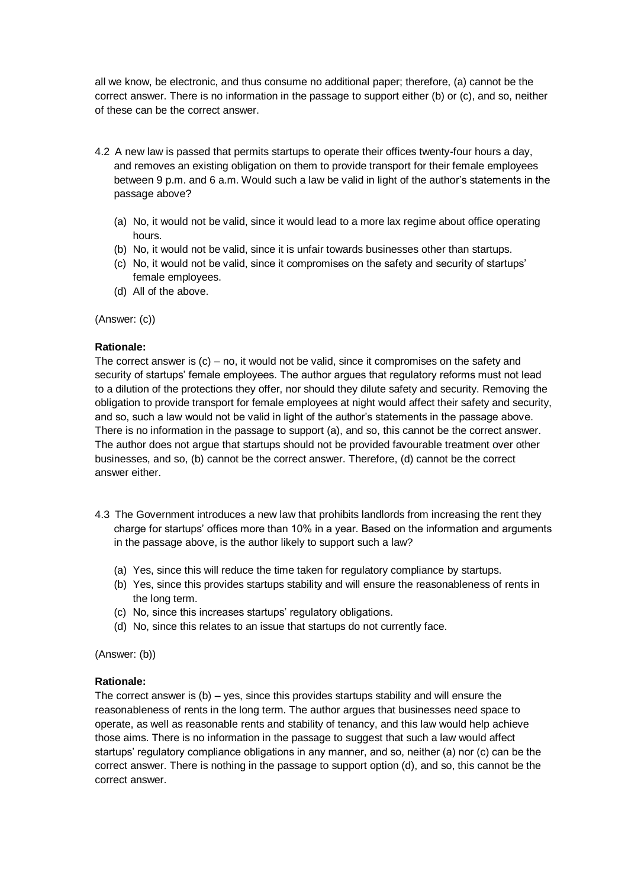all we know, be electronic, and thus consume no additional paper; therefore, (a) cannot be the correct answer. There is no information in the passage to support either (b) or (c), and so, neither of these can be the correct answer.

4.2 A new law is passed that permits startups to operate their offices twenty-four hours a day, and removes an existing obligation on them to provide transport for their female employees between 9 p.m. and 6 a.m. Would such a law be valid in light of the author's statements in the passage above?

(a) No, it would not be valid, since it would lead to a more lax regime about office operating hours.
(b) No, it would not be valid, since it is unfair towards businesses other than startups.
(c) No, it would not be valid, since it compromises on the safety and security of startups' female employees.
(d) All of the above.

(Answer: (c))

**Rationale:**
The correct answer is (c) – no, it would not be valid, since it compromises on the safety and security of startups' female employees. The author argues that regulatory reforms must not lead to a dilution of the protections they offer, nor should they dilute safety and security. Removing the obligation to provide transport for female employees at night would affect their safety and security, and so, such a law would not be valid in light of the author's statements in the passage above. There is no information in the passage to support (a), and so, this cannot be the correct answer. The author does not argue that startups should not be provided favourable treatment over other businesses, and so, (b) cannot be the correct answer. Therefore, (d) cannot be the correct answer either.

4.3 The Government introduces a new law that prohibits landlords from increasing the rent they charge for startups' offices more than 10% in a year. Based on the information and arguments in the passage above, is the author likely to support such a law?

(a) Yes, since this will reduce the time taken for regulatory compliance by startups.
(b) Yes, since this provides startups stability and will ensure the reasonableness of rents in the long term.
(c) No, since this increases startups' regulatory obligations.
(d) No, since this relates to an issue that startups do not currently face.

(Answer: (b))

**Rationale:**
The correct answer is (b) – yes, since this provides startups stability and will ensure the reasonableness of rents in the long term. The author argues that businesses need space to operate, as well as reasonable rents and stability of tenancy, and this law would help achieve those aims. There is no information in the passage to suggest that such a law would affect startups' regulatory compliance obligations in any manner, and so, neither (a) nor (c) can be the correct answer. There is nothing in the passage to support option (d), and so, this cannot be the correct answer.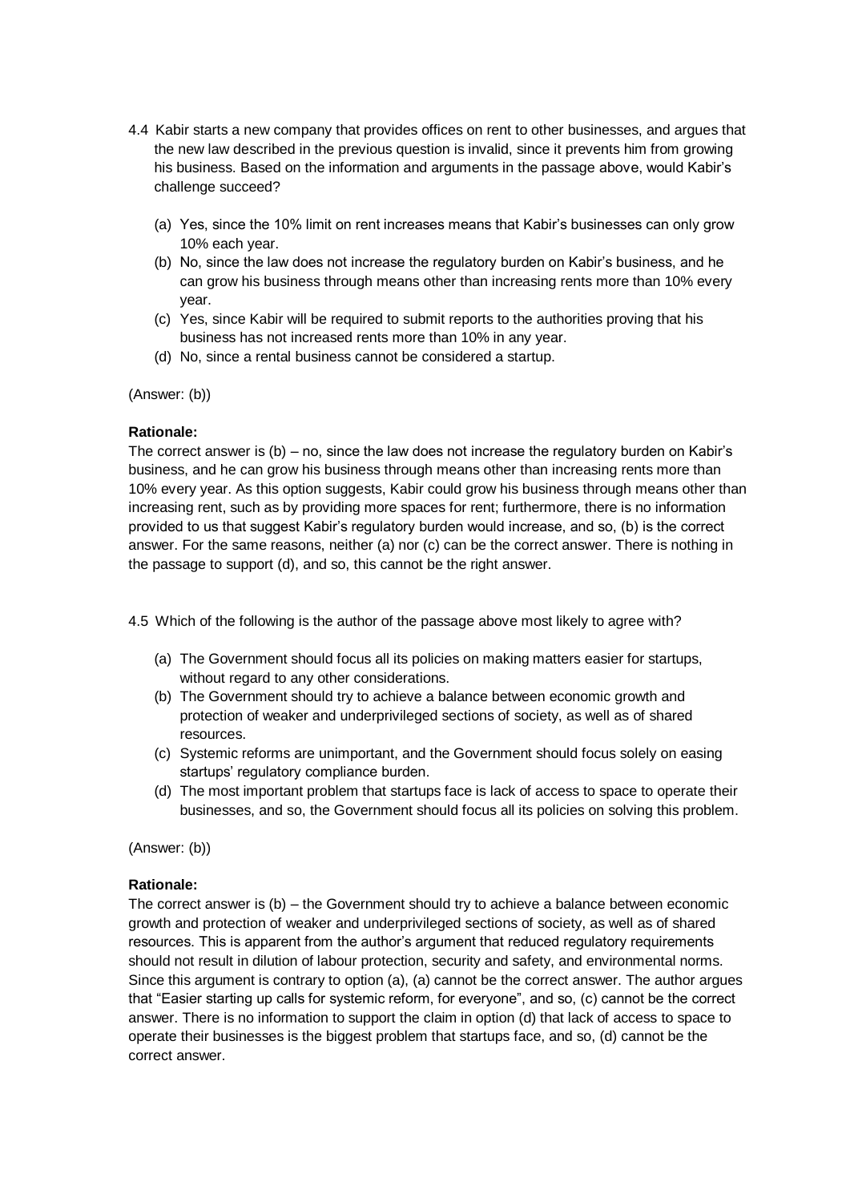4.4 Kabir starts a new company that provides offices on rent to other businesses, and argues that the new law described in the previous question is invalid, since it prevents him from growing his business. Based on the information and arguments in the passage above, would Kabir's challenge succeed?

(a) Yes, since the 10% limit on rent increases means that Kabir's businesses can only grow 10% each year.
(b) No, since the law does not increase the regulatory burden on Kabir's business, and he can grow his business through means other than increasing rents more than 10% every year.
(c) Yes, since Kabir will be required to submit reports to the authorities proving that his business has not increased rents more than 10% in any year.
(d) No, since a rental business cannot be considered a startup.

(Answer: (b))

**Rationale:**
The correct answer is (b) – no, since the law does not increase the regulatory burden on Kabir's business, and he can grow his business through means other than increasing rents more than 10% every year. As this option suggests, Kabir could grow his business through means other than increasing rent, such as by providing more spaces for rent; furthermore, there is no information provided to us that suggest Kabir's regulatory burden would increase, and so, (b) is the correct answer. For the same reasons, neither (a) nor (c) can be the correct answer. There is nothing in the passage to support (d), and so, this cannot be the right answer.

4.5 Which of the following is the author of the passage above most likely to agree with?

(a) The Government should focus all its policies on making matters easier for startups, without regard to any other considerations.
(b) The Government should try to achieve a balance between economic growth and protection of weaker and underprivileged sections of society, as well as of shared resources.
(c) Systemic reforms are unimportant, and the Government should focus solely on easing startups' regulatory compliance burden.
(d) The most important problem that startups face is lack of access to space to operate their businesses, and so, the Government should focus all its policies on solving this problem.

(Answer: (b))

**Rationale:**
The correct answer is (b) – the Government should try to achieve a balance between economic growth and protection of weaker and underprivileged sections of society, as well as of shared resources. This is apparent from the author's argument that reduced regulatory requirements should not result in dilution of labour protection, security and safety, and environmental norms. Since this argument is contrary to option (a), (a) cannot be the correct answer. The author argues that "Easier starting up calls for systemic reform, for everyone", and so, (c) cannot be the correct answer. There is no information to support the claim in option (d) that lack of access to space to operate their businesses is the biggest problem that startups face, and so, (d) cannot be the correct answer.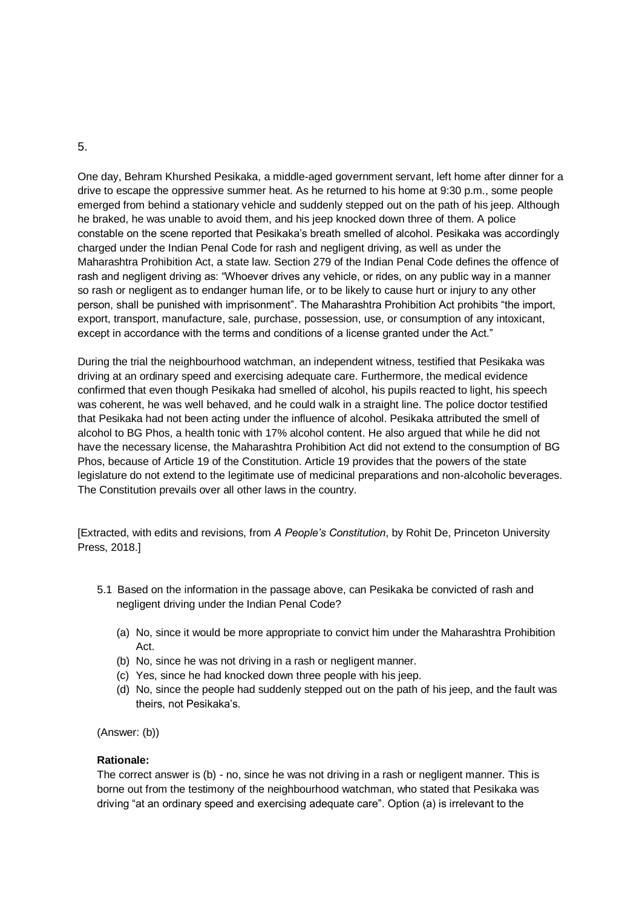5.

One day, Behram Khurshed Pesikaka, a middle-aged government servant, left home after dinner for a drive to escape the oppressive summer heat. As he returned to his home at 9:30 p.m., some people emerged from behind a stationary vehicle and suddenly stepped out on the path of his jeep. Although he braked, he was unable to avoid them, and his jeep knocked down three of them. A police constable on the scene reported that Pesikaka's breath smelled of alcohol. Pesikaka was accordingly charged under the Indian Penal Code for rash and negligent driving, as well as under the Maharashtra Prohibition Act, a state law. Section 279 of the Indian Penal Code defines the offence of rash and negligent driving as: "Whoever drives any vehicle, or rides, on any public way in a manner so rash or negligent as to endanger human life, or to be likely to cause hurt or injury to any other person, shall be punished with imprisonment". The Maharashtra Prohibition Act prohibits "the import, export, transport, manufacture, sale, purchase, possession, use, or consumption of any intoxicant, except in accordance with the terms and conditions of a license granted under the Act."

During the trial the neighbourhood watchman, an independent witness, testified that Pesikaka was driving at an ordinary speed and exercising adequate care. Furthermore, the medical evidence confirmed that even though Pesikaka had smelled of alcohol, his pupils reacted to light, his speech was coherent, he was well behaved, and he could walk in a straight line. The police doctor testified that Pesikaka had not been acting under the influence of alcohol. Pesikaka attributed the smell of alcohol to BG Phos, a health tonic with 17% alcohol content. He also argued that while he did not have the necessary license, the Maharashtra Prohibition Act did not extend to the consumption of BG Phos, because of Article 19 of the Constitution. Article 19 provides that the powers of the state legislature do not extend to the legitimate use of medicinal preparations and non-alcoholic beverages. The Constitution prevails over all other laws in the country.

[Extracted, with edits and revisions, from *A People's Constitution*, by Rohit De, Princeton University Press, 2018.]

5.1 Based on the information in the passage above, can Pesikaka be convicted of rash and negligent driving under the Indian Penal Code?

(a) No, since it would be more appropriate to convict him under the Maharashtra Prohibition Act.
(b) No, since he was not driving in a rash or negligent manner.
(c) Yes, since he had knocked down three people with his jeep.
(d) No, since the people had suddenly stepped out on the path of his jeep, and the fault was theirs, not Pesikaka's.

(Answer: (b))

**Rationale:**

The correct answer is (b) - no, since he was not driving in a rash or negligent manner. This is borne out from the testimony of the neighbourhood watchman, who stated that Pesikaka was driving "at an ordinary speed and exercising adequate care". Option (a) is irrelevant to the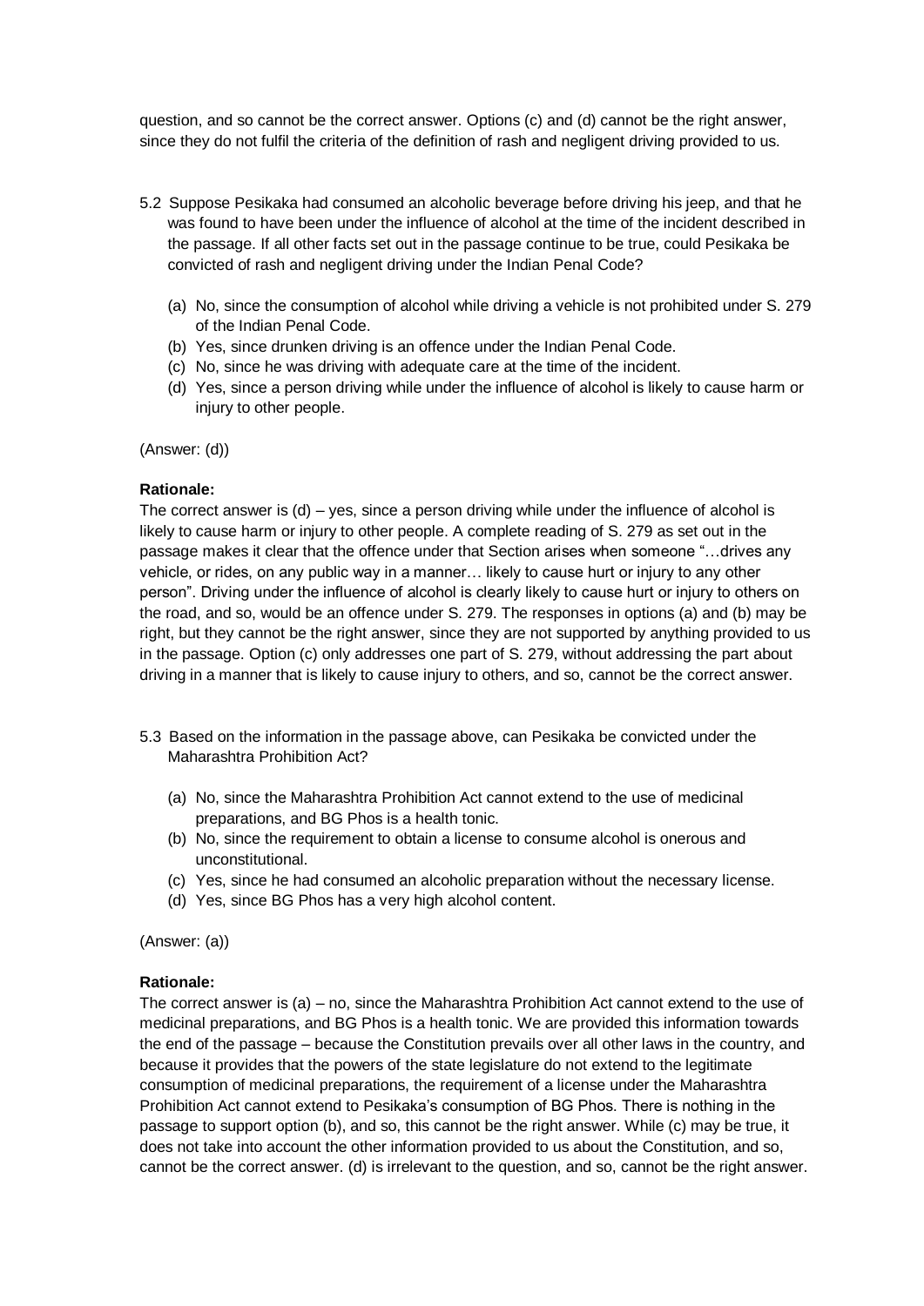question, and so cannot be the correct answer. Options (c) and (d) cannot be the right answer, since they do not fulfil the criteria of the definition of rash and negligent driving provided to us.

5.2 Suppose Pesikaka had consumed an alcoholic beverage before driving his jeep, and that he was found to have been under the influence of alcohol at the time of the incident described in the passage. If all other facts set out in the passage continue to be true, could Pesikaka be convicted of rash and negligent driving under the Indian Penal Code?

   (a) No, since the consumption of alcohol while driving a vehicle is not prohibited under S. 279 of the Indian Penal Code.
   (b) Yes, since drunken driving is an offence under the Indian Penal Code.
   (c) No, since he was driving with adequate care at the time of the incident.
   (d) Yes, since a person driving while under the influence of alcohol is likely to cause harm or injury to other people.

(Answer: (d))

**Rationale:**
The correct answer is (d) – yes, since a person driving while under the influence of alcohol is likely to cause harm or injury to other people. A complete reading of S. 279 as set out in the passage makes it clear that the offence under that Section arises when someone "…drives any vehicle, or rides, on any public way in a manner… likely to cause hurt or injury to any other person". Driving under the influence of alcohol is clearly likely to cause hurt or injury to others on the road, and so, would be an offence under S. 279. The responses in options (a) and (b) may be right, but they cannot be the right answer, since they are not supported by anything provided to us in the passage. Option (c) only addresses one part of S. 279, without addressing the part about driving in a manner that is likely to cause injury to others, and so, cannot be the correct answer.

5.3 Based on the information in the passage above, can Pesikaka be convicted under the Maharashtra Prohibition Act?

   (a) No, since the Maharashtra Prohibition Act cannot extend to the use of medicinal preparations, and BG Phos is a health tonic.
   (b) No, since the requirement to obtain a license to consume alcohol is onerous and unconstitutional.
   (c) Yes, since he had consumed an alcoholic preparation without the necessary license.
   (d) Yes, since BG Phos has a very high alcohol content.

(Answer: (a))

**Rationale:**
The correct answer is (a) – no, since the Maharashtra Prohibition Act cannot extend to the use of medicinal preparations, and BG Phos is a health tonic. We are provided this information towards the end of the passage – because the Constitution prevails over all other laws in the country, and because it provides that the powers of the state legislature do not extend to the legitimate consumption of medicinal preparations, the requirement of a license under the Maharashtra Prohibition Act cannot extend to Pesikaka's consumption of BG Phos. There is nothing in the passage to support option (b), and so, this cannot be the right answer. While (c) may be true, it does not take into account the other information provided to us about the Constitution, and so, cannot be the correct answer. (d) is irrelevant to the question, and so, cannot be the right answer.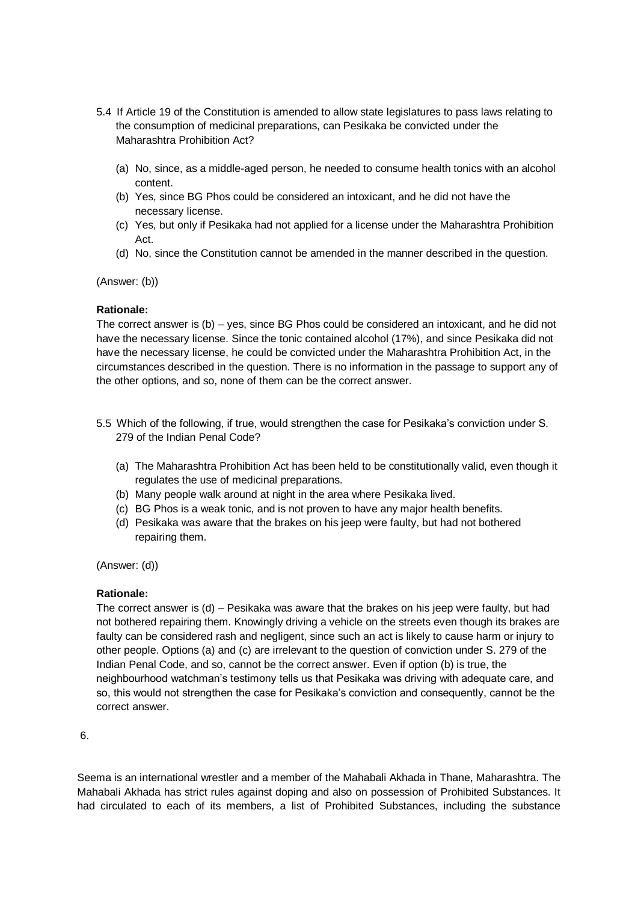5.4 If Article 19 of the Constitution is amended to allow state legislatures to pass laws relating to the consumption of medicinal preparations, can Pesikaka be convicted under the Maharashtra Prohibition Act?

(a) No, since, as a middle-aged person, he needed to consume health tonics with an alcohol content.
(b) Yes, since BG Phos could be considered an intoxicant, and he did not have the necessary license.
(c) Yes, but only if Pesikaka had not applied for a license under the Maharashtra Prohibition Act.
(d) No, since the Constitution cannot be amended in the manner described in the question.

(Answer: (b))

**Rationale:**
The correct answer is (b) – yes, since BG Phos could be considered an intoxicant, and he did not have the necessary license. Since the tonic contained alcohol (17%), and since Pesikaka did not have the necessary license, he could be convicted under the Maharashtra Prohibition Act, in the circumstances described in the question. There is no information in the passage to support any of the other options, and so, none of them can be the correct answer.

5.5 Which of the following, if true, would strengthen the case for Pesikaka's conviction under S. 279 of the Indian Penal Code?

(a) The Maharashtra Prohibition Act has been held to be constitutionally valid, even though it regulates the use of medicinal preparations.
(b) Many people walk around at night in the area where Pesikaka lived.
(c) BG Phos is a weak tonic, and is not proven to have any major health benefits.
(d) Pesikaka was aware that the brakes on his jeep were faulty, but had not bothered repairing them.

(Answer: (d))

**Rationale:**
The correct answer is (d) – Pesikaka was aware that the brakes on his jeep were faulty, but had not bothered repairing them. Knowingly driving a vehicle on the streets even though its brakes are faulty can be considered rash and negligent, since such an act is likely to cause harm or injury to other people. Options (a) and (c) are irrelevant to the question of conviction under S. 279 of the Indian Penal Code, and so, cannot be the correct answer. Even if option (b) is true, the neighbourhood watchman's testimony tells us that Pesikaka was driving with adequate care, and so, this would not strengthen the case for Pesikaka's conviction and consequently, cannot be the correct answer.

6.

Seema is an international wrestler and a member of the Mahabali Akhada in Thane, Maharashtra. The Mahabali Akhada has strict rules against doping and also on possession of Prohibited Substances. It had circulated to each of its members, a list of Prohibited Substances, including the substance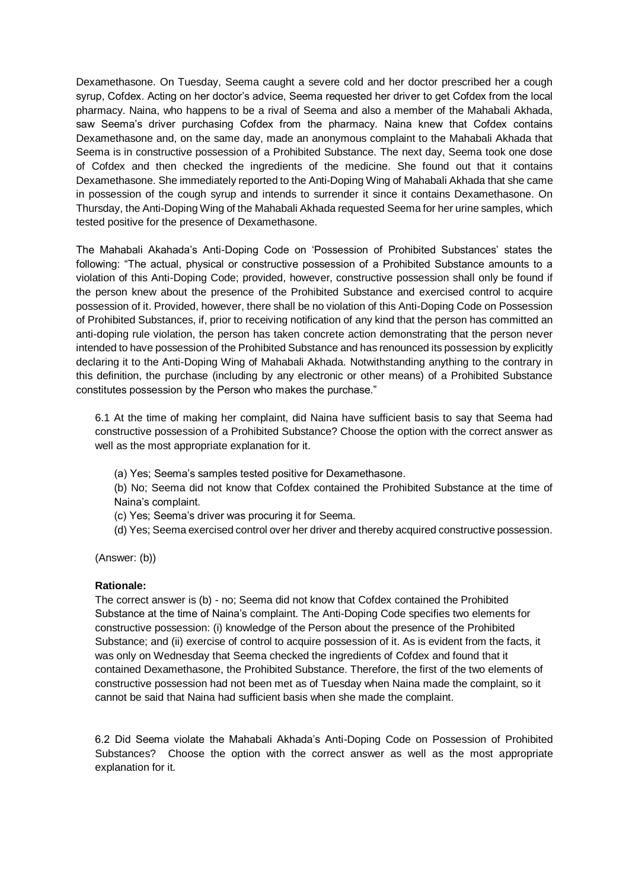Dexamethasone. On Tuesday, Seema caught a severe cold and her doctor prescribed her a cough syrup, Cofdex. Acting on her doctor's advice, Seema requested her driver to get Cofdex from the local pharmacy. Naina, who happens to be a rival of Seema and also a member of the Mahabali Akhada, saw Seema's driver purchasing Cofdex from the pharmacy. Naina knew that Cofdex contains Dexamethasone and, on the same day, made an anonymous complaint to the Mahabali Akhada that Seema is in constructive possession of a Prohibited Substance. The next day, Seema took one dose of Cofdex and then checked the ingredients of the medicine. She found out that it contains Dexamethasone. She immediately reported to the Anti-Doping Wing of Mahabali Akhada that she came in possession of the cough syrup and intends to surrender it since it contains Dexamethasone. On Thursday, the Anti-Doping Wing of the Mahabali Akhada requested Seema for her urine samples, which tested positive for the presence of Dexamethasone.

The Mahabali Akahada's Anti-Doping Code on 'Possession of Prohibited Substances' states the following: "The actual, physical or constructive possession of a Prohibited Substance amounts to a violation of this Anti-Doping Code; provided, however, constructive possession shall only be found if the person knew about the presence of the Prohibited Substance and exercised control to acquire possession of it. Provided, however, there shall be no violation of this Anti-Doping Code on Possession of Prohibited Substances, if, prior to receiving notification of any kind that the person has committed an anti-doping rule violation, the person has taken concrete action demonstrating that the person never intended to have possession of the Prohibited Substance and has renounced its possession by explicitly declaring it to the Anti-Doping Wing of Mahabali Akhada. Notwithstanding anything to the contrary in this definition, the purchase (including by any electronic or other means) of a Prohibited Substance constitutes possession by the Person who makes the purchase."

6.1 At the time of making her complaint, did Naina have sufficient basis to say that Seema had constructive possession of a Prohibited Substance? Choose the option with the correct answer as well as the most appropriate explanation for it.

(a) Yes; Seema's samples tested positive for Dexamethasone.

(b) No; Seema did not know that Cofdex contained the Prohibited Substance at the time of Naina's complaint.

(c) Yes; Seema's driver was procuring it for Seema.

(d) Yes; Seema exercised control over her driver and thereby acquired constructive possession.

(Answer: (b))

**Rationale:**

The correct answer is (b) - no; Seema did not know that Cofdex contained the Prohibited Substance at the time of Naina's complaint. The Anti-Doping Code specifies two elements for constructive possession: (i) knowledge of the Person about the presence of the Prohibited Substance; and (ii) exercise of control to acquire possession of it. As is evident from the facts, it was only on Wednesday that Seema checked the ingredients of Cofdex and found that it contained Dexamethasone, the Prohibited Substance. Therefore, the first of the two elements of constructive possession had not been met as of Tuesday when Naina made the complaint, so it cannot be said that Naina had sufficient basis when she made the complaint.

6.2 Did Seema violate the Mahabali Akhada's Anti-Doping Code on Possession of Prohibited Substances? Choose the option with the correct answer as well as the most appropriate explanation for it.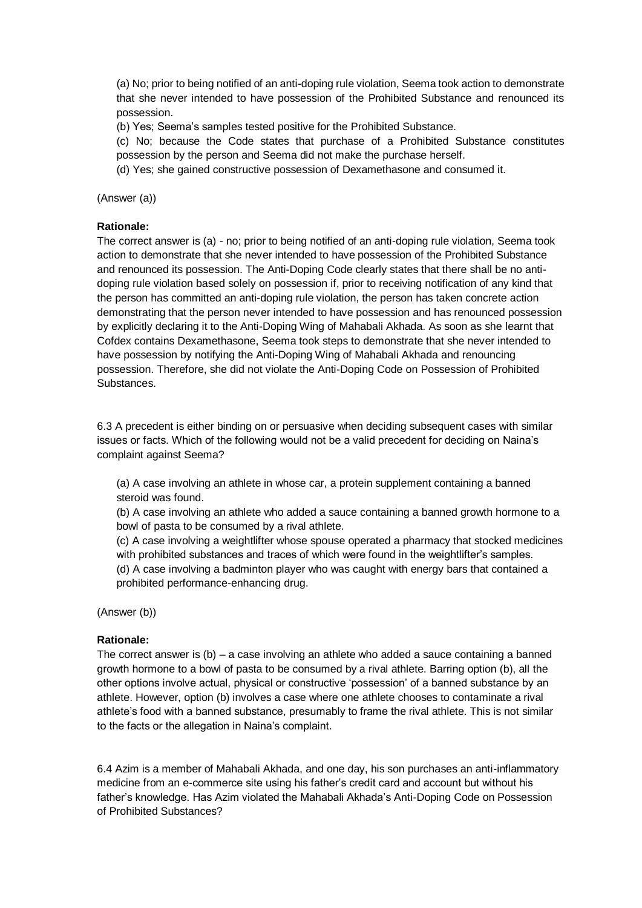(a) No; prior to being notified of an anti-doping rule violation, Seema took action to demonstrate that she never intended to have possession of the Prohibited Substance and renounced its possession.

(b) Yes; Seema's samples tested positive for the Prohibited Substance.

(c) No; because the Code states that purchase of a Prohibited Substance constitutes possession by the person and Seema did not make the purchase herself.

(d) Yes; she gained constructive possession of Dexamethasone and consumed it.

(Answer (a))

**Rationale:**

The correct answer is (a) - no; prior to being notified of an anti-doping rule violation, Seema took action to demonstrate that she never intended to have possession of the Prohibited Substance and renounced its possession. The Anti-Doping Code clearly states that there shall be no anti-doping rule violation based solely on possession if, prior to receiving notification of any kind that the person has committed an anti-doping rule violation, the person has taken concrete action demonstrating that the person never intended to have possession and has renounced possession by explicitly declaring it to the Anti-Doping Wing of Mahabali Akhada. As soon as she learnt that Cofdex contains Dexamethasone, Seema took steps to demonstrate that she never intended to have possession by notifying the Anti-Doping Wing of Mahabali Akhada and renouncing possession. Therefore, she did not violate the Anti-Doping Code on Possession of Prohibited Substances.

6.3 A precedent is either binding on or persuasive when deciding subsequent cases with similar issues or facts. Which of the following would not be a valid precedent for deciding on Naina's complaint against Seema?

(a) A case involving an athlete in whose car, a protein supplement containing a banned steroid was found.

(b) A case involving an athlete who added a sauce containing a banned growth hormone to a bowl of pasta to be consumed by a rival athlete.

(c) A case involving a weightlifter whose spouse operated a pharmacy that stocked medicines with prohibited substances and traces of which were found in the weightlifter's samples.

(d) A case involving a badminton player who was caught with energy bars that contained a prohibited performance-enhancing drug.

(Answer (b))

**Rationale:**

The correct answer is (b) – a case involving an athlete who added a sauce containing a banned growth hormone to a bowl of pasta to be consumed by a rival athlete. Barring option (b), all the other options involve actual, physical or constructive 'possession' of a banned substance by an athlete. However, option (b) involves a case where one athlete chooses to contaminate a rival athlete's food with a banned substance, presumably to frame the rival athlete. This is not similar to the facts or the allegation in Naina's complaint.

6.4 Azim is a member of Mahabali Akhada, and one day, his son purchases an anti-inflammatory medicine from an e-commerce site using his father's credit card and account but without his father's knowledge. Has Azim violated the Mahabali Akhada's Anti-Doping Code on Possession of Prohibited Substances?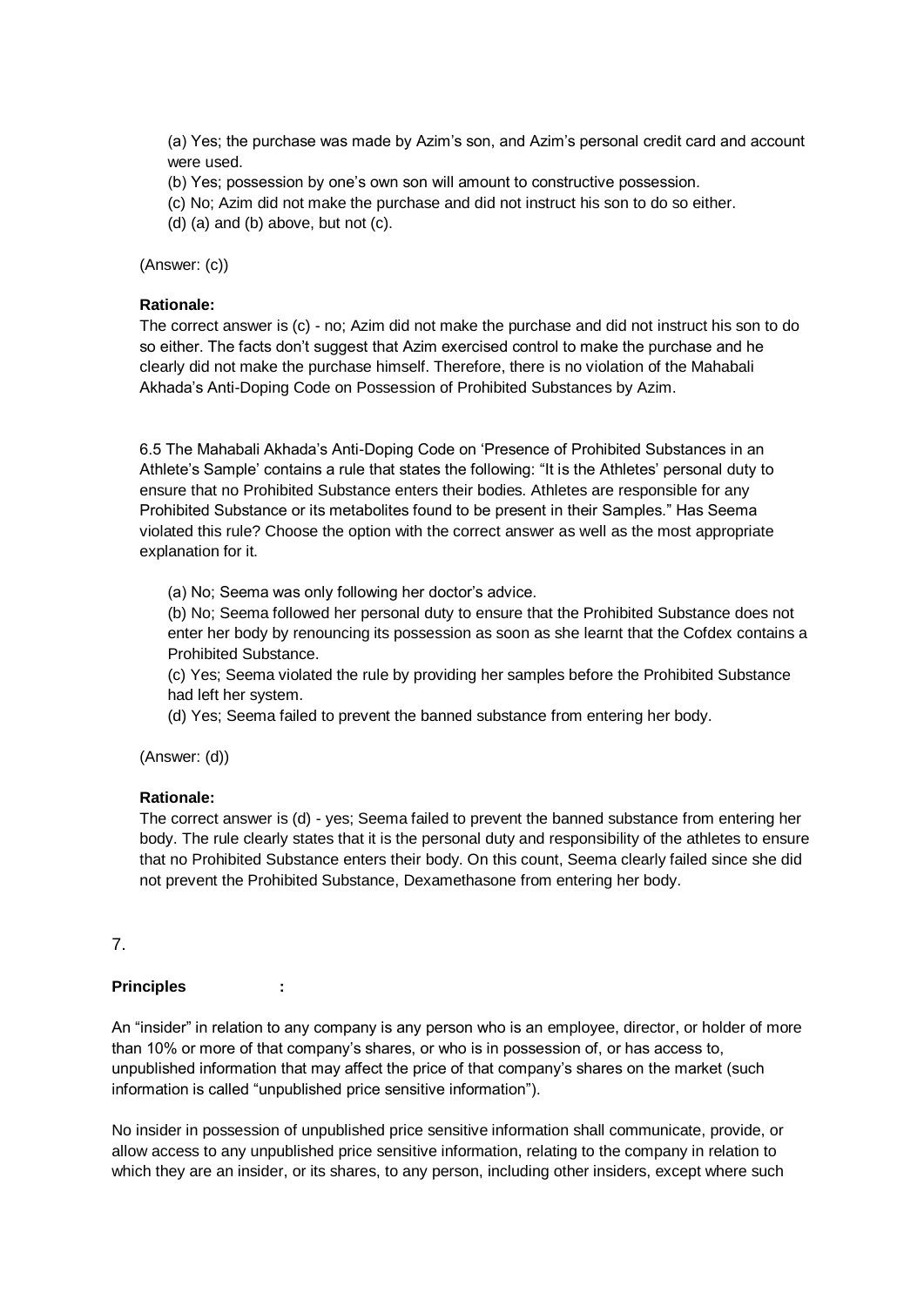(a) Yes; the purchase was made by Azim's son, and Azim's personal credit card and account were used.
(b) Yes; possession by one's own son will amount to constructive possession.
(c) No; Azim did not make the purchase and did not instruct his son to do so either.
(d) (a) and (b) above, but not (c).

(Answer: (c))

**Rationale:**
The correct answer is (c) - no; Azim did not make the purchase and did not instruct his son to do so either. The facts don't suggest that Azim exercised control to make the purchase and he clearly did not make the purchase himself. Therefore, there is no violation of the Mahabali Akhada's Anti-Doping Code on Possession of Prohibited Substances by Azim.

6.5 The Mahabali Akhada's Anti-Doping Code on 'Presence of Prohibited Substances in an Athlete's Sample' contains a rule that states the following: "It is the Athletes' personal duty to ensure that no Prohibited Substance enters their bodies. Athletes are responsible for any Prohibited Substance or its metabolites found to be present in their Samples." Has Seema violated this rule? Choose the option with the correct answer as well as the most appropriate explanation for it.

(a) No; Seema was only following her doctor's advice.
(b) No; Seema followed her personal duty to ensure that the Prohibited Substance does not enter her body by renouncing its possession as soon as she learnt that the Cofdex contains a Prohibited Substance.
(c) Yes; Seema violated the rule by providing her samples before the Prohibited Substance had left her system.
(d) Yes; Seema failed to prevent the banned substance from entering her body.

(Answer: (d))

**Rationale:**
The correct answer is (d) - yes; Seema failed to prevent the banned substance from entering her body. The rule clearly states that it is the personal duty and responsibility of the athletes to ensure that no Prohibited Substance enters their body. On this count, Seema clearly failed since she did not prevent the Prohibited Substance, Dexamethasone from entering her body.

7.

**Principles :**

An "insider" in relation to any company is any person who is an employee, director, or holder of more than 10% or more of that company's shares, or who is in possession of, or has access to, unpublished information that may affect the price of that company's shares on the market (such information is called "unpublished price sensitive information").

No insider in possession of unpublished price sensitive information shall communicate, provide, or allow access to any unpublished price sensitive information, relating to the company in relation to which they are an insider, or its shares, to any person, including other insiders, except where such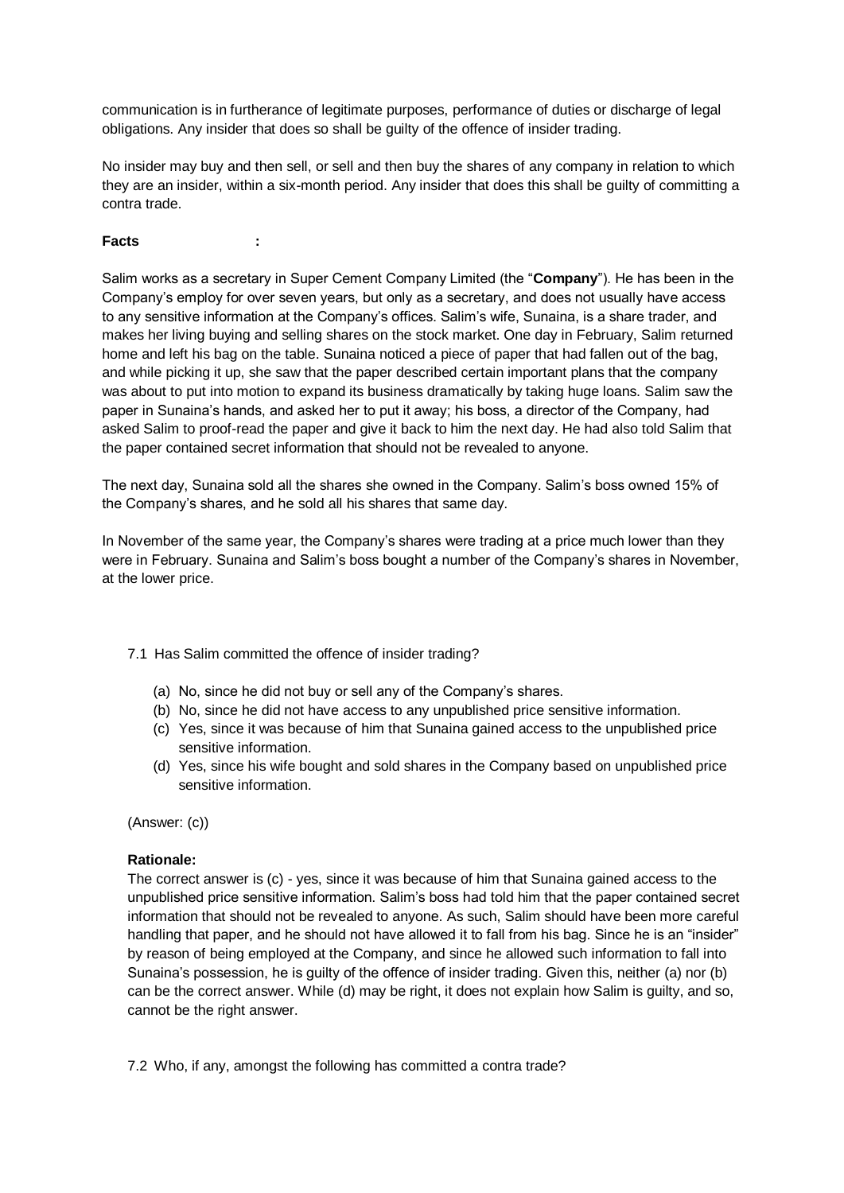communication is in furtherance of legitimate purposes, performance of duties or discharge of legal obligations. Any insider that does so shall be guilty of the offence of insider trading.

No insider may buy and then sell, or sell and then buy the shares of any company in relation to which they are an insider, within a six-month period. Any insider that does this shall be guilty of committing a contra trade.

**Facts :**

Salim works as a secretary in Super Cement Company Limited (the "**Company**"). He has been in the Company's employ for over seven years, but only as a secretary, and does not usually have access to any sensitive information at the Company's offices. Salim's wife, Sunaina, is a share trader, and makes her living buying and selling shares on the stock market. One day in February, Salim returned home and left his bag on the table. Sunaina noticed a piece of paper that had fallen out of the bag, and while picking it up, she saw that the paper described certain important plans that the company was about to put into motion to expand its business dramatically by taking huge loans. Salim saw the paper in Sunaina's hands, and asked her to put it away; his boss, a director of the Company, had asked Salim to proof-read the paper and give it back to him the next day. He had also told Salim that the paper contained secret information that should not be revealed to anyone.

The next day, Sunaina sold all the shares she owned in the Company. Salim's boss owned 15% of the Company's shares, and he sold all his shares that same day.

In November of the same year, the Company's shares were trading at a price much lower than they were in February. Sunaina and Salim's boss bought a number of the Company's shares in November, at the lower price.

7.1 Has Salim committed the offence of insider trading?

(a) No, since he did not buy or sell any of the Company's shares.
(b) No, since he did not have access to any unpublished price sensitive information.
(c) Yes, since it was because of him that Sunaina gained access to the unpublished price sensitive information.
(d) Yes, since his wife bought and sold shares in the Company based on unpublished price sensitive information.

(Answer: (c))

**Rationale:**
The correct answer is (c) - yes, since it was because of him that Sunaina gained access to the unpublished price sensitive information. Salim's boss had told him that the paper contained secret information that should not be revealed to anyone. As such, Salim should have been more careful handling that paper, and he should not have allowed it to fall from his bag. Since he is an "insider" by reason of being employed at the Company, and since he allowed such information to fall into Sunaina's possession, he is guilty of the offence of insider trading. Given this, neither (a) nor (b) can be the correct answer. While (d) may be right, it does not explain how Salim is guilty, and so, cannot be the right answer.

7.2 Who, if any, amongst the following has committed a contra trade?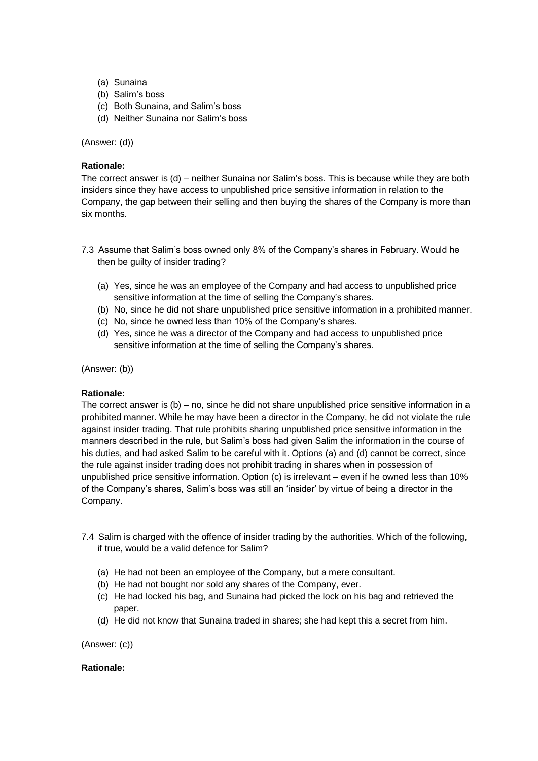(a) Sunaina
(b) Salim's boss
(c) Both Sunaina, and Salim's boss
(d) Neither Sunaina nor Salim's boss

(Answer: (d))

**Rationale:**
The correct answer is (d) – neither Sunaina nor Salim's boss. This is because while they are both insiders since they have access to unpublished price sensitive information in relation to the Company, the gap between their selling and then buying the shares of the Company is more than six months.

7.3 Assume that Salim's boss owned only 8% of the Company's shares in February. Would he then be guilty of insider trading?

(a) Yes, since he was an employee of the Company and had access to unpublished price sensitive information at the time of selling the Company's shares.
(b) No, since he did not share unpublished price sensitive information in a prohibited manner.
(c) No, since he owned less than 10% of the Company's shares.
(d) Yes, since he was a director of the Company and had access to unpublished price sensitive information at the time of selling the Company's shares.

(Answer: (b))

**Rationale:**
The correct answer is (b) – no, since he did not share unpublished price sensitive information in a prohibited manner. While he may have been a director in the Company, he did not violate the rule against insider trading. That rule prohibits sharing unpublished price sensitive information in the manners described in the rule, but Salim's boss had given Salim the information in the course of his duties, and had asked Salim to be careful with it. Options (a) and (d) cannot be correct, since the rule against insider trading does not prohibit trading in shares when in possession of unpublished price sensitive information. Option (c) is irrelevant – even if he owned less than 10% of the Company's shares, Salim's boss was still an 'insider' by virtue of being a director in the Company.

7.4 Salim is charged with the offence of insider trading by the authorities. Which of the following, if true, would be a valid defence for Salim?

(a) He had not been an employee of the Company, but a mere consultant.
(b) He had not bought nor sold any shares of the Company, ever.
(c) He had locked his bag, and Sunaina had picked the lock on his bag and retrieved the paper.
(d) He did not know that Sunaina traded in shares; she had kept this a secret from him.

(Answer: (c))

**Rationale:**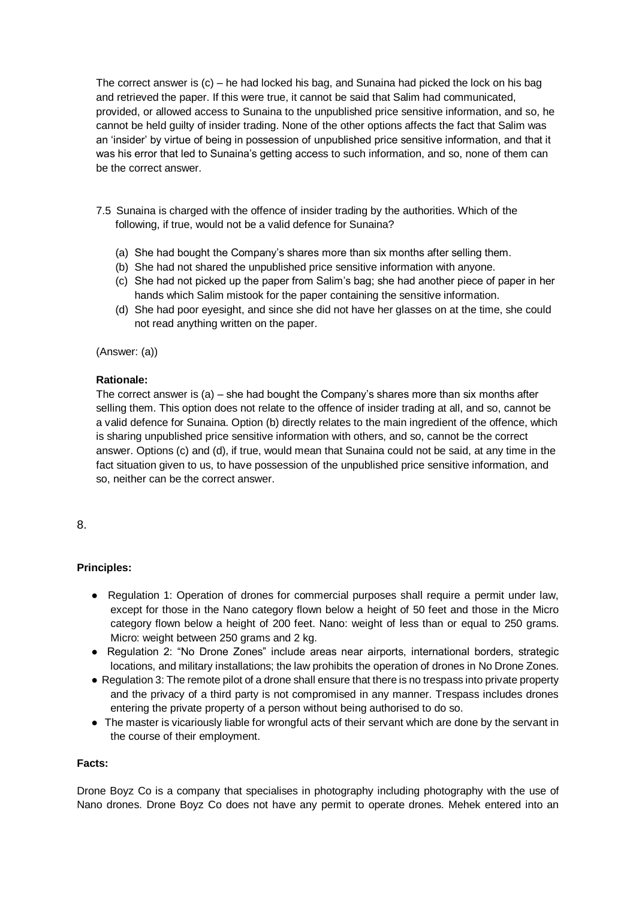The correct answer is (c) – he had locked his bag, and Sunaina had picked the lock on his bag and retrieved the paper. If this were true, it cannot be said that Salim had communicated, provided, or allowed access to Sunaina to the unpublished price sensitive information, and so, he cannot be held guilty of insider trading. None of the other options affects the fact that Salim was an 'insider' by virtue of being in possession of unpublished price sensitive information, and that it was his error that led to Sunaina's getting access to such information, and so, none of them can be the correct answer.

7.5 Sunaina is charged with the offence of insider trading by the authorities. Which of the following, if true, would not be a valid defence for Sunaina?

(a) She had bought the Company's shares more than six months after selling them.
(b) She had not shared the unpublished price sensitive information with anyone.
(c) She had not picked up the paper from Salim's bag; she had another piece of paper in her hands which Salim mistook for the paper containing the sensitive information.
(d) She had poor eyesight, and since she did not have her glasses on at the time, she could not read anything written on the paper.

(Answer: (a))

**Rationale:**
The correct answer is (a) – she had bought the Company's shares more than six months after selling them. This option does not relate to the offence of insider trading at all, and so, cannot be a valid defence for Sunaina. Option (b) directly relates to the main ingredient of the offence, which is sharing unpublished price sensitive information with others, and so, cannot be the correct answer. Options (c) and (d), if true, would mean that Sunaina could not be said, at any time in the fact situation given to us, to have possession of the unpublished price sensitive information, and so, neither can be the correct answer.

8.

**Principles:**

- Regulation 1: Operation of drones for commercial purposes shall require a permit under law, except for those in the Nano category flown below a height of 50 feet and those in the Micro category flown below a height of 200 feet. Nano: weight of less than or equal to 250 grams. Micro: weight between 250 grams and 2 kg.
- Regulation 2: "No Drone Zones" include areas near airports, international borders, strategic locations, and military installations; the law prohibits the operation of drones in No Drone Zones.
- Regulation 3: The remote pilot of a drone shall ensure that there is no trespass into private property and the privacy of a third party is not compromised in any manner. Trespass includes drones entering the private property of a person without being authorised to do so.
- The master is vicariously liable for wrongful acts of their servant which are done by the servant in the course of their employment.

**Facts:**

Drone Boyz Co is a company that specialises in photography including photography with the use of Nano drones. Drone Boyz Co does not have any permit to operate drones. Mehek entered into an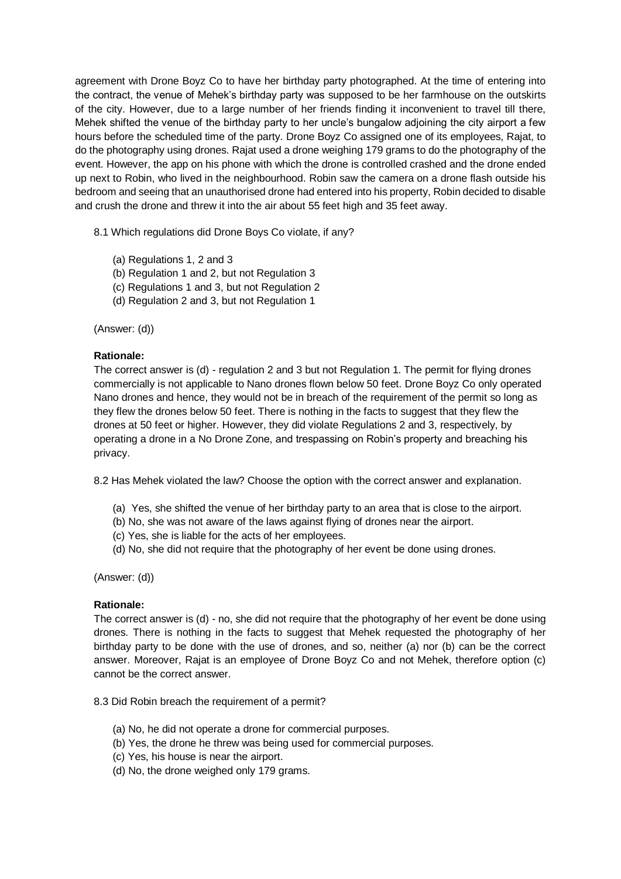agreement with Drone Boyz Co to have her birthday party photographed. At the time of entering into the contract, the venue of Mehek's birthday party was supposed to be her farmhouse on the outskirts of the city. However, due to a large number of her friends finding it inconvenient to travel till there, Mehek shifted the venue of the birthday party to her uncle's bungalow adjoining the city airport a few hours before the scheduled time of the party. Drone Boyz Co assigned one of its employees, Rajat, to do the photography using drones. Rajat used a drone weighing 179 grams to do the photography of the event. However, the app on his phone with which the drone is controlled crashed and the drone ended up next to Robin, who lived in the neighbourhood. Robin saw the camera on a drone flash outside his bedroom and seeing that an unauthorised drone had entered into his property, Robin decided to disable and crush the drone and threw it into the air about 55 feet high and 35 feet away.

8.1 Which regulations did Drone Boys Co violate, if any?

(a) Regulations 1, 2 and 3
(b) Regulation 1 and 2, but not Regulation 3
(c) Regulations 1 and 3, but not Regulation 2
(d) Regulation 2 and 3, but not Regulation 1

(Answer: (d))

**Rationale:**
The correct answer is (d) - regulation 2 and 3 but not Regulation 1. The permit for flying drones commercially is not applicable to Nano drones flown below 50 feet. Drone Boyz Co only operated Nano drones and hence, they would not be in breach of the requirement of the permit so long as they flew the drones below 50 feet. There is nothing in the facts to suggest that they flew the drones at 50 feet or higher. However, they did violate Regulations 2 and 3, respectively, by operating a drone in a No Drone Zone, and trespassing on Robin's property and breaching his privacy.

8.2 Has Mehek violated the law? Choose the option with the correct answer and explanation.

(a) Yes, she shifted the venue of her birthday party to an area that is close to the airport.
(b) No, she was not aware of the laws against flying of drones near the airport.
(c) Yes, she is liable for the acts of her employees.
(d) No, she did not require that the photography of her event be done using drones.

(Answer: (d))

**Rationale:**
The correct answer is (d) - no, she did not require that the photography of her event be done using drones. There is nothing in the facts to suggest that Mehek requested the photography of her birthday party to be done with the use of drones, and so, neither (a) nor (b) can be the correct answer. Moreover, Rajat is an employee of Drone Boyz Co and not Mehek, therefore option (c) cannot be the correct answer.

8.3 Did Robin breach the requirement of a permit?

(a) No, he did not operate a drone for commercial purposes.
(b) Yes, the drone he threw was being used for commercial purposes.
(c) Yes, his house is near the airport.
(d) No, the drone weighed only 179 grams.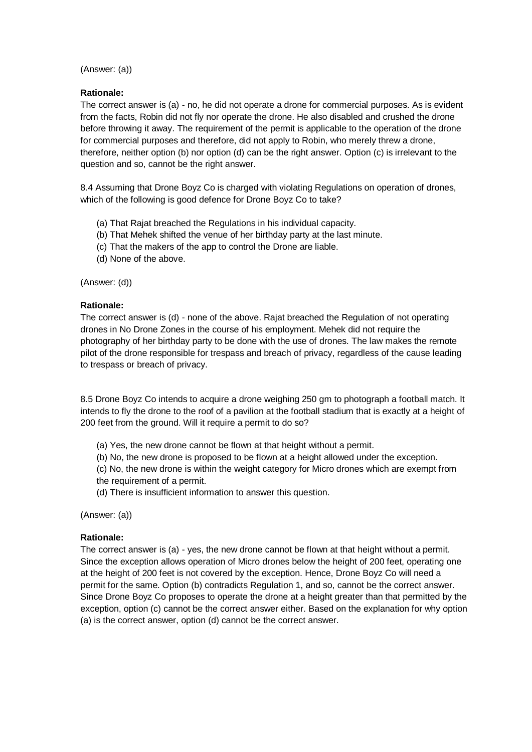(Answer: (a))

**Rationale:**

The correct answer is (a) - no, he did not operate a drone for commercial purposes. As is evident from the facts, Robin did not fly nor operate the drone. He also disabled and crushed the drone before throwing it away. The requirement of the permit is applicable to the operation of the drone for commercial purposes and therefore, did not apply to Robin, who merely threw a drone, therefore, neither option (b) nor option (d) can be the right answer. Option (c) is irrelevant to the question and so, cannot be the right answer.

8.4 Assuming that Drone Boyz Co is charged with violating Regulations on operation of drones, which of the following is good defence for Drone Boyz Co to take?

(a) That Rajat breached the Regulations in his individual capacity.
(b) That Mehek shifted the venue of her birthday party at the last minute.
(c) That the makers of the app to control the Drone are liable.
(d) None of the above.

(Answer: (d))

**Rationale:**

The correct answer is (d) - none of the above. Rajat breached the Regulation of not operating drones in No Drone Zones in the course of his employment. Mehek did not require the photography of her birthday party to be done with the use of drones. The law makes the remote pilot of the drone responsible for trespass and breach of privacy, regardless of the cause leading to trespass or breach of privacy.

8.5 Drone Boyz Co intends to acquire a drone weighing 250 gm to photograph a football match. It intends to fly the drone to the roof of a pavilion at the football stadium that is exactly at a height of 200 feet from the ground. Will it require a permit to do so?

(a) Yes, the new drone cannot be flown at that height without a permit.
(b) No, the new drone is proposed to be flown at a height allowed under the exception.
(c) No, the new drone is within the weight category for Micro drones which are exempt from the requirement of a permit.
(d) There is insufficient information to answer this question.

(Answer: (a))

**Rationale:**

The correct answer is (a) - yes, the new drone cannot be flown at that height without a permit. Since the exception allows operation of Micro drones below the height of 200 feet, operating one at the height of 200 feet is not covered by the exception. Hence, Drone Boyz Co will need a permit for the same. Option (b) contradicts Regulation 1, and so, cannot be the correct answer. Since Drone Boyz Co proposes to operate the drone at a height greater than that permitted by the exception, option (c) cannot be the correct answer either. Based on the explanation for why option (a) is the correct answer, option (d) cannot be the correct answer.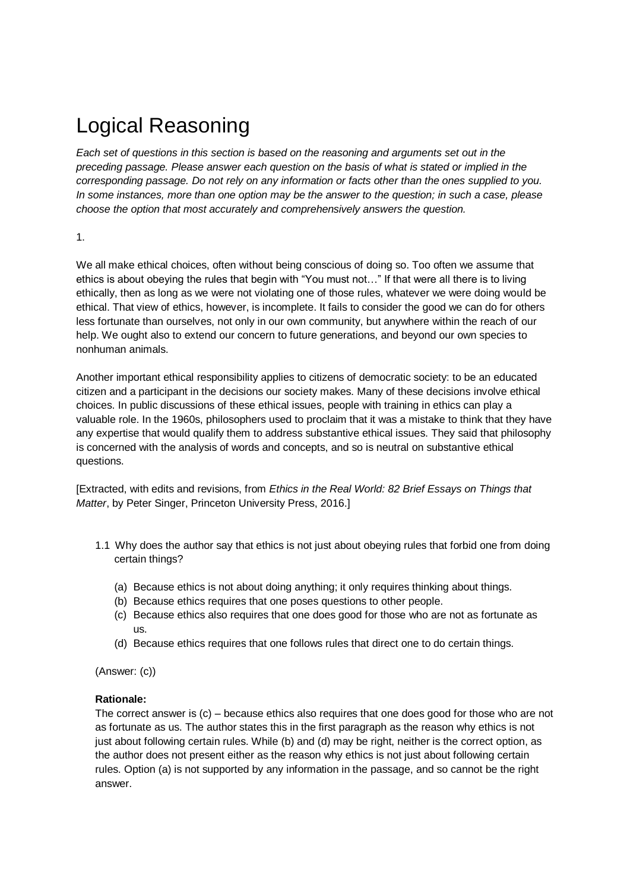# Logical Reasoning

*Each set of questions in this section is based on the reasoning and arguments set out in the preceding passage. Please answer each question on the basis of what is stated or implied in the corresponding passage. Do not rely on any information or facts other than the ones supplied to you. In some instances, more than one option may be the answer to the question; in such a case, please choose the option that most accurately and comprehensively answers the question.*

1.

We all make ethical choices, often without being conscious of doing so. Too often we assume that ethics is about obeying the rules that begin with "You must not…" If that were all there is to living ethically, then as long as we were not violating one of those rules, whatever we were doing would be ethical. That view of ethics, however, is incomplete. It fails to consider the good we can do for others less fortunate than ourselves, not only in our own community, but anywhere within the reach of our help. We ought also to extend our concern to future generations, and beyond our own species to nonhuman animals.

Another important ethical responsibility applies to citizens of democratic society: to be an educated citizen and a participant in the decisions our society makes. Many of these decisions involve ethical choices. In public discussions of these ethical issues, people with training in ethics can play a valuable role. In the 1960s, philosophers used to proclaim that it was a mistake to think that they have any expertise that would qualify them to address substantive ethical issues. They said that philosophy is concerned with the analysis of words and concepts, and so is neutral on substantive ethical questions.

[Extracted, with edits and revisions, from *Ethics in the Real World: 82 Brief Essays on Things that Matter*, by Peter Singer, Princeton University Press, 2016.]

1.1 Why does the author say that ethics is not just about obeying rules that forbid one from doing certain things?

(a) Because ethics is not about doing anything; it only requires thinking about things.
(b) Because ethics requires that one poses questions to other people.
(c) Because ethics also requires that one does good for those who are not as fortunate as us.
(d) Because ethics requires that one follows rules that direct one to do certain things.

(Answer: (c))

**Rationale:**
The correct answer is (c) – because ethics also requires that one does good for those who are not as fortunate as us. The author states this in the first paragraph as the reason why ethics is not just about following certain rules. While (b) and (d) may be right, neither is the correct option, as the author does not present either as the reason why ethics is not just about following certain rules. Option (a) is not supported by any information in the passage, and so cannot be the right answer.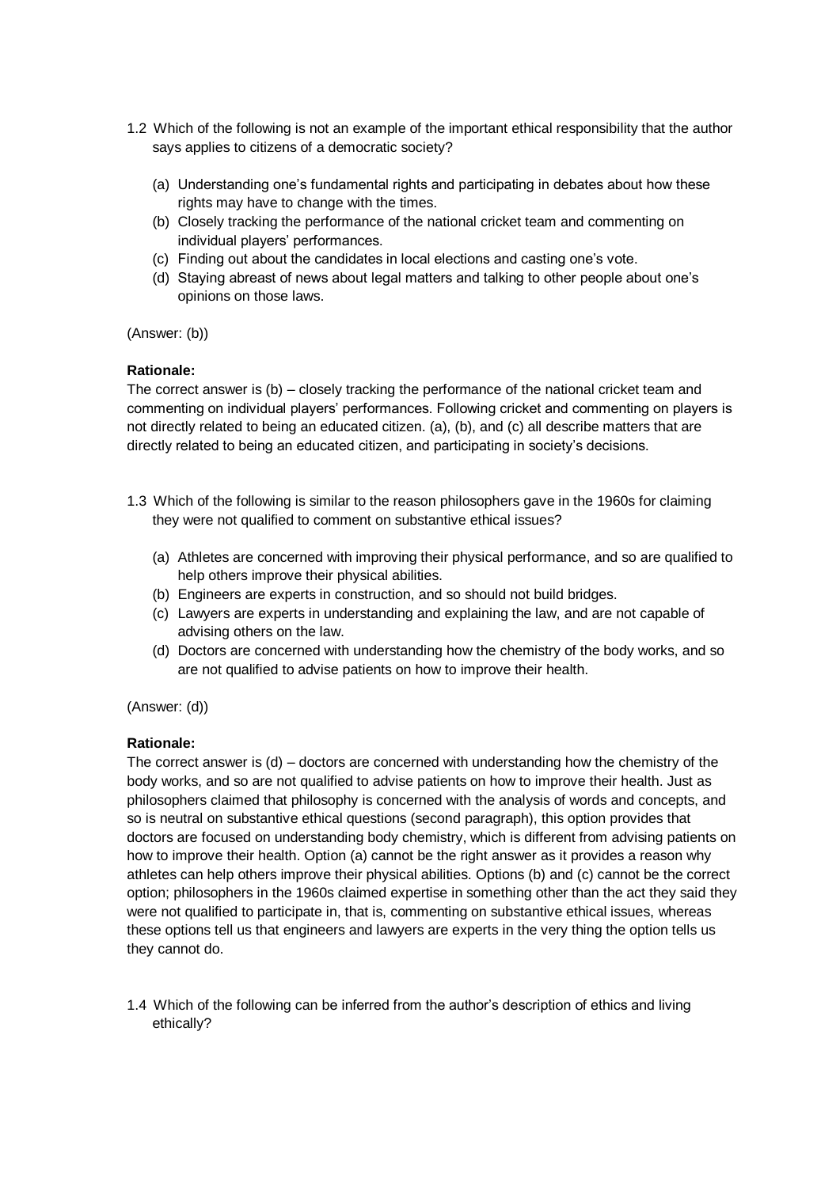1.2 Which of the following is not an example of the important ethical responsibility that the author says applies to citizens of a democratic society?

   (a) Understanding one's fundamental rights and participating in debates about how these rights may have to change with the times.
   (b) Closely tracking the performance of the national cricket team and commenting on individual players' performances.
   (c) Finding out about the candidates in local elections and casting one's vote.
   (d) Staying abreast of news about legal matters and talking to other people about one's opinions on those laws.

(Answer: (b))

**Rationale:**
The correct answer is (b) – closely tracking the performance of the national cricket team and commenting on individual players' performances. Following cricket and commenting on players is not directly related to being an educated citizen. (a), (b), and (c) all describe matters that are directly related to being an educated citizen, and participating in society's decisions.

1.3 Which of the following is similar to the reason philosophers gave in the 1960s for claiming they were not qualified to comment on substantive ethical issues?

   (a) Athletes are concerned with improving their physical performance, and so are qualified to help others improve their physical abilities.
   (b) Engineers are experts in construction, and so should not build bridges.
   (c) Lawyers are experts in understanding and explaining the law, and are not capable of advising others on the law.
   (d) Doctors are concerned with understanding how the chemistry of the body works, and so are not qualified to advise patients on how to improve their health.

(Answer: (d))

**Rationale:**
The correct answer is (d) – doctors are concerned with understanding how the chemistry of the body works, and so are not qualified to advise patients on how to improve their health. Just as philosophers claimed that philosophy is concerned with the analysis of words and concepts, and so is neutral on substantive ethical questions (second paragraph), this option provides that doctors are focused on understanding body chemistry, which is different from advising patients on how to improve their health. Option (a) cannot be the right answer as it provides a reason why athletes can help others improve their physical abilities. Options (b) and (c) cannot be the correct option; philosophers in the 1960s claimed expertise in something other than the act they said they were not qualified to participate in, that is, commenting on substantive ethical issues, whereas these options tell us that engineers and lawyers are experts in the very thing the option tells us they cannot do.

1.4 Which of the following can be inferred from the author's description of ethics and living ethically?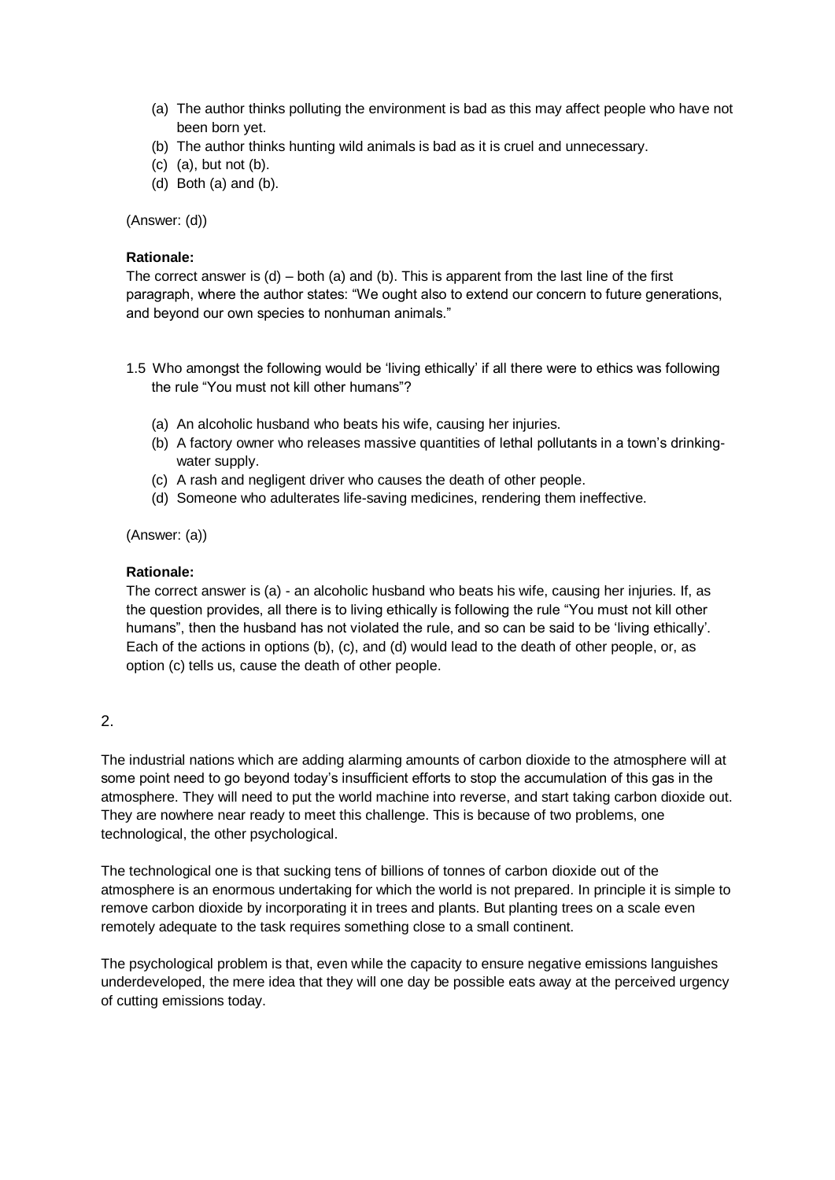(a) The author thinks polluting the environment is bad as this may affect people who have not been born yet.
(b) The author thinks hunting wild animals is bad as it is cruel and unnecessary.
(c) (a), but not (b).
(d) Both (a) and (b).

(Answer: (d))

**Rationale:**
The correct answer is (d) – both (a) and (b). This is apparent from the last line of the first paragraph, where the author states: "We ought also to extend our concern to future generations, and beyond our own species to nonhuman animals."

1.5 Who amongst the following would be 'living ethically' if all there were to ethics was following the rule "You must not kill other humans"?

(a) An alcoholic husband who beats his wife, causing her injuries.
(b) A factory owner who releases massive quantities of lethal pollutants in a town's drinking-water supply.
(c) A rash and negligent driver who causes the death of other people.
(d) Someone who adulterates life-saving medicines, rendering them ineffective.

(Answer: (a))

**Rationale:**
The correct answer is (a) - an alcoholic husband who beats his wife, causing her injuries. If, as the question provides, all there is to living ethically is following the rule "You must not kill other humans", then the husband has not violated the rule, and so can be said to be 'living ethically'. Each of the actions in options (b), (c), and (d) would lead to the death of other people, or, as option (c) tells us, cause the death of other people.

2.

The industrial nations which are adding alarming amounts of carbon dioxide to the atmosphere will at some point need to go beyond today's insufficient efforts to stop the accumulation of this gas in the atmosphere. They will need to put the world machine into reverse, and start taking carbon dioxide out. They are nowhere near ready to meet this challenge. This is because of two problems, one technological, the other psychological.

The technological one is that sucking tens of billions of tonnes of carbon dioxide out of the atmosphere is an enormous undertaking for which the world is not prepared. In principle it is simple to remove carbon dioxide by incorporating it in trees and plants. But planting trees on a scale even remotely adequate to the task requires something close to a small continent.

The psychological problem is that, even while the capacity to ensure negative emissions languishes underdeveloped, the mere idea that they will one day be possible eats away at the perceived urgency of cutting emissions today.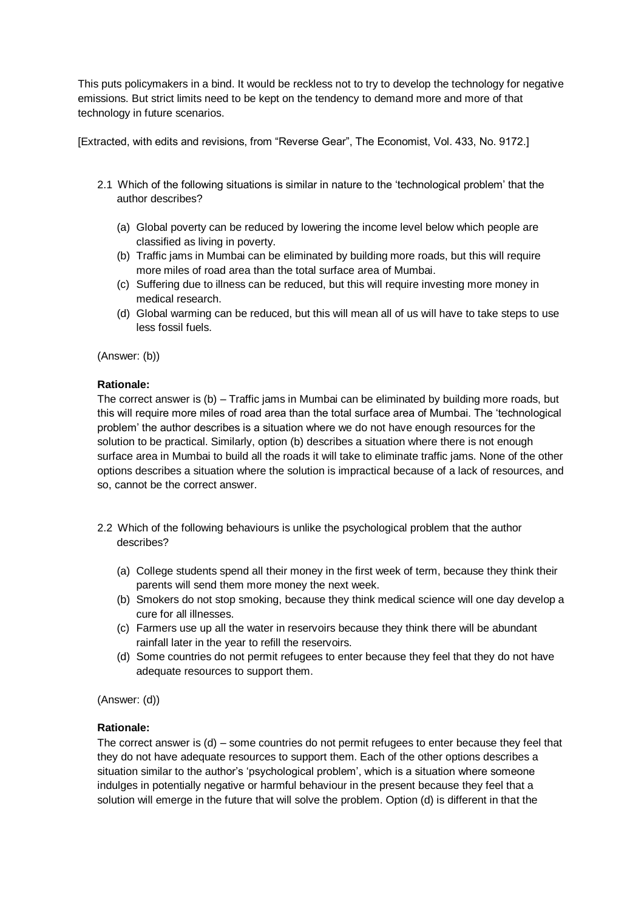This puts policymakers in a bind. It would be reckless not to try to develop the technology for negative emissions. But strict limits need to be kept on the tendency to demand more and more of that technology in future scenarios.

[Extracted, with edits and revisions, from "Reverse Gear", The Economist, Vol. 433, No. 9172.]

2.1 Which of the following situations is similar in nature to the 'technological problem' that the author describes?

   (a) Global poverty can be reduced by lowering the income level below which people are classified as living in poverty.
   (b) Traffic jams in Mumbai can be eliminated by building more roads, but this will require more miles of road area than the total surface area of Mumbai.
   (c) Suffering due to illness can be reduced, but this will require investing more money in medical research.
   (d) Global warming can be reduced, but this will mean all of us will have to take steps to use less fossil fuels.

(Answer: (b))

**Rationale:**
The correct answer is (b) – Traffic jams in Mumbai can be eliminated by building more roads, but this will require more miles of road area than the total surface area of Mumbai. The 'technological problem' the author describes is a situation where we do not have enough resources for the solution to be practical. Similarly, option (b) describes a situation where there is not enough surface area in Mumbai to build all the roads it will take to eliminate traffic jams. None of the other options describes a situation where the solution is impractical because of a lack of resources, and so, cannot be the correct answer.

2.2 Which of the following behaviours is unlike the psychological problem that the author describes?

   (a) College students spend all their money in the first week of term, because they think their parents will send them more money the next week.
   (b) Smokers do not stop smoking, because they think medical science will one day develop a cure for all illnesses.
   (c) Farmers use up all the water in reservoirs because they think there will be abundant rainfall later in the year to refill the reservoirs.
   (d) Some countries do not permit refugees to enter because they feel that they do not have adequate resources to support them.

(Answer: (d))

**Rationale:**
The correct answer is (d) – some countries do not permit refugees to enter because they feel that they do not have adequate resources to support them. Each of the other options describes a situation similar to the author's 'psychological problem', which is a situation where someone indulges in potentially negative or harmful behaviour in the present because they feel that a solution will emerge in the future that will solve the problem. Option (d) is different in that the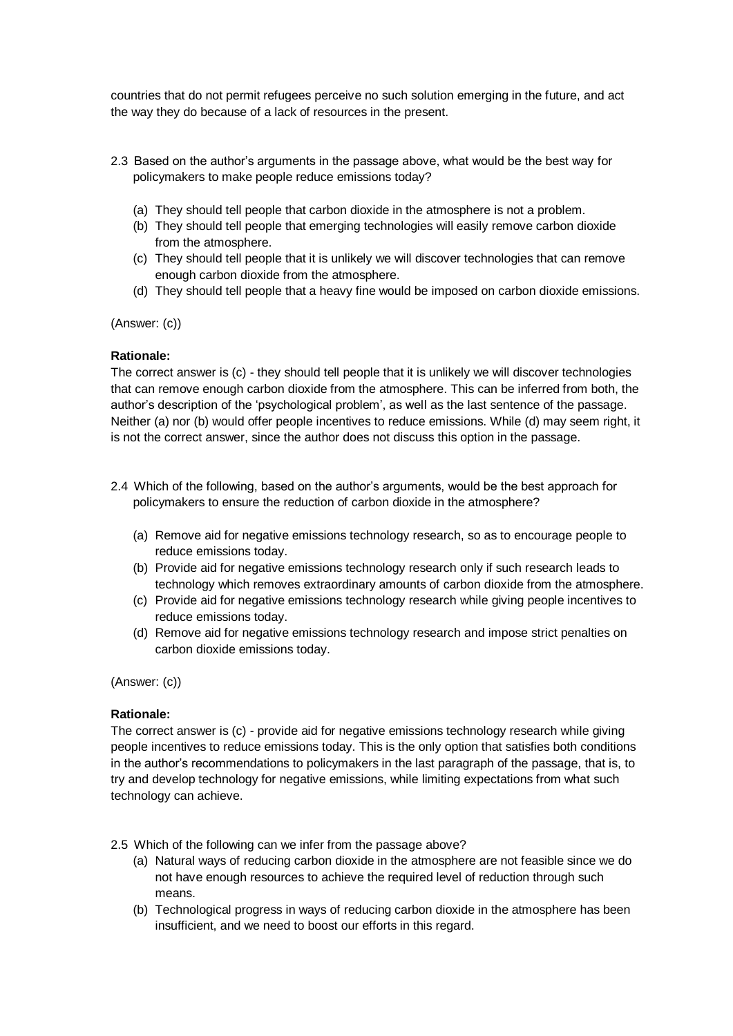countries that do not permit refugees perceive no such solution emerging in the future, and act the way they do because of a lack of resources in the present.

2.3 Based on the author's arguments in the passage above, what would be the best way for policymakers to make people reduce emissions today?

(a) They should tell people that carbon dioxide in the atmosphere is not a problem.
(b) They should tell people that emerging technologies will easily remove carbon dioxide from the atmosphere.
(c) They should tell people that it is unlikely we will discover technologies that can remove enough carbon dioxide from the atmosphere.
(d) They should tell people that a heavy fine would be imposed on carbon dioxide emissions.

(Answer: (c))

**Rationale:**
The correct answer is (c) - they should tell people that it is unlikely we will discover technologies that can remove enough carbon dioxide from the atmosphere. This can be inferred from both, the author's description of the 'psychological problem', as well as the last sentence of the passage. Neither (a) nor (b) would offer people incentives to reduce emissions. While (d) may seem right, it is not the correct answer, since the author does not discuss this option in the passage.

2.4 Which of the following, based on the author's arguments, would be the best approach for policymakers to ensure the reduction of carbon dioxide in the atmosphere?

(a) Remove aid for negative emissions technology research, so as to encourage people to reduce emissions today.
(b) Provide aid for negative emissions technology research only if such research leads to technology which removes extraordinary amounts of carbon dioxide from the atmosphere.
(c) Provide aid for negative emissions technology research while giving people incentives to reduce emissions today.
(d) Remove aid for negative emissions technology research and impose strict penalties on carbon dioxide emissions today.

(Answer: (c))

**Rationale:**
The correct answer is (c) - provide aid for negative emissions technology research while giving people incentives to reduce emissions today. This is the only option that satisfies both conditions in the author's recommendations to policymakers in the last paragraph of the passage, that is, to try and develop technology for negative emissions, while limiting expectations from what such technology can achieve.

2.5 Which of the following can we infer from the passage above?

(a) Natural ways of reducing carbon dioxide in the atmosphere are not feasible since we do not have enough resources to achieve the required level of reduction through such means.
(b) Technological progress in ways of reducing carbon dioxide in the atmosphere has been insufficient, and we need to boost our efforts in this regard.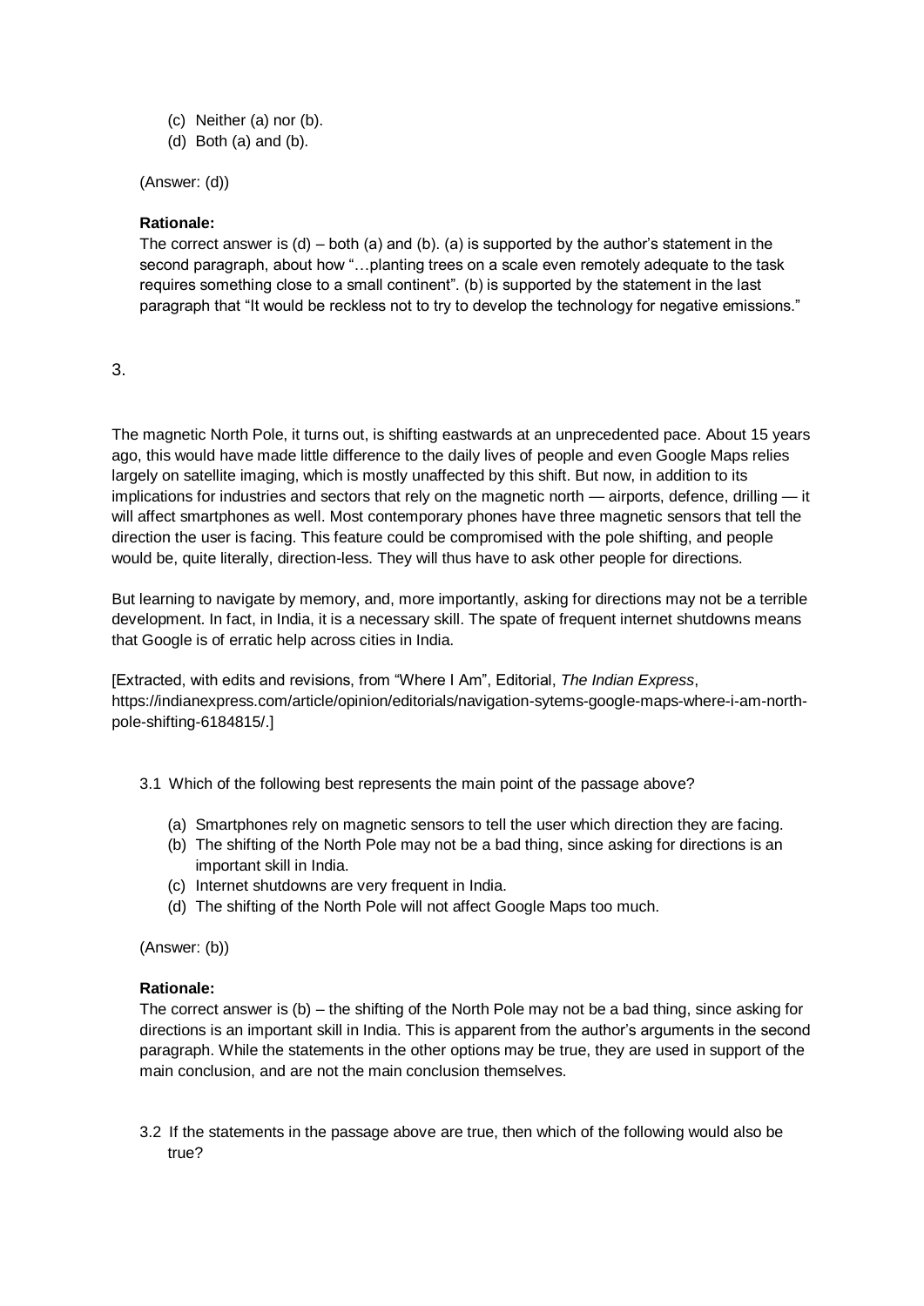(c) Neither (a) nor (b).
(d) Both (a) and (b).

(Answer: (d))

**Rationale:**
The correct answer is (d) – both (a) and (b). (a) is supported by the author's statement in the second paragraph, about how "…planting trees on a scale even remotely adequate to the task requires something close to a small continent". (b) is supported by the statement in the last paragraph that "It would be reckless not to try to develop the technology for negative emissions."

3.

The magnetic North Pole, it turns out, is shifting eastwards at an unprecedented pace. About 15 years ago, this would have made little difference to the daily lives of people and even Google Maps relies largely on satellite imaging, which is mostly unaffected by this shift. But now, in addition to its implications for industries and sectors that rely on the magnetic north — airports, defence, drilling — it will affect smartphones as well. Most contemporary phones have three magnetic sensors that tell the direction the user is facing. This feature could be compromised with the pole shifting, and people would be, quite literally, direction-less. They will thus have to ask other people for directions.

But learning to navigate by memory, and, more importantly, asking for directions may not be a terrible development. In fact, in India, it is a necessary skill. The spate of frequent internet shutdowns means that Google is of erratic help across cities in India.

[Extracted, with edits and revisions, from "Where I Am", Editorial, *The Indian Express*, https://indianexpress.com/article/opinion/editorials/navigation-sytems-google-maps-where-i-am-north-pole-shifting-6184815/.]

3.1 Which of the following best represents the main point of the passage above?

(a) Smartphones rely on magnetic sensors to tell the user which direction they are facing.
(b) The shifting of the North Pole may not be a bad thing, since asking for directions is an important skill in India.
(c) Internet shutdowns are very frequent in India.
(d) The shifting of the North Pole will not affect Google Maps too much.

(Answer: (b))

**Rationale:**
The correct answer is (b) – the shifting of the North Pole may not be a bad thing, since asking for directions is an important skill in India. This is apparent from the author's arguments in the second paragraph. While the statements in the other options may be true, they are used in support of the main conclusion, and are not the main conclusion themselves.

3.2 If the statements in the passage above are true, then which of the following would also be true?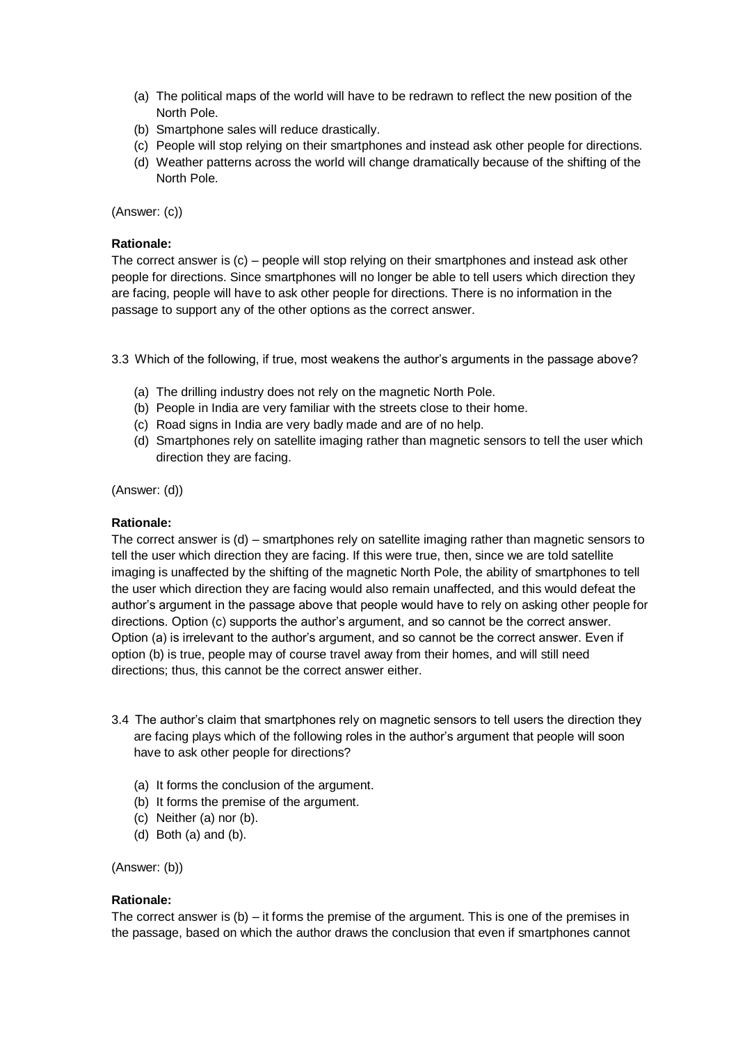(a) The political maps of the world will have to be redrawn to reflect the new position of the North Pole.
(b) Smartphone sales will reduce drastically.
(c) People will stop relying on their smartphones and instead ask other people for directions.
(d) Weather patterns across the world will change dramatically because of the shifting of the North Pole.

(Answer: (c))

**Rationale:**
The correct answer is (c) – people will stop relying on their smartphones and instead ask other people for directions. Since smartphones will no longer be able to tell users which direction they are facing, people will have to ask other people for directions. There is no information in the passage to support any of the other options as the correct answer.

3.3 Which of the following, if true, most weakens the author's arguments in the passage above?

(a) The drilling industry does not rely on the magnetic North Pole.
(b) People in India are very familiar with the streets close to their home.
(c) Road signs in India are very badly made and are of no help.
(d) Smartphones rely on satellite imaging rather than magnetic sensors to tell the user which direction they are facing.

(Answer: (d))

**Rationale:**
The correct answer is (d) – smartphones rely on satellite imaging rather than magnetic sensors to tell the user which direction they are facing. If this were true, then, since we are told satellite imaging is unaffected by the shifting of the magnetic North Pole, the ability of smartphones to tell the user which direction they are facing would also remain unaffected, and this would defeat the author's argument in the passage above that people would have to rely on asking other people for directions. Option (c) supports the author's argument, and so cannot be the correct answer. Option (a) is irrelevant to the author's argument, and so cannot be the correct answer. Even if option (b) is true, people may of course travel away from their homes, and will still need directions; thus, this cannot be the correct answer either.

3.4 The author's claim that smartphones rely on magnetic sensors to tell users the direction they are facing plays which of the following roles in the author's argument that people will soon have to ask other people for directions?

(a) It forms the conclusion of the argument.
(b) It forms the premise of the argument.
(c) Neither (a) nor (b).
(d) Both (a) and (b).

(Answer: (b))

**Rationale:**
The correct answer is (b) – it forms the premise of the argument. This is one of the premises in the passage, based on which the author draws the conclusion that even if smartphones cannot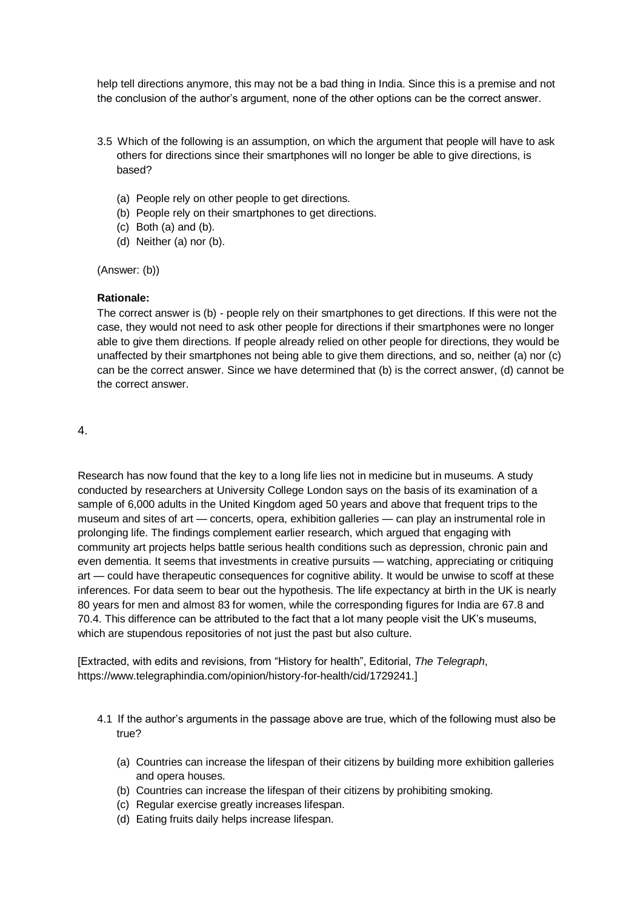help tell directions anymore, this may not be a bad thing in India. Since this is a premise and not the conclusion of the author's argument, none of the other options can be the correct answer.

3.5 Which of the following is an assumption, on which the argument that people will have to ask others for directions since their smartphones will no longer be able to give directions, is based?

(a) People rely on other people to get directions.
(b) People rely on their smartphones to get directions.
(c) Both (a) and (b).
(d) Neither (a) nor (b).

(Answer: (b))

**Rationale:**
The correct answer is (b) - people rely on their smartphones to get directions. If this were not the case, they would not need to ask other people for directions if their smartphones were no longer able to give them directions. If people already relied on other people for directions, they would be unaffected by their smartphones not being able to give them directions, and so, neither (a) nor (c) can be the correct answer. Since we have determined that (b) is the correct answer, (d) cannot be the correct answer.

4.

Research has now found that the key to a long life lies not in medicine but in museums. A study conducted by researchers at University College London says on the basis of its examination of a sample of 6,000 adults in the United Kingdom aged 50 years and above that frequent trips to the museum and sites of art — concerts, opera, exhibition galleries — can play an instrumental role in prolonging life. The findings complement earlier research, which argued that engaging with community art projects helps battle serious health conditions such as depression, chronic pain and even dementia. It seems that investments in creative pursuits — watching, appreciating or critiquing art — could have therapeutic consequences for cognitive ability. It would be unwise to scoff at these inferences. For data seem to bear out the hypothesis. The life expectancy at birth in the UK is nearly 80 years for men and almost 83 for women, while the corresponding figures for India are 67.8 and 70.4. This difference can be attributed to the fact that a lot many people visit the UK's museums, which are stupendous repositories of not just the past but also culture.

[Extracted, with edits and revisions, from "History for health", Editorial, *The Telegraph*, https://www.telegraphindia.com/opinion/history-for-health/cid/1729241.]

4.1 If the author's arguments in the passage above are true, which of the following must also be true?

(a) Countries can increase the lifespan of their citizens by building more exhibition galleries and opera houses.
(b) Countries can increase the lifespan of their citizens by prohibiting smoking.
(c) Regular exercise greatly increases lifespan.
(d) Eating fruits daily helps increase lifespan.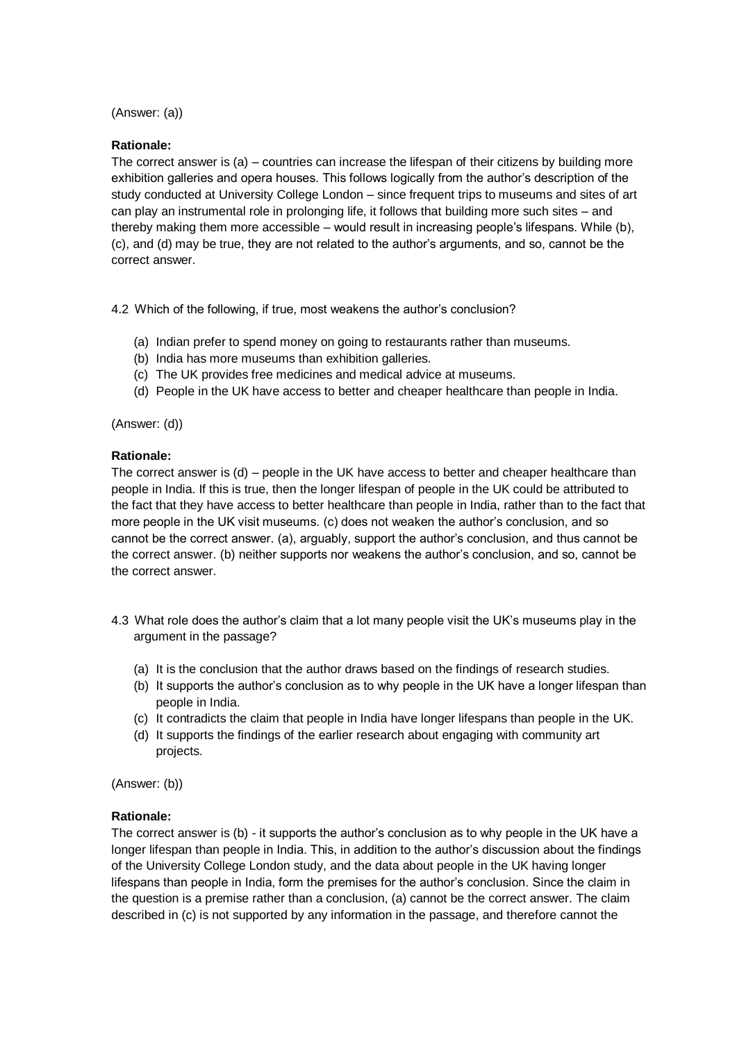(Answer: (a))

**Rationale:**
The correct answer is (a) – countries can increase the lifespan of their citizens by building more exhibition galleries and opera houses. This follows logically from the author's description of the study conducted at University College London – since frequent trips to museums and sites of art can play an instrumental role in prolonging life, it follows that building more such sites – and thereby making them more accessible – would result in increasing people's lifespans. While (b), (c), and (d) may be true, they are not related to the author's arguments, and so, cannot be the correct answer.

4.2 Which of the following, if true, most weakens the author's conclusion?

(a) Indian prefer to spend money on going to restaurants rather than museums.
(b) India has more museums than exhibition galleries.
(c) The UK provides free medicines and medical advice at museums.
(d) People in the UK have access to better and cheaper healthcare than people in India.

(Answer: (d))

**Rationale:**
The correct answer is (d) – people in the UK have access to better and cheaper healthcare than people in India. If this is true, then the longer lifespan of people in the UK could be attributed to the fact that they have access to better healthcare than people in India, rather than to the fact that more people in the UK visit museums. (c) does not weaken the author's conclusion, and so cannot be the correct answer. (a), arguably, support the author's conclusion, and thus cannot be the correct answer. (b) neither supports nor weakens the author's conclusion, and so, cannot be the correct answer.

4.3 What role does the author's claim that a lot many people visit the UK's museums play in the argument in the passage?

(a) It is the conclusion that the author draws based on the findings of research studies.
(b) It supports the author's conclusion as to why people in the UK have a longer lifespan than people in India.
(c) It contradicts the claim that people in India have longer lifespans than people in the UK.
(d) It supports the findings of the earlier research about engaging with community art projects.

(Answer: (b))

**Rationale:**
The correct answer is (b) - it supports the author's conclusion as to why people in the UK have a longer lifespan than people in India. This, in addition to the author's discussion about the findings of the University College London study, and the data about people in the UK having longer lifespans than people in India, form the premises for the author's conclusion. Since the claim in the question is a premise rather than a conclusion, (a) cannot be the correct answer. The claim described in (c) is not supported by any information in the passage, and therefore cannot the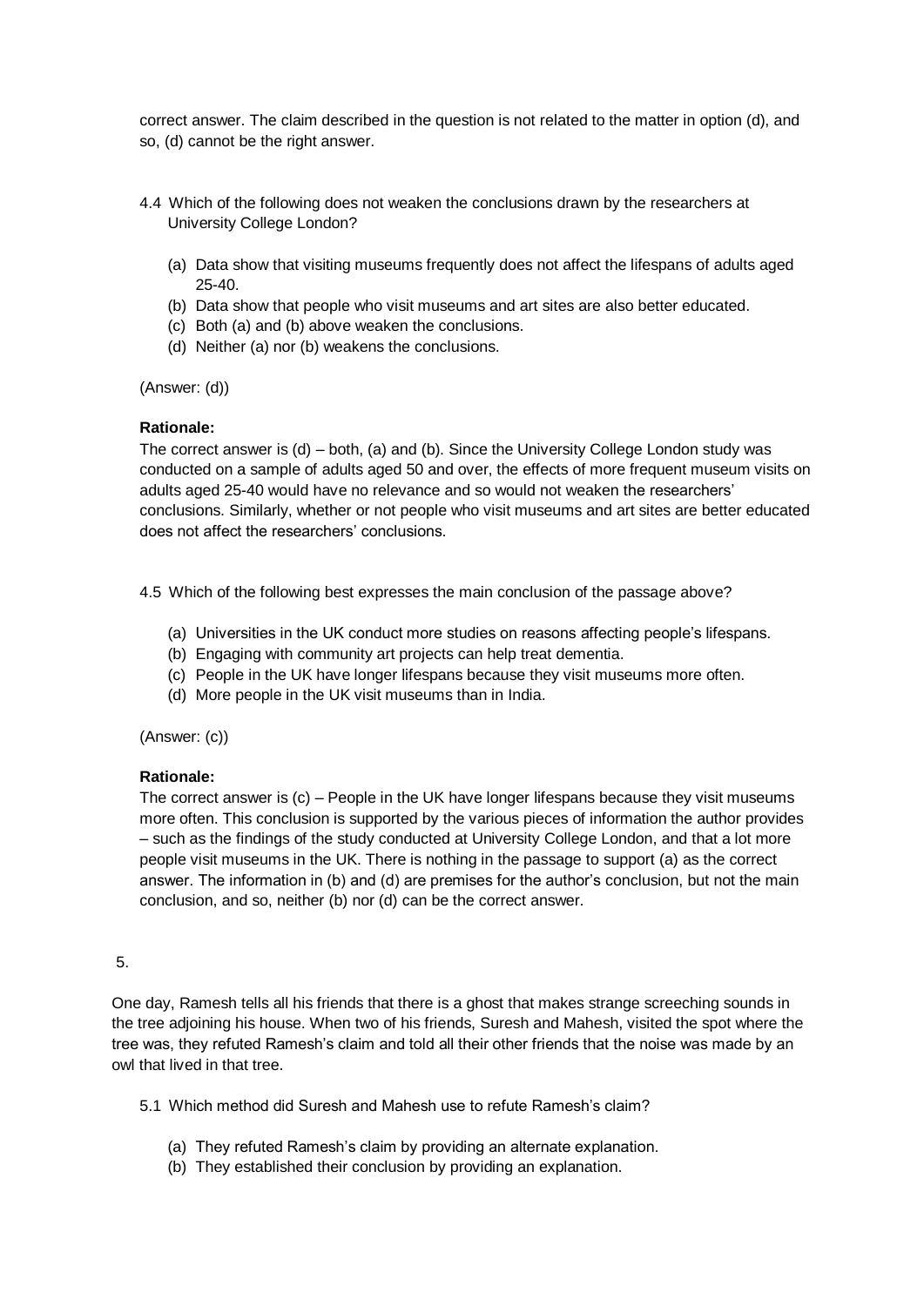correct answer. The claim described in the question is not related to the matter in option (d), and so, (d) cannot be the right answer.

4.4 Which of the following does not weaken the conclusions drawn by the researchers at University College London?

(a) Data show that visiting museums frequently does not affect the lifespans of adults aged 25-40.
(b) Data show that people who visit museums and art sites are also better educated.
(c) Both (a) and (b) above weaken the conclusions.
(d) Neither (a) nor (b) weakens the conclusions.

(Answer: (d))

**Rationale:**
The correct answer is (d) – both, (a) and (b). Since the University College London study was conducted on a sample of adults aged 50 and over, the effects of more frequent museum visits on adults aged 25-40 would have no relevance and so would not weaken the researchers' conclusions. Similarly, whether or not people who visit museums and art sites are better educated does not affect the researchers' conclusions.

4.5 Which of the following best expresses the main conclusion of the passage above?

(a) Universities in the UK conduct more studies on reasons affecting people's lifespans.
(b) Engaging with community art projects can help treat dementia.
(c) People in the UK have longer lifespans because they visit museums more often.
(d) More people in the UK visit museums than in India.

(Answer: (c))

**Rationale:**
The correct answer is (c) – People in the UK have longer lifespans because they visit museums more often. This conclusion is supported by the various pieces of information the author provides – such as the findings of the study conducted at University College London, and that a lot more people visit museums in the UK. There is nothing in the passage to support (a) as the correct answer. The information in (b) and (d) are premises for the author's conclusion, but not the main conclusion, and so, neither (b) nor (d) can be the correct answer.

5.

One day, Ramesh tells all his friends that there is a ghost that makes strange screeching sounds in the tree adjoining his house. When two of his friends, Suresh and Mahesh, visited the spot where the tree was, they refuted Ramesh's claim and told all their other friends that the noise was made by an owl that lived in that tree.

5.1 Which method did Suresh and Mahesh use to refute Ramesh's claim?

(a) They refuted Ramesh's claim by providing an alternate explanation.
(b) They established their conclusion by providing an explanation.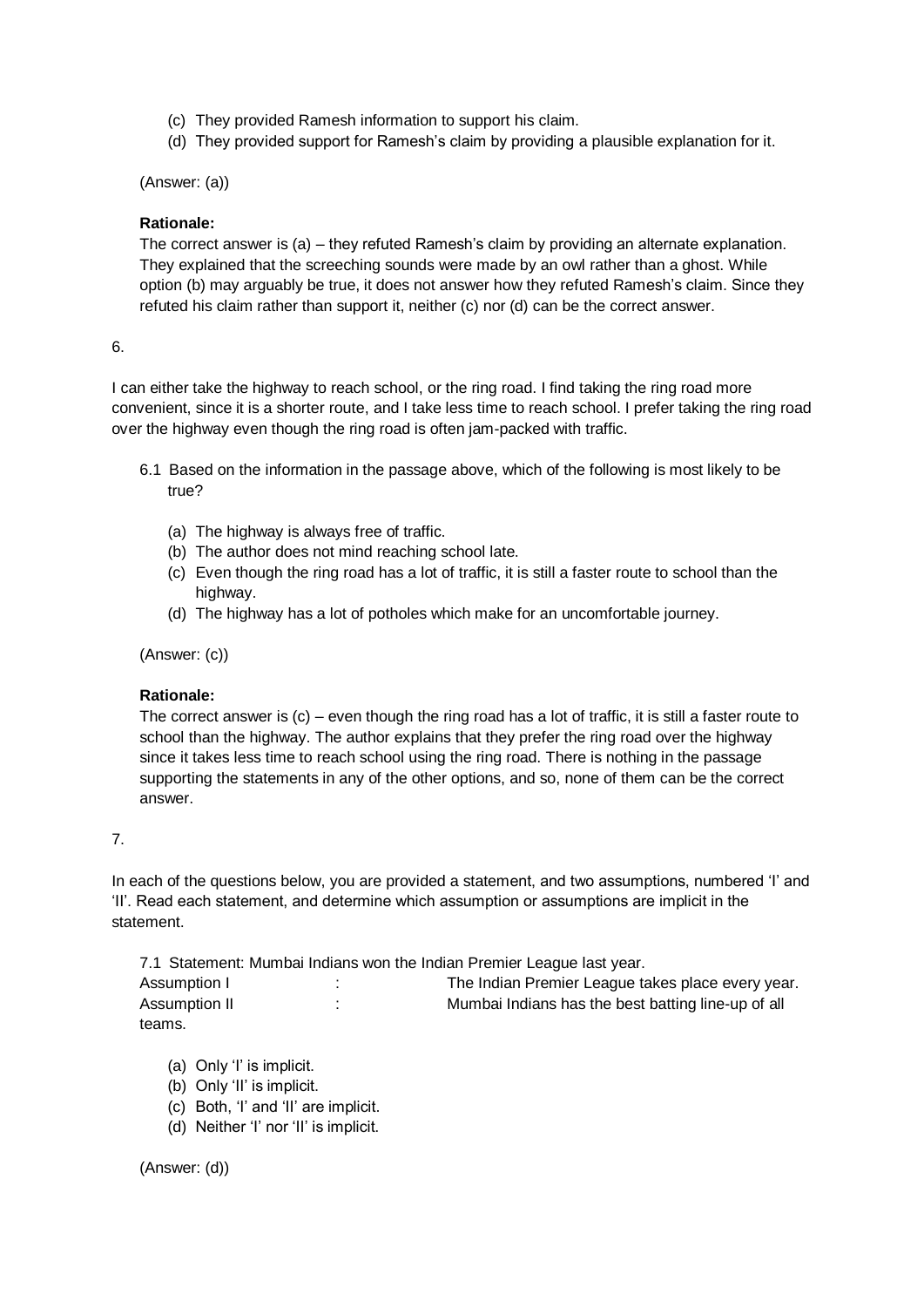(c) They provided Ramesh information to support his claim.
(d) They provided support for Ramesh's claim by providing a plausible explanation for it.

(Answer: (a))

**Rationale:**
The correct answer is (a) – they refuted Ramesh's claim by providing an alternate explanation. They explained that the screeching sounds were made by an owl rather than a ghost. While option (b) may arguably be true, it does not answer how they refuted Ramesh's claim. Since they refuted his claim rather than support it, neither (c) nor (d) can be the correct answer.

6.

I can either take the highway to reach school, or the ring road. I find taking the ring road more convenient, since it is a shorter route, and I take less time to reach school. I prefer taking the ring road over the highway even though the ring road is often jam-packed with traffic.

6.1 Based on the information in the passage above, which of the following is most likely to be true?

(a) The highway is always free of traffic.
(b) The author does not mind reaching school late.
(c) Even though the ring road has a lot of traffic, it is still a faster route to school than the highway.
(d) The highway has a lot of potholes which make for an uncomfortable journey.

(Answer: (c))

**Rationale:**
The correct answer is (c) – even though the ring road has a lot of traffic, it is still a faster route to school than the highway. The author explains that they prefer the ring road over the highway since it takes less time to reach school using the ring road. There is nothing in the passage supporting the statements in any of the other options, and so, none of them can be the correct answer.

7.

In each of the questions below, you are provided a statement, and two assumptions, numbered 'I' and 'II'. Read each statement, and determine which assumption or assumptions are implicit in the statement.

7.1 Statement: Mumbai Indians won the Indian Premier League last year.

Assumption I : The Indian Premier League takes place every year.
Assumption II : Mumbai Indians has the best batting line-up of all teams.

(a) Only 'I' is implicit.
(b) Only 'II' is implicit.
(c) Both, 'I' and 'II' are implicit.
(d) Neither 'I' nor 'II' is implicit.

(Answer: (d))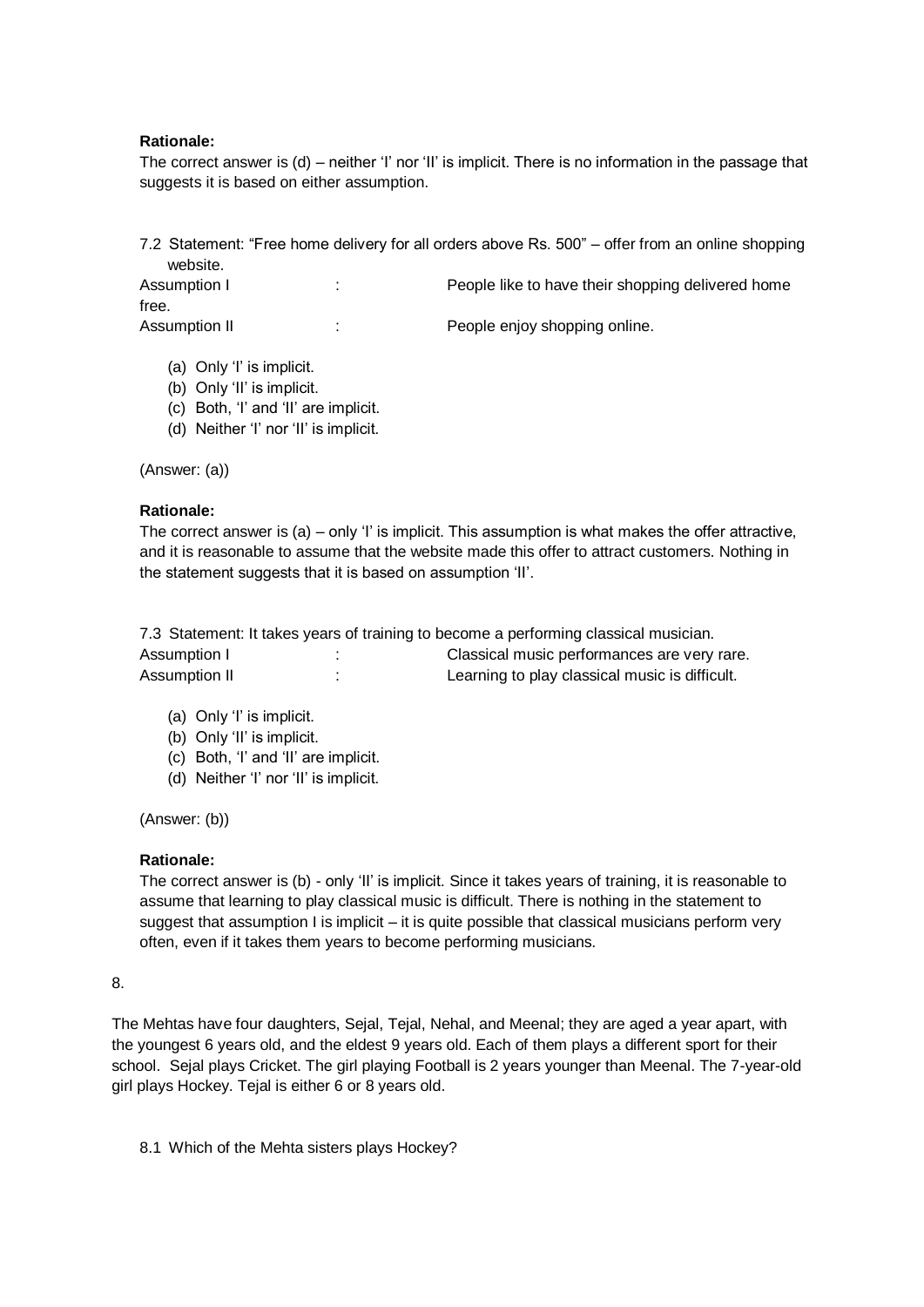**Rationale:**

The correct answer is (d) – neither 'I' nor 'II' is implicit. There is no information in the passage that suggests it is based on either assumption.

7.2 Statement: "Free home delivery for all orders above Rs. 500" – offer from an online shopping website.

Assumption I : People like to have their shopping delivered home free.

Assumption II : People enjoy shopping online.

(a) Only 'I' is implicit.
(b) Only 'II' is implicit.
(c) Both, 'I' and 'II' are implicit.
(d) Neither 'I' nor 'II' is implicit.

(Answer: (a))

**Rationale:**

The correct answer is (a) – only 'I' is implicit. This assumption is what makes the offer attractive, and it is reasonable to assume that the website made this offer to attract customers. Nothing in the statement suggests that it is based on assumption 'II'.

7.3 Statement: It takes years of training to become a performing classical musician.

Assumption I : Classical music performances are very rare.

Assumption II : Learning to play classical music is difficult.

(a) Only 'I' is implicit.
(b) Only 'II' is implicit.
(c) Both, 'I' and 'II' are implicit.
(d) Neither 'I' nor 'II' is implicit.

(Answer: (b))

**Rationale:**

The correct answer is (b) - only 'II' is implicit. Since it takes years of training, it is reasonable to assume that learning to play classical music is difficult. There is nothing in the statement to suggest that assumption I is implicit – it is quite possible that classical musicians perform very often, even if it takes them years to become performing musicians.

8.

The Mehtas have four daughters, Sejal, Tejal, Nehal, and Meenal; they are aged a year apart, with the youngest 6 years old, and the eldest 9 years old. Each of them plays a different sport for their school. Sejal plays Cricket. The girl playing Football is 2 years younger than Meenal. The 7-year-old girl plays Hockey. Tejal is either 6 or 8 years old.

8.1 Which of the Mehta sisters plays Hockey?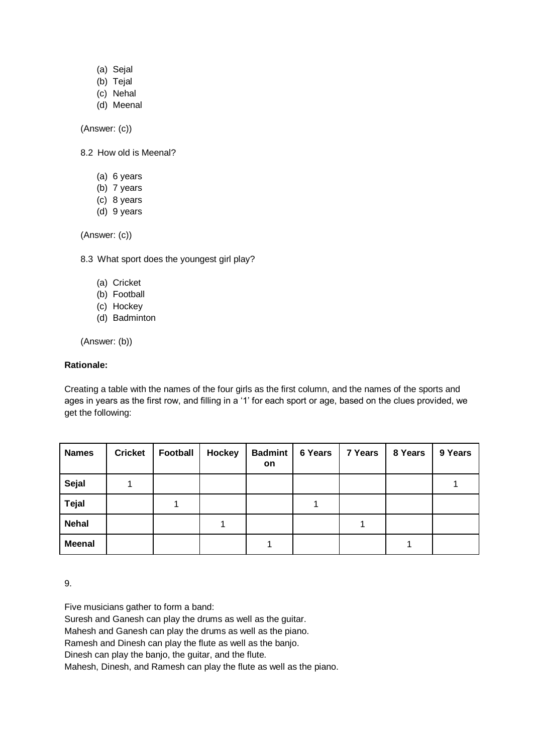(a) Sejal
(b) Tejal
(c) Nehal
(d) Meenal

(Answer: (c))

8.2 How old is Meenal?

(a) 6 years
(b) 7 years
(c) 8 years
(d) 9 years

(Answer: (c))

8.3 What sport does the youngest girl play?

(a) Cricket
(b) Football
(c) Hockey
(d) Badminton

(Answer: (b))

**Rationale:**

Creating a table with the names of the four girls as the first column, and the names of the sports and ages in years as the first row, and filling in a '1' for each sport or age, based on the clues provided, we get the following:

| Names | Cricket | Football | Hockey | Badminton | 6 Years | 7 Years | 8 Years | 9 Years |
|---|---|---|---|---|---|---|---|---|
| **Sejal** | 1 | | | | | | | 1 |
| **Tejal** | | 1 | | | 1 | | | |
| **Nehal** | | | 1 | | | 1 | | |
| **Meenal** | | | | 1 | | | 1 | |

9.

Five musicians gather to form a band:
Suresh and Ganesh can play the drums as well as the guitar.
Mahesh and Ganesh can play the drums as well as the piano.
Ramesh and Dinesh can play the flute as well as the banjo.
Dinesh can play the banjo, the guitar, and the flute.
Mahesh, Dinesh, and Ramesh can play the flute as well as the piano.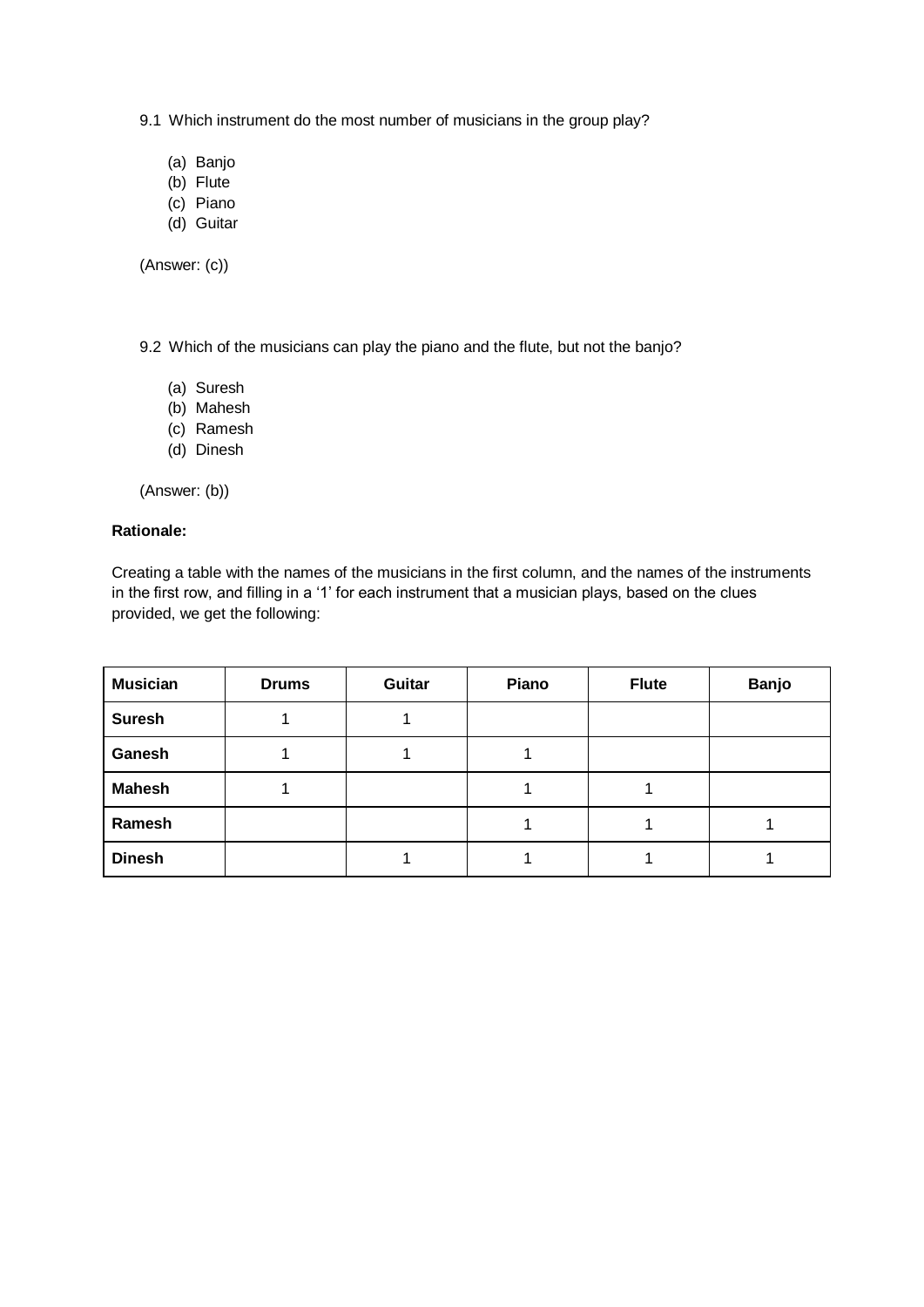9.1 Which instrument do the most number of musicians in the group play?

(a) Banjo
(b) Flute
(c) Piano
(d) Guitar

(Answer: (c))

9.2 Which of the musicians can play the piano and the flute, but not the banjo?

(a) Suresh
(b) Mahesh
(c) Ramesh
(d) Dinesh

(Answer: (b))

**Rationale:**

Creating a table with the names of the musicians in the first column, and the names of the instruments in the first row, and filling in a '1' for each instrument that a musician plays, based on the clues provided, we get the following:

| Musician | Drums | Guitar | Piano | Flute | Banjo |
|---|---|---|---|---|---|
| **Suresh** | 1 | 1 | | | |
| **Ganesh** | 1 | 1 | 1 | | |
| **Mahesh** | 1 | | 1 | 1 | |
| **Ramesh** | | | 1 | 1 | 1 |
| **Dinesh** | | 1 | 1 | 1 | 1 |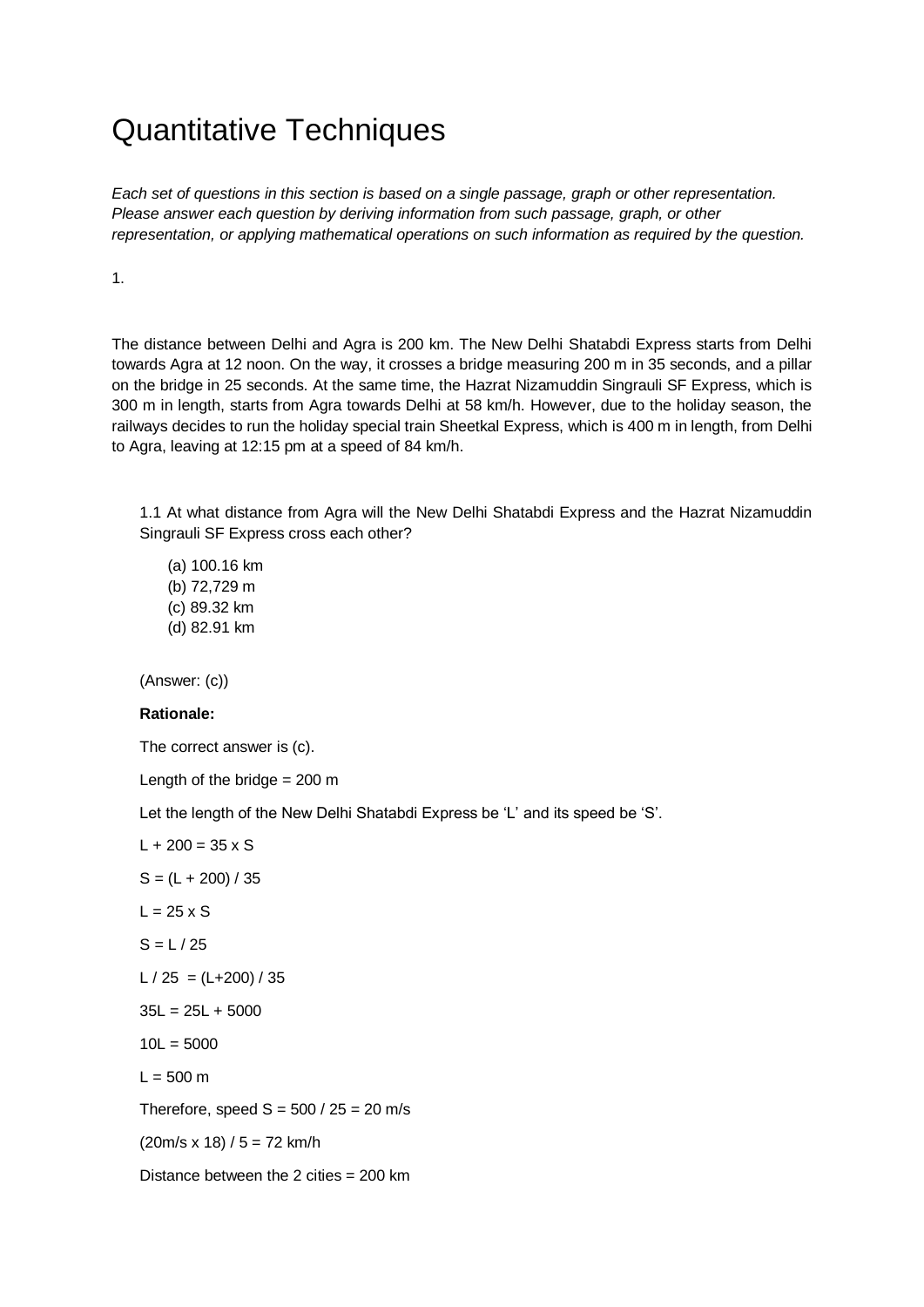# Quantitative Techniques

*Each set of questions in this section is based on a single passage, graph or other representation. Please answer each question by deriving information from such passage, graph, or other representation, or applying mathematical operations on such information as required by the question.*

1.

The distance between Delhi and Agra is 200 km. The New Delhi Shatabdi Express starts from Delhi towards Agra at 12 noon. On the way, it crosses a bridge measuring 200 m in 35 seconds, and a pillar on the bridge in 25 seconds. At the same time, the Hazrat Nizamuddin Singrauli SF Express, which is 300 m in length, starts from Agra towards Delhi at 58 km/h. However, due to the holiday season, the railways decides to run the holiday special train Sheetkal Express, which is 400 m in length, from Delhi to Agra, leaving at 12:15 pm at a speed of 84 km/h.

1.1 At what distance from Agra will the New Delhi Shatabdi Express and the Hazrat Nizamuddin Singrauli SF Express cross each other?

(a) 100.16 km
(b) 72,729 m
(c) 89.32 km
(d) 82.91 km

(Answer: (c))

**Rationale:**

The correct answer is (c).

Length of the bridge = 200 m

Let the length of the New Delhi Shatabdi Express be 'L' and its speed be 'S'.

$L + 200 = 35 \times S$

$S = (L + 200) / 35$

$L = 25 \times S$

$S = L / 25$

$L / 25 = (L+200) / 35$

$35L = 25L + 5000$

$10L = 5000$

$L = 500$ m

Therefore, speed $S = 500 / 25 = 20$ m/s

$(20\text{m/s} \times 18) / 5 = 72$ km/h

Distance between the 2 cities = 200 km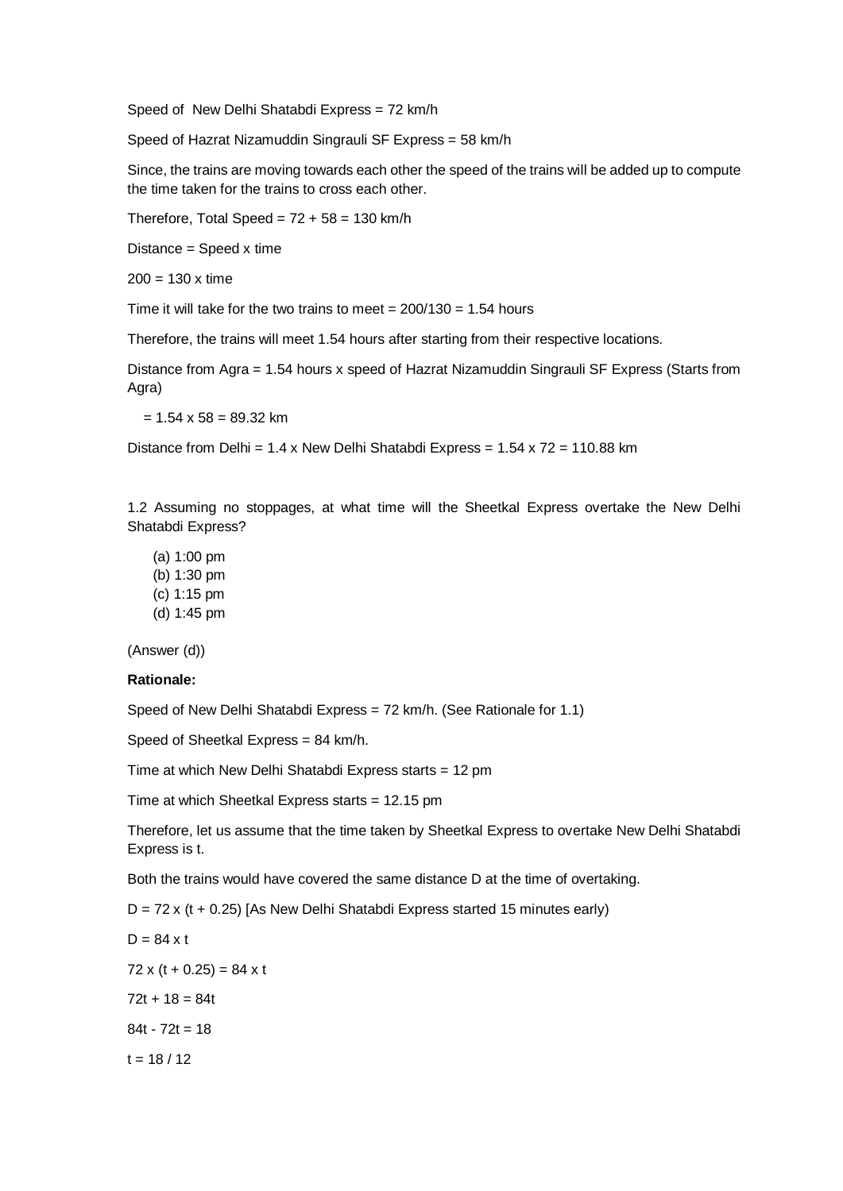Speed of  New Delhi Shatabdi Express = 72 km/h

Speed of Hazrat Nizamuddin Singrauli SF Express = 58 km/h

Since, the trains are moving towards each other the speed of the trains will be added up to compute the time taken for the trains to cross each other.

Therefore, Total Speed = 72 + 58 = 130 km/h

Distance = Speed x time

200 = 130 x time

Time it will take for the two trains to meet = 200/130 = 1.54 hours

Therefore, the trains will meet 1.54 hours after starting from their respective locations.

Distance from Agra = 1.54 hours x speed of Hazrat Nizamuddin Singrauli SF Express (Starts from Agra)

= 1.54 x 58 = 89.32 km

Distance from Delhi = 1.4 x New Delhi Shatabdi Express = 1.54 x 72 = 110.88 km

1.2 Assuming no stoppages, at what time will the Sheetkal Express overtake the New Delhi Shatabdi Express?

(a) 1:00 pm
(b) 1:30 pm
(c) 1:15 pm
(d) 1:45 pm

(Answer (d))

**Rationale:**

Speed of New Delhi Shatabdi Express = 72 km/h. (See Rationale for 1.1)

Speed of Sheetkal Express = 84 km/h.

Time at which New Delhi Shatabdi Express starts = 12 pm

Time at which Sheetkal Express starts = 12.15 pm

Therefore, let us assume that the time taken by Sheetkal Express to overtake New Delhi Shatabdi Express is t.

Both the trains would have covered the same distance D at the time of overtaking.

D = 72 x (t + 0.25) [As New Delhi Shatabdi Express started 15 minutes early)

D = 84 x t

72 x (t + 0.25) = 84 x t

72t + 18 = 84t

84t - 72t = 18

t = 18 / 12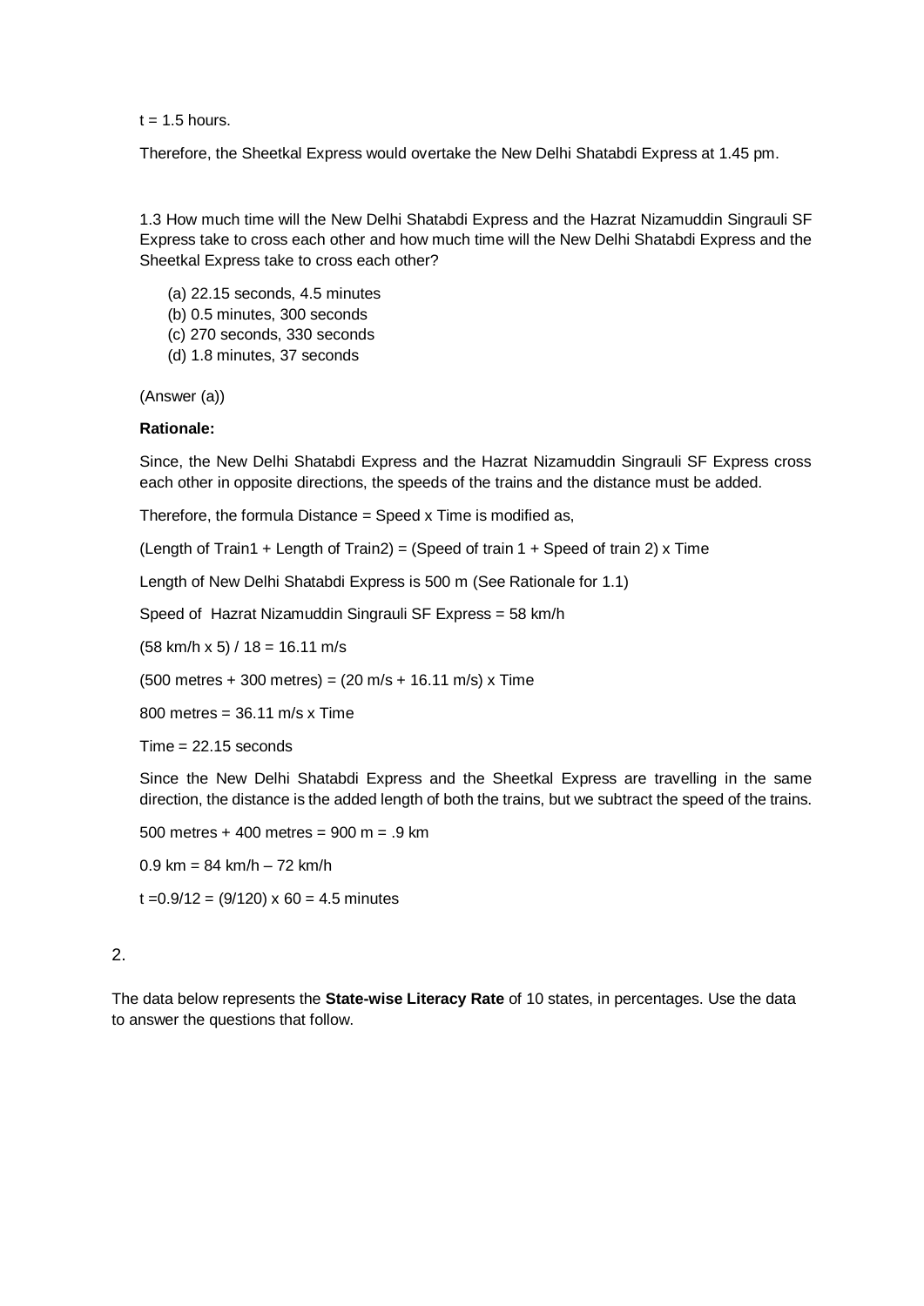t = 1.5 hours.

Therefore, the Sheetkal Express would overtake the New Delhi Shatabdi Express at 1.45 pm.

1.3 How much time will the New Delhi Shatabdi Express and the Hazrat Nizamuddin Singrauli SF Express take to cross each other and how much time will the New Delhi Shatabdi Express and the Sheetkal Express take to cross each other?

(a) 22.15 seconds, 4.5 minutes
(b) 0.5 minutes, 300 seconds
(c) 270 seconds, 330 seconds
(d) 1.8 minutes, 37 seconds

(Answer (a))

**Rationale:**

Since, the New Delhi Shatabdi Express and the Hazrat Nizamuddin Singrauli SF Express cross each other in opposite directions, the speeds of the trains and the distance must be added.

Therefore, the formula Distance = Speed x Time is modified as,

(Length of Train1 + Length of Train2) = (Speed of train 1 + Speed of train 2) x Time

Length of New Delhi Shatabdi Express is 500 m (See Rationale for 1.1)

Speed of Hazrat Nizamuddin Singrauli SF Express = 58 km/h

(58 km/h x 5) / 18 = 16.11 m/s

(500 metres + 300 metres) = (20 m/s + 16.11 m/s) x Time

800 metres = 36.11 m/s x Time

Time = 22.15 seconds

Since the New Delhi Shatabdi Express and the Sheetkal Express are travelling in the same direction, the distance is the added length of both the trains, but we subtract the speed of the trains.

500 metres + 400 metres = 900 m = .9 km

0.9 km = 84 km/h – 72 km/h

t =0.9/12 = (9/120) x 60 = 4.5 minutes

2.

The data below represents the **State-wise Literacy Rate** of 10 states, in percentages. Use the data to answer the questions that follow.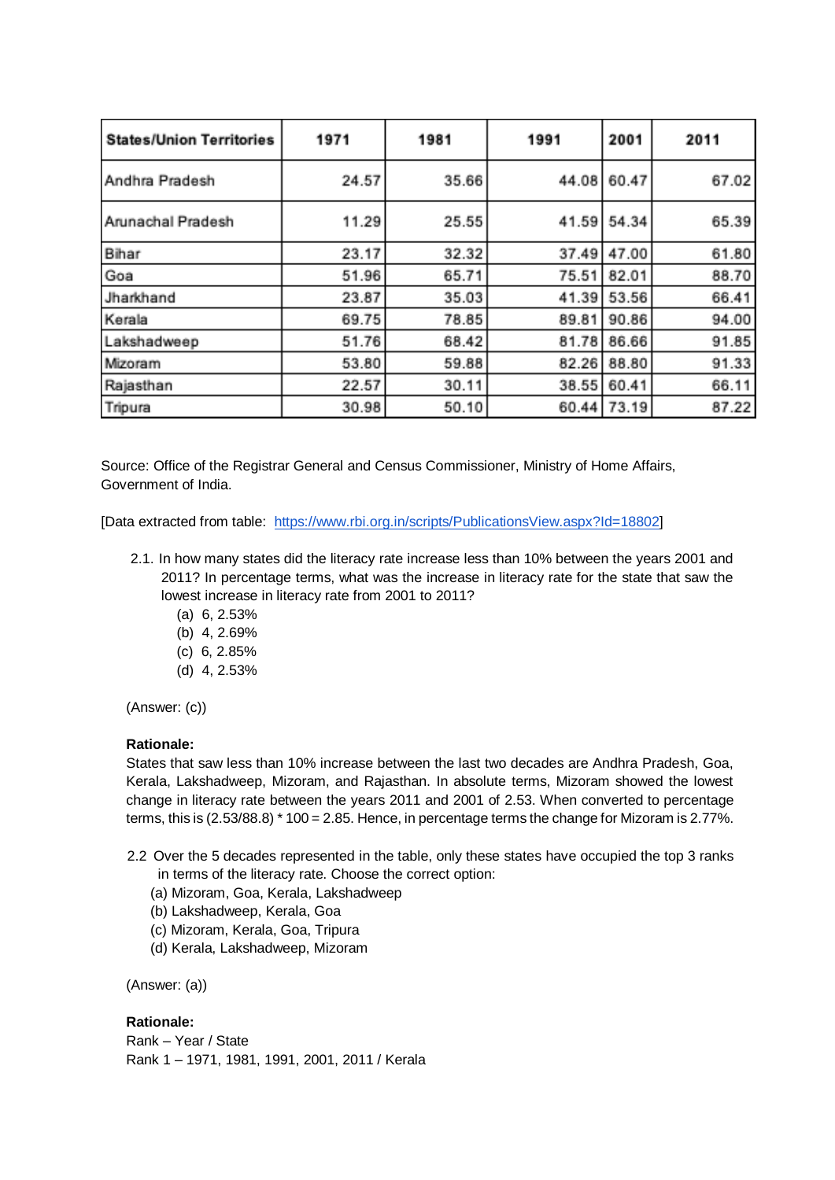| States/Union Territories | 1971 | 1981 | 1991 | 2001 | 2011 |
|---|---|---|---|---|---|
| Andhra Pradesh | 24.57 | 35.66 | 44.08 | 60.47 | 67.02 |
| Arunachal Pradesh | 11.29 | 25.55 | 41.59 | 54.34 | 65.39 |
| Bihar | 23.17 | 32.32 | 37.49 | 47.00 | 61.80 |
| Goa | 51.96 | 65.71 | 75.51 | 82.01 | 88.70 |
| Jharkhand | 23.87 | 35.03 | 41.39 | 53.56 | 66.41 |
| Kerala | 69.75 | 78.85 | 89.81 | 90.86 | 94.00 |
| Lakshadweep | 51.76 | 68.42 | 81.78 | 86.66 | 91.85 |
| Mizoram | 53.80 | 59.88 | 82.26 | 88.80 | 91.33 |
| Rajasthan | 22.57 | 30.11 | 38.55 | 60.41 | 66.11 |
| Tripura | 30.98 | 50.10 | 60.44 | 73.19 | 87.22 |

Source: Office of the Registrar General and Census Commissioner, Ministry of Home Affairs, Government of India.

[Data extracted from table: https://www.rbi.org.in/scripts/PublicationsView.aspx?Id=18802]

2.1. In how many states did the literacy rate increase less than 10% between the years 2001 and 2011? In percentage terms, what was the increase in literacy rate for the state that saw the lowest increase in literacy rate from 2001 to 2011?

(a) 6, 2.53%
(b) 4, 2.69%
(c) 6, 2.85%
(d) 4, 2.53%

(Answer: (c))

**Rationale:**
States that saw less than 10% increase between the last two decades are Andhra Pradesh, Goa, Kerala, Lakshadweep, Mizoram, and Rajasthan. In absolute terms, Mizoram showed the lowest change in literacy rate between the years 2011 and 2001 of 2.53. When converted to percentage terms, this is (2.53/88.8) * 100 = 2.85. Hence, in percentage terms the change for Mizoram is 2.77%.

2.2 Over the 5 decades represented in the table, only these states have occupied the top 3 ranks in terms of the literacy rate. Choose the correct option:

(a) Mizoram, Goa, Kerala, Lakshadweep
(b) Lakshadweep, Kerala, Goa
(c) Mizoram, Kerala, Goa, Tripura
(d) Kerala, Lakshadweep, Mizoram

(Answer: (a))

**Rationale:**
Rank – Year / State
Rank 1 – 1971, 1981, 1991, 2001, 2011 / Kerala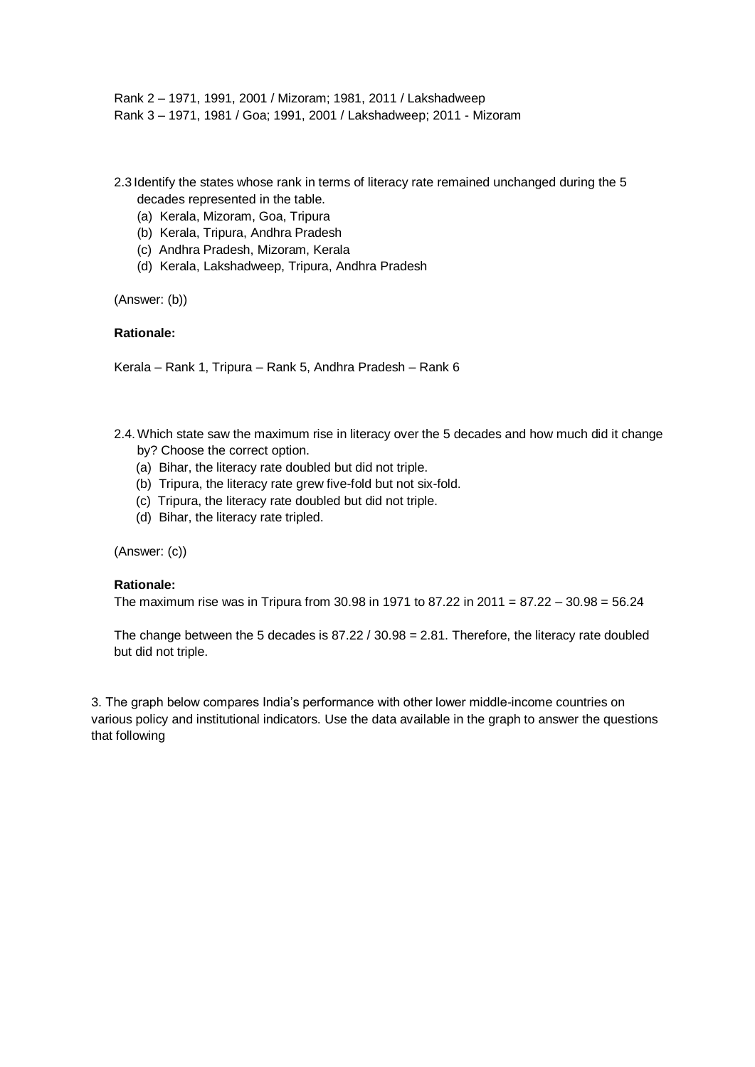Rank 2 – 1971, 1991, 2001 / Mizoram; 1981, 2011 / Lakshadweep
Rank 3 – 1971, 1981 / Goa; 1991, 2001 / Lakshadweep; 2011 - Mizoram

2.3 Identify the states whose rank in terms of literacy rate remained unchanged during the 5 decades represented in the table.

(a) Kerala, Mizoram, Goa, Tripura
(b) Kerala, Tripura, Andhra Pradesh
(c) Andhra Pradesh, Mizoram, Kerala
(d) Kerala, Lakshadweep, Tripura, Andhra Pradesh

(Answer: (b))

**Rationale:**

Kerala – Rank 1, Tripura – Rank 5, Andhra Pradesh – Rank 6

2.4. Which state saw the maximum rise in literacy over the 5 decades and how much did it change by? Choose the correct option.

(a) Bihar, the literacy rate doubled but did not triple.
(b) Tripura, the literacy rate grew five-fold but not six-fold.
(c) Tripura, the literacy rate doubled but did not triple.
(d) Bihar, the literacy rate tripled.

(Answer: (c))

**Rationale:**

The maximum rise was in Tripura from 30.98 in 1971 to 87.22 in 2011 = 87.22 – 30.98 = 56.24

The change between the 5 decades is 87.22 / 30.98 = 2.81. Therefore, the literacy rate doubled but did not triple.

3. The graph below compares India's performance with other lower middle-income countries on various policy and institutional indicators. Use the data available in the graph to answer the questions that following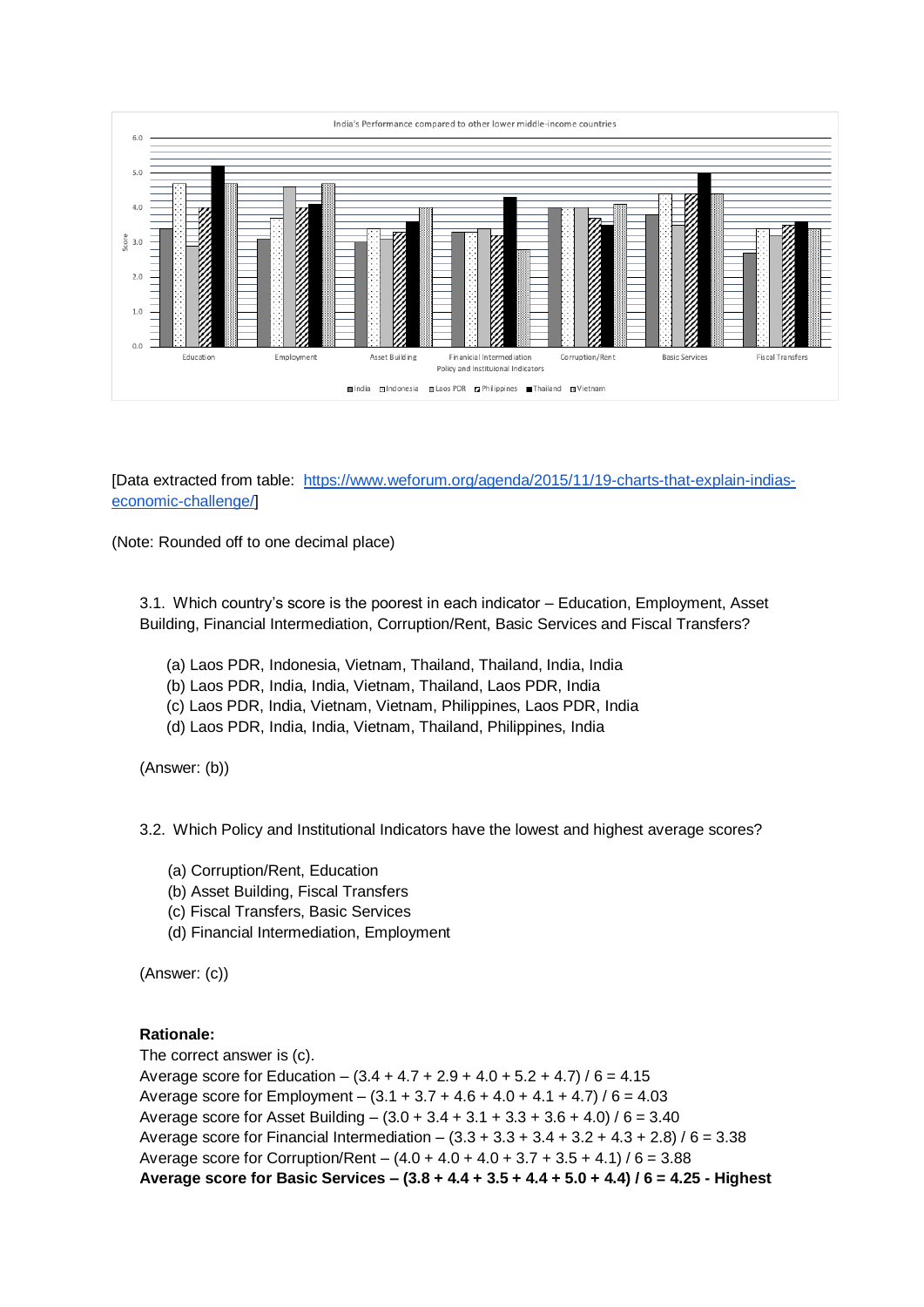India's Performance compared to other lower middle-income countries

Score (0.0–6.0) by Policy and Institutional Indicators: Education, Employment, Asset Building, Financial Intermediation, Corruption/Rent, Basic Services, Fiscal Transfers

Legend: India, Indonesia, Laos PDR, Philippines, Thailand, Vietnam

[Data extracted from table: https://www.weforum.org/agenda/2015/11/19-charts-that-explain-indias-economic-challenge/]

(Note: Rounded off to one decimal place)

3.1. Which country's score is the poorest in each indicator – Education, Employment, Asset Building, Financial Intermediation, Corruption/Rent, Basic Services and Fiscal Transfers?

(a) Laos PDR, Indonesia, Vietnam, Thailand, Thailand, India, India
(b) Laos PDR, India, India, Vietnam, Thailand, Laos PDR, India
(c) Laos PDR, India, Vietnam, Vietnam, Philippines, Laos PDR, India
(d) Laos PDR, India, India, Vietnam, Thailand, Philippines, India

(Answer: (b))

3.2. Which Policy and Institutional Indicators have the lowest and highest average scores?

(a) Corruption/Rent, Education
(b) Asset Building, Fiscal Transfers
(c) Fiscal Transfers, Basic Services
(d) Financial Intermediation, Employment

(Answer: (c))

**Rationale:**

The correct answer is (c).

Average score for Education – (3.4 + 4.7 + 2.9 + 4.0 + 5.2 + 4.7) / 6 = 4.15

Average score for Employment – (3.1 + 3.7 + 4.6 + 4.0 + 4.1 + 4.7) / 6 = 4.03

Average score for Asset Building – (3.0 + 3.4 + 3.1 + 3.3 + 3.6 + 4.0) / 6 = 3.40

Average score for Financial Intermediation – (3.3 + 3.3 + 3.4 + 3.2 + 4.3 + 2.8) / 6 = 3.38

Average score for Corruption/Rent – (4.0 + 4.0 + 4.0 + 3.7 + 3.5 + 4.1) / 6 = 3.88

**Average score for Basic Services – (3.8 + 4.4 + 3.5 + 4.4 + 5.0 + 4.4) / 6 = 4.25 - Highest**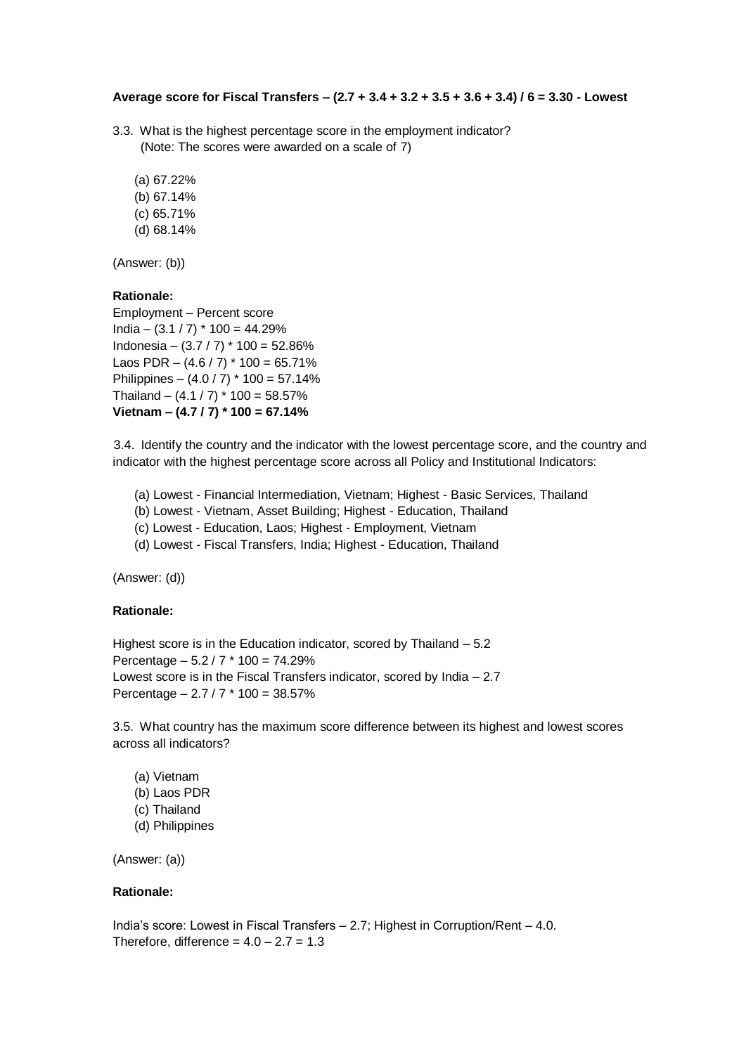**Average score for Fiscal Transfers – (2.7 + 3.4 + 3.2 + 3.5 + 3.6 + 3.4) / 6 = 3.30 - Lowest**

3.3. What is the highest percentage score in the employment indicator?
(Note: The scores were awarded on a scale of 7)

(a) 67.22%
(b) 67.14%
(c) 65.71%
(d) 68.14%

(Answer: (b))

**Rationale:**

Employment – Percent score
India – (3.1 / 7) * 100 = 44.29%
Indonesia – (3.7 / 7) * 100 = 52.86%
Laos PDR – (4.6 / 7) * 100 = 65.71%
Philippines – (4.0 / 7) * 100 = 57.14%
Thailand – (4.1 / 7) * 100 = 58.57%
**Vietnam – (4.7 / 7) * 100 = 67.14%**

3.4. Identify the country and the indicator with the lowest percentage score, and the country and indicator with the highest percentage score across all Policy and Institutional Indicators:

(a) Lowest - Financial Intermediation, Vietnam; Highest - Basic Services, Thailand
(b) Lowest - Vietnam, Asset Building; Highest - Education, Thailand
(c) Lowest - Education, Laos; Highest - Employment, Vietnam
(d) Lowest - Fiscal Transfers, India; Highest - Education, Thailand

(Answer: (d))

**Rationale:**

Highest score is in the Education indicator, scored by Thailand – 5.2
Percentage – 5.2 / 7 * 100 = 74.29%
Lowest score is in the Fiscal Transfers indicator, scored by India – 2.7
Percentage – 2.7 / 7 * 100 = 38.57%

3.5. What country has the maximum score difference between its highest and lowest scores across all indicators?

(a) Vietnam
(b) Laos PDR
(c) Thailand
(d) Philippines

(Answer: (a))

**Rationale:**

India's score: Lowest in Fiscal Transfers – 2.7; Highest in Corruption/Rent – 4.0.
Therefore, difference = 4.0 – 2.7 = 1.3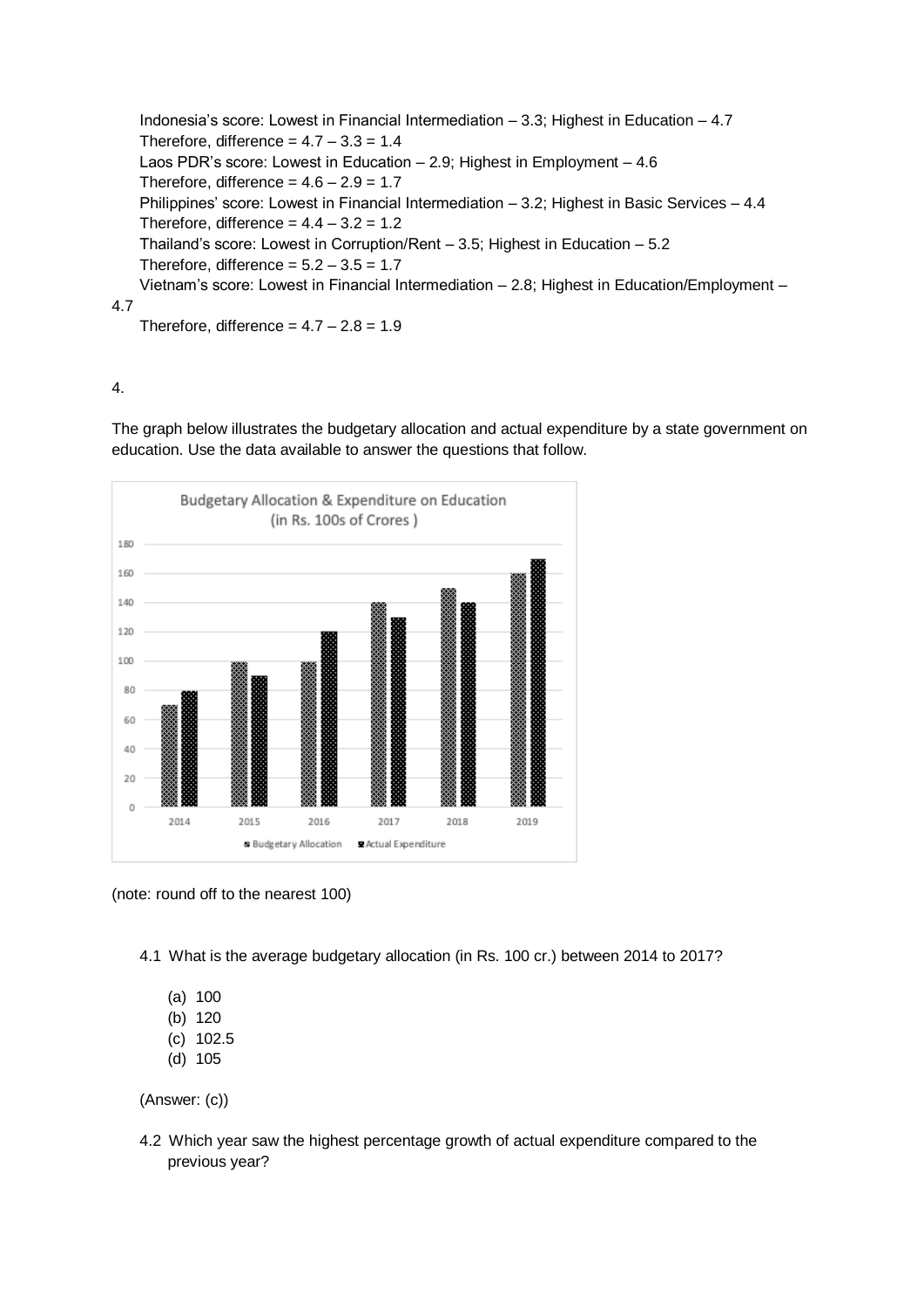Indonesia's score: Lowest in Financial Intermediation – 3.3; Highest in Education – 4.7
Therefore, difference = 4.7 – 3.3 = 1.4
Laos PDR's score: Lowest in Education – 2.9; Highest in Employment – 4.6
Therefore, difference = 4.6 – 2.9 = 1.7
Philippines' score: Lowest in Financial Intermediation – 3.2; Highest in Basic Services – 4.4
Therefore, difference = 4.4 – 3.2 = 1.2
Thailand's score: Lowest in Corruption/Rent – 3.5; Highest in Education – 5.2
Therefore, difference = 5.2 – 3.5 = 1.7
Vietnam's score: Lowest in Financial Intermediation – 2.8; Highest in Education/Employment – 4.7
Therefore, difference = 4.7 – 2.8 = 1.9

4.

The graph below illustrates the budgetary allocation and actual expenditure by a state government on education. Use the data available to answer the questions that follow.

Budgetary Allocation & Expenditure on Education (in Rs. 100s of Crores)

| Year | Budgetary Allocation | Actual Expenditure |
|---|---|---|
| 2014 | 70 | 80 |
| 2015 | 100 | 90 |
| 2016 | 100 | 120 |
| 2017 | 140 | 130 |
| 2018 | 150 | 140 |
| 2019 | 160 | 170 |

(note: round off to the nearest 100)

4.1 What is the average budgetary allocation (in Rs. 100 cr.) between 2014 to 2017?

(a) 100
(b) 120
(c) 102.5
(d) 105

(Answer: (c))

4.2 Which year saw the highest percentage growth of actual expenditure compared to the previous year?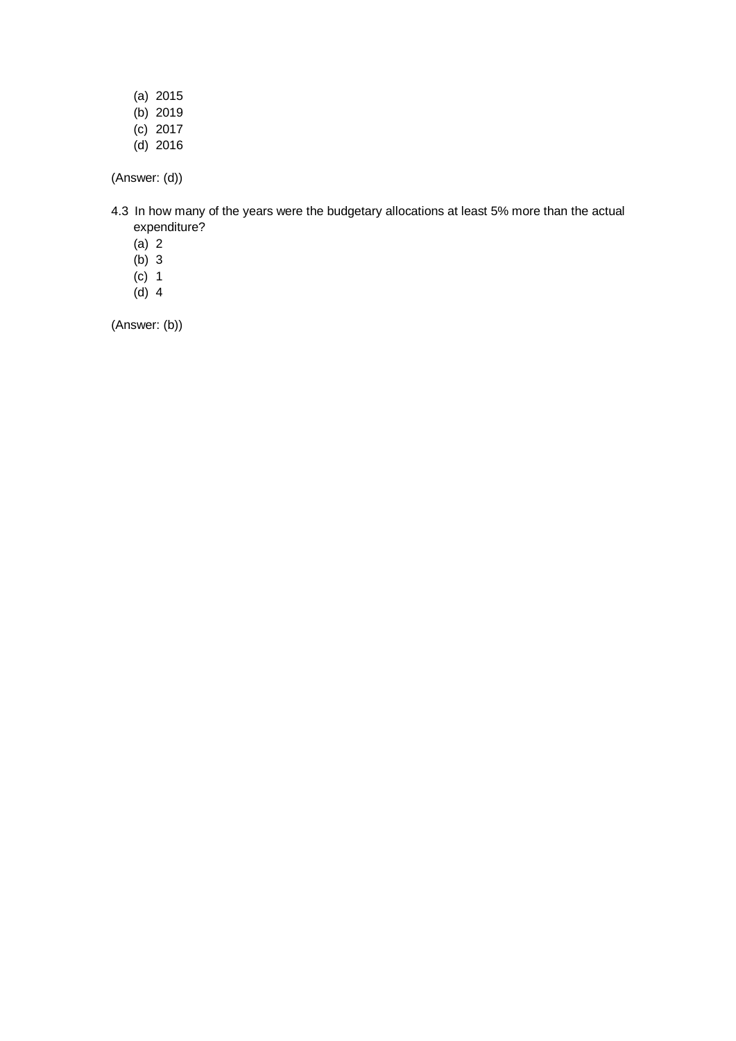(a) 2015
(b) 2019
(c) 2017
(d) 2016

(Answer: (d))

4.3 In how many of the years were the budgetary allocations at least 5% more than the actual expenditure?

(a) 2
(b) 3
(c) 1
(d) 4

(Answer: (b))